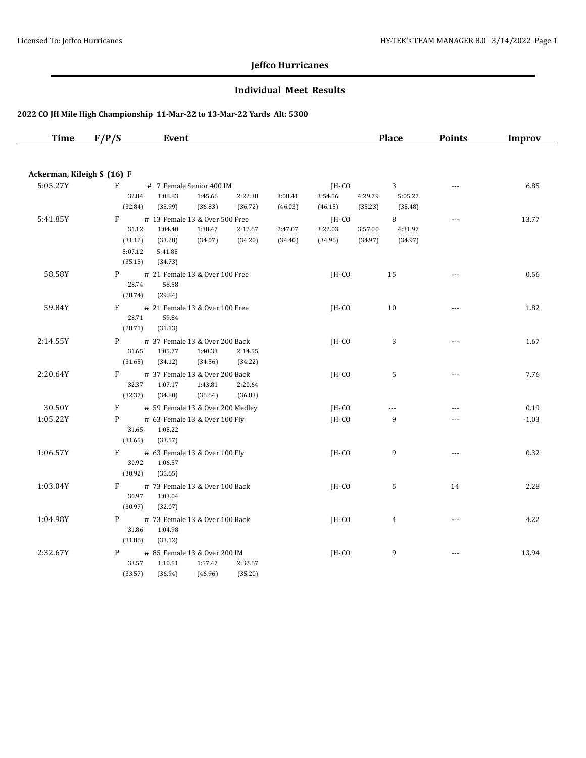# Jeffco Hurricanes

## Individual Meet Results

### 2022 CO JH Mile High Championship 11-Mar-22 to 13-Mar-22 Yards Alt: 5300

| Time | F/P/S | Event | | Place | Points | Improv |
|---|---|---|---|---|---|---|

**Ackerman, Kileigh S (16) F**

| Time | F/P/S | Event | Team | Place | Points | Improv |
|---|---|---|---|---|---|---|
| 5:05.27Y | F | # 7 Female Senior 400 IM | JH-CO | 3 | --- | 6.85 |
| | | 32.84 (32.84), 1:08.83 (35.99), 1:45.66 (36.83), 2:22.38 (36.72), 3:08.41 (46.03), 3:54.56 (46.15), 4:29.79 (35.23), 5:05.27 (35.48) | | | | |
| 5:41.85Y | F | # 13 Female 13 & Over 500 Free | JH-CO | 8 | --- | 13.77 |
| | | 31.12 (31.12), 1:04.40 (33.28), 1:38.47 (34.07), 2:12.67 (34.20), 2:47.07 (34.40), 3:22.03 (34.96), 3:57.00 (34.97), 4:31.97 (34.97), 5:07.12 (35.15), 5:41.85 (34.73) | | | | |
| 58.58Y | P | # 21 Female 13 & Over 100 Free | JH-CO | 15 | --- | 0.56 |
| | | 28.74 (28.74), 58.58 (29.84) | | | | |
| 59.84Y | F | # 21 Female 13 & Over 100 Free | JH-CO | 10 | --- | 1.82 |
| | | 28.71 (28.71), 59.84 (31.13) | | | | |
| 2:14.55Y | P | # 37 Female 13 & Over 200 Back | JH-CO | 3 | --- | 1.67 |
| | | 31.65 (31.65), 1:05.77 (34.12), 1:40.33 (34.56), 2:14.55 (34.22) | | | | |
| 2:20.64Y | F | # 37 Female 13 & Over 200 Back | JH-CO | 5 | --- | 7.76 |
| | | 32.37 (32.37), 1:07.17 (34.80), 1:43.81 (36.64), 2:20.64 (36.83) | | | | |
| 30.50Y | F | # 59 Female 13 & Over 200 Medley | JH-CO | --- | --- | 0.19 |
| 1:05.22Y | P | # 63 Female 13 & Over 100 Fly | JH-CO | 9 | --- | -1.03 |
| | | 31.65 (31.65), 1:05.22 (33.57) | | | | |
| 1:06.57Y | F | # 63 Female 13 & Over 100 Fly | JH-CO | 9 | --- | 0.32 |
| | | 30.92 (30.92), 1:06.57 (35.65) | | | | |
| 1:03.04Y | F | # 73 Female 13 & Over 100 Back | JH-CO | 5 | 14 | 2.28 |
| | | 30.97 (30.97), 1:03.04 (32.07) | | | | |
| 1:04.98Y | P | # 73 Female 13 & Over 100 Back | JH-CO | 4 | --- | 4.22 |
| | | 31.86 (31.86), 1:04.98 (33.12) | | | | |
| 2:32.67Y | P | # 85 Female 13 & Over 200 IM | JH-CO | 9 | --- | 13.94 |
| | | 33.57 (33.57), 1:10.51 (36.94), 1:57.47 (46.96), 2:32.67 (35.20) | | | | |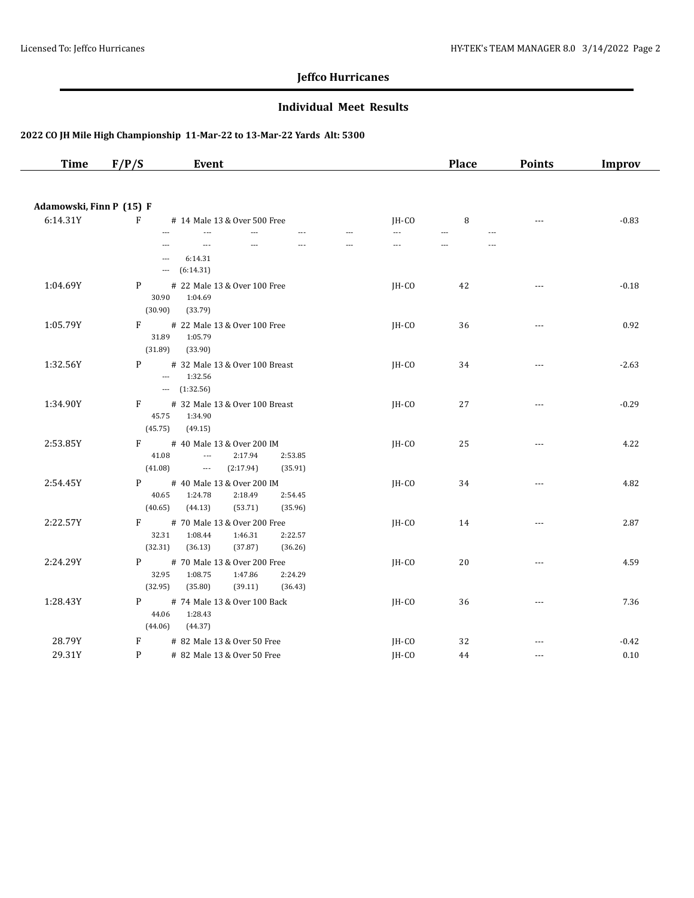# Jeffco Hurricanes

## Individual Meet Results

### 2022 CO JH Mile High Championship 11-Mar-22 to 13-Mar-22 Yards Alt: 5300

| Time | F/P/S | Event | | Place | Points | Improv |
|---|---|---|---|---|---|---|

**Adamowski, Finn P (15) F**

| Time | F/P/S | Event | | Place | Points | Improv |
|---|---|---|---|---|---|---|
| 6:14.31Y | F | # 14 Male 13 & Over 500 Free | JH-CO | 8 | --- | -0.83 |
| | | --- --- --- --- --- --- --- --- | | | | |
| | | --- --- --- --- --- --- --- --- | | | | |
| | | --- 6:14.31 | | | | |
| | | --- (6:14.31) | | | | |
| 1:04.69Y | P | # 22 Male 13 & Over 100 Free | JH-CO | 42 | --- | -0.18 |
| | | 30.90 1:04.69 | | | | |
| | | (30.90) (33.79) | | | | |
| 1:05.79Y | F | # 22 Male 13 & Over 100 Free | JH-CO | 36 | --- | 0.92 |
| | | 31.89 1:05.79 | | | | |
| | | (31.89) (33.90) | | | | |
| 1:32.56Y | P | # 32 Male 13 & Over 100 Breast | JH-CO | 34 | --- | -2.63 |
| | | --- 1:32.56 | | | | |
| | | --- (1:32.56) | | | | |
| 1:34.90Y | F | # 32 Male 13 & Over 100 Breast | JH-CO | 27 | --- | -0.29 |
| | | 45.75 1:34.90 | | | | |
| | | (45.75) (49.15) | | | | |
| 2:53.85Y | F | # 40 Male 13 & Over 200 IM | JH-CO | 25 | --- | 4.22 |
| | | 41.08 --- 2:17.94 2:53.85 | | | | |
| | | (41.08) --- (2:17.94) (35.91) | | | | |
| 2:54.45Y | P | # 40 Male 13 & Over 200 IM | JH-CO | 34 | --- | 4.82 |
| | | 40.65 1:24.78 2:18.49 2:54.45 | | | | |
| | | (40.65) (44.13) (53.71) (35.96) | | | | |
| 2:22.57Y | F | # 70 Male 13 & Over 200 Free | JH-CO | 14 | --- | 2.87 |
| | | 32.31 1:08.44 1:46.31 2:22.57 | | | | |
| | | (32.31) (36.13) (37.87) (36.26) | | | | |
| 2:24.29Y | P | # 70 Male 13 & Over 200 Free | JH-CO | 20 | --- | 4.59 |
| | | 32.95 1:08.75 1:47.86 2:24.29 | | | | |
| | | (32.95) (35.80) (39.11) (36.43) | | | | |
| 1:28.43Y | P | # 74 Male 13 & Over 100 Back | JH-CO | 36 | --- | 7.36 |
| | | 44.06 1:28.43 | | | | |
| | | (44.06) (44.37) | | | | |
| 28.79Y | F | # 82 Male 13 & Over 50 Free | JH-CO | 32 | --- | -0.42 |
| 29.31Y | P | # 82 Male 13 & Over 50 Free | JH-CO | 44 | --- | 0.10 |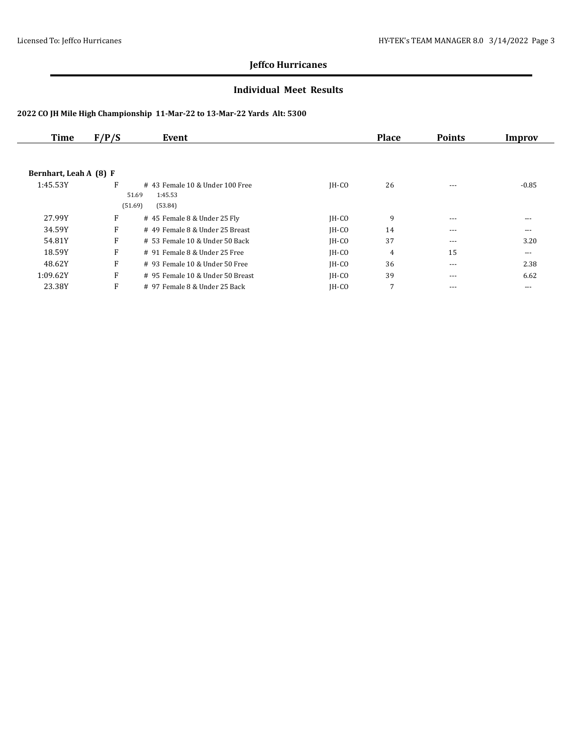## Jeffco Hurricanes

### Individual Meet Results

**2022 CO JH Mile High Championship 11-Mar-22 to 13-Mar-22 Yards Alt: 5300**

| Time | F/P/S | Event | | Place | Points | Improv |
|---|---|---|---|---|---|---|
| **Bernhart, Leah A (8) F** | | | | | | |
| 1:45.53Y | F | # 43 Female 10 & Under 100 Free | JH-CO | 26 | --- | -0.85 |
| | | 51.69 1:45.53 | | | | |
| | | (51.69) (53.84) | | | | |
| 27.99Y | F | # 45 Female 8 & Under 25 Fly | JH-CO | 9 | --- | --- |
| 34.59Y | F | # 49 Female 8 & Under 25 Breast | JH-CO | 14 | --- | --- |
| 54.81Y | F | # 53 Female 10 & Under 50 Back | JH-CO | 37 | --- | 3.20 |
| 18.59Y | F | # 91 Female 8 & Under 25 Free | JH-CO | 4 | 15 | --- |
| 48.62Y | F | # 93 Female 10 & Under 50 Free | JH-CO | 36 | --- | 2.38 |
| 1:09.62Y | F | # 95 Female 10 & Under 50 Breast | JH-CO | 39 | --- | 6.62 |
| 23.38Y | F | # 97 Female 8 & Under 25 Back | JH-CO | 7 | --- | --- |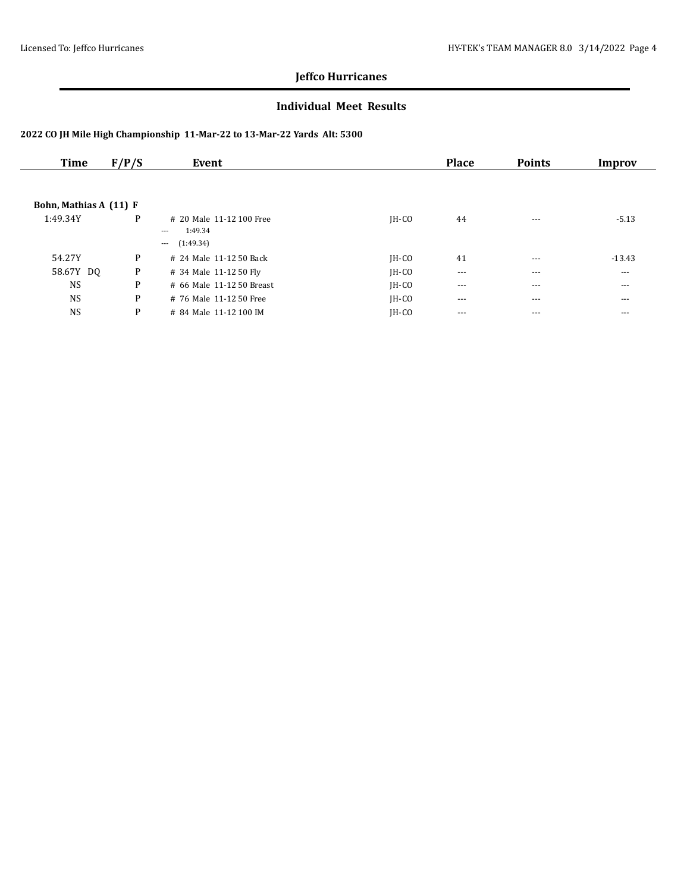**Jeffco Hurricanes**

**Individual Meet Results**

**2022 CO JH Mile High Championship 11-Mar-22 to 13-Mar-22 Yards Alt: 5300**

| Time | F/P/S | Event | | Place | Points | Improv |
|---|---|---|---|---|---|---|
| **Bohn, Mathias A (11) F** | | | | | | |
| 1:49.34Y | P | # 20 Male 11-12 100 Free<br>--- 1:49.34<br>--- (1:49.34) | JH-CO | 44 | --- | -5.13 |
| 54.27Y | P | # 24 Male 11-12 50 Back | JH-CO | 41 | --- | -13.43 |
| 58.67Y DQ | P | # 34 Male 11-12 50 Fly | JH-CO | --- | --- | --- |
| NS | P | # 66 Male 11-12 50 Breast | JH-CO | --- | --- | --- |
| NS | P | # 76 Male 11-12 50 Free | JH-CO | --- | --- | --- |
| NS | P | # 84 Male 11-12 100 IM | JH-CO | --- | --- | --- |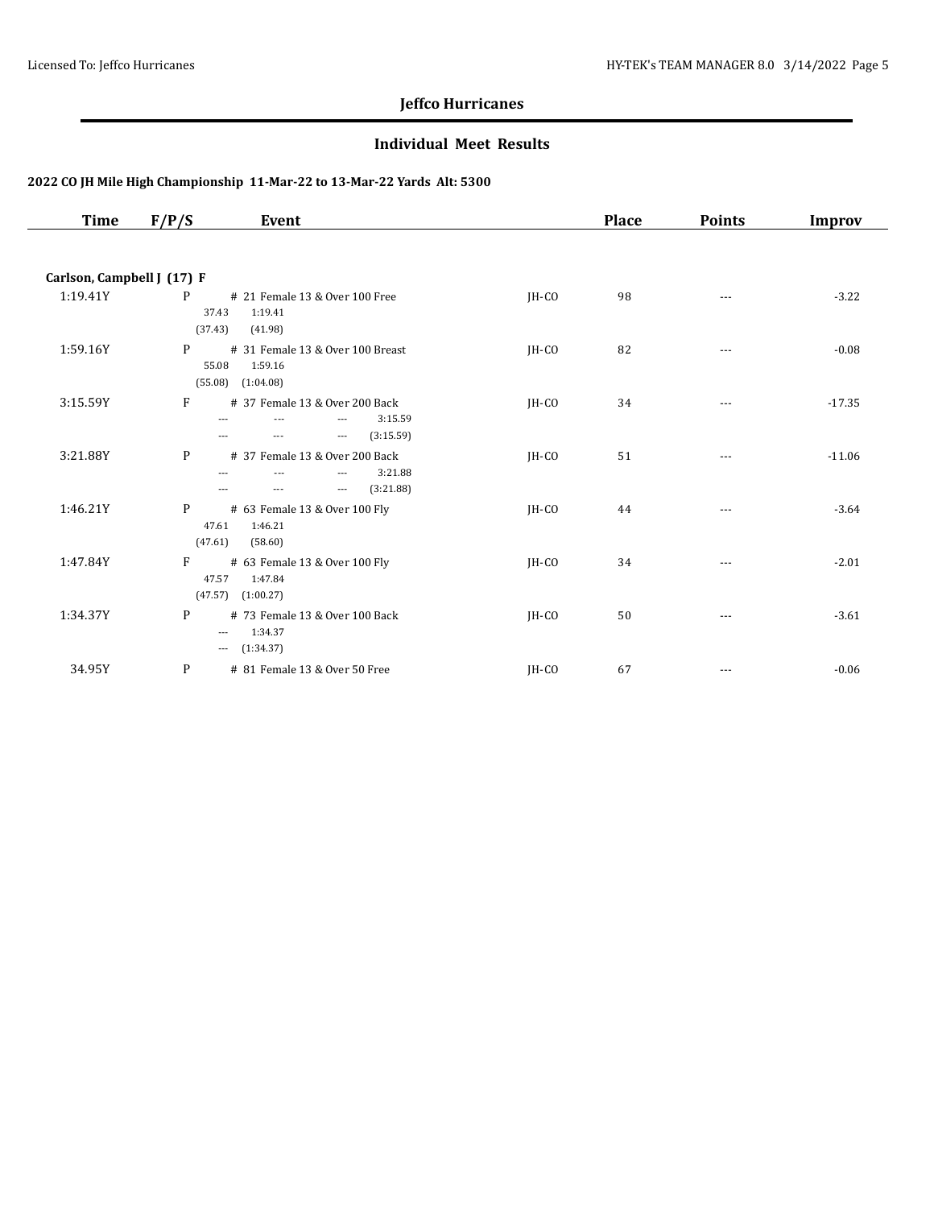## Jeffco Hurricanes

### Individual Meet Results

**2022 CO JH Mile High Championship 11-Mar-22 to 13-Mar-22 Yards Alt: 5300**

| Time | F/P/S | Event | | Place | Points | Improv |
|---|---|---|---|---|---|---|
| **Carlson, Campbell J (17) F** | | | | | | |
| 1:19.41Y | P | # 21 Female 13 & Over 100 Free<br>37.43 1:19.41<br>(37.43) (41.98) | JH-CO | 98 | --- | -3.22 |
| 1:59.16Y | P | # 31 Female 13 & Over 100 Breast<br>55.08 1:59.16<br>(55.08) (1:04.08) | JH-CO | 82 | --- | -0.08 |
| 3:15.59Y | F | # 37 Female 13 & Over 200 Back<br>--- --- --- 3:15.59<br>--- --- --- (3:15.59) | JH-CO | 34 | --- | -17.35 |
| 3:21.88Y | P | # 37 Female 13 & Over 200 Back<br>--- --- --- 3:21.88<br>--- --- --- (3:21.88) | JH-CO | 51 | --- | -11.06 |
| 1:46.21Y | P | # 63 Female 13 & Over 100 Fly<br>47.61 1:46.21<br>(47.61) (58.60) | JH-CO | 44 | --- | -3.64 |
| 1:47.84Y | F | # 63 Female 13 & Over 100 Fly<br>47.57 1:47.84<br>(47.57) (1:00.27) | JH-CO | 34 | --- | -2.01 |
| 1:34.37Y | P | # 73 Female 13 & Over 100 Back<br>--- 1:34.37<br>--- (1:34.37) | JH-CO | 50 | --- | -3.61 |
| 34.95Y | P | # 81 Female 13 & Over 50 Free | JH-CO | 67 | --- | -0.06 |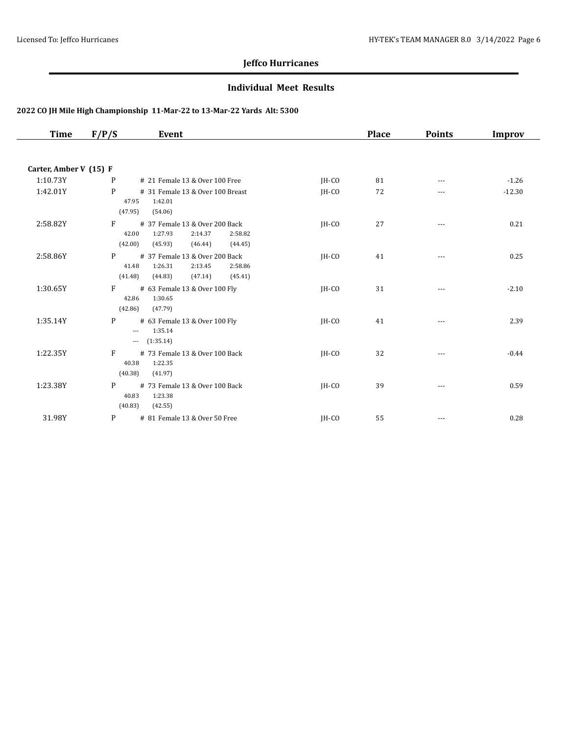## Jeffco Hurricanes

### Individual Meet Results

**2022 CO JH Mile High Championship 11-Mar-22 to 13-Mar-22 Yards Alt: 5300**

| Time | F/P/S | Event | | Place | Points | Improv |
|---|---|---|---|---|---|---|
| **Carter, Amber V (15) F** | | | | | | |
| 1:10.73Y | P | # 21 Female 13 & Over 100 Free | JH-CO | 81 | --- | -1.26 |
| 1:42.01Y | P | # 31 Female 13 & Over 100 Breast<br>47.95 1:42.01<br>(47.95) (54.06) | JH-CO | 72 | --- | -12.30 |
| 2:58.82Y | F | # 37 Female 13 & Over 200 Back<br>42.00 1:27.93 2:14.37 2:58.82<br>(42.00) (45.93) (46.44) (44.45) | JH-CO | 27 | --- | 0.21 |
| 2:58.86Y | P | # 37 Female 13 & Over 200 Back<br>41.48 1:26.31 2:13.45 2:58.86<br>(41.48) (44.83) (47.14) (45.41) | JH-CO | 41 | --- | 0.25 |
| 1:30.65Y | F | # 63 Female 13 & Over 100 Fly<br>42.86 1:30.65<br>(42.86) (47.79) | JH-CO | 31 | --- | -2.10 |
| 1:35.14Y | P | # 63 Female 13 & Over 100 Fly<br>--- 1:35.14<br>--- (1:35.14) | JH-CO | 41 | --- | 2.39 |
| 1:22.35Y | F | # 73 Female 13 & Over 100 Back<br>40.38 1:22.35<br>(40.38) (41.97) | JH-CO | 32 | --- | -0.44 |
| 1:23.38Y | P | # 73 Female 13 & Over 100 Back<br>40.83 1:23.38<br>(40.83) (42.55) | JH-CO | 39 | --- | 0.59 |
| 31.98Y | P | # 81 Female 13 & Over 50 Free | JH-CO | 55 | --- | 0.28 |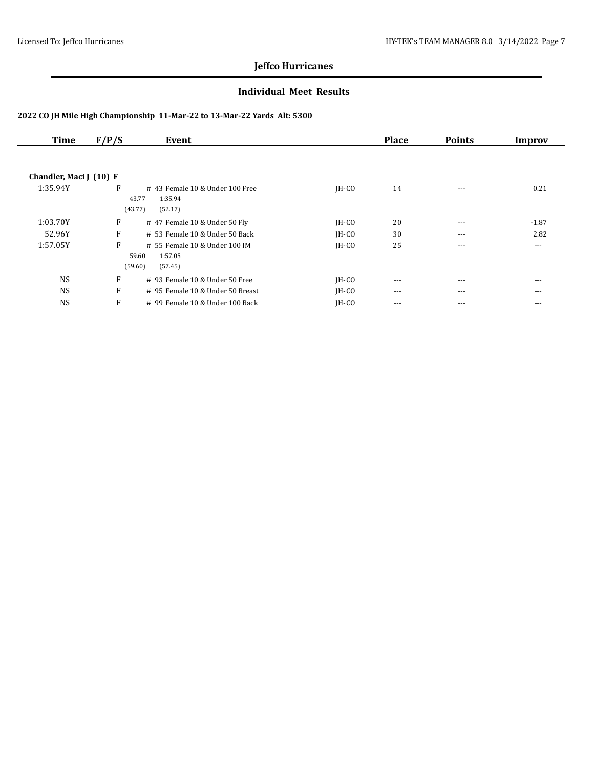## Jeffco Hurricanes

### Individual Meet Results

**2022 CO JH Mile High Championship 11-Mar-22 to 13-Mar-22 Yards Alt: 5300**

| Time | F/P/S | Event | | Place | Points | Improv |
|---|---|---|---|---|---|---|
| **Chandler, Maci J (10) F** | | | | | | |
| 1:35.94Y | F | # 43 Female 10 & Under 100 Free<br>43.77 1:35.94<br>(43.77) (52.17) | JH-CO | 14 | --- | 0.21 |
| 1:03.70Y | F | # 47 Female 10 & Under 50 Fly | JH-CO | 20 | --- | -1.87 |
| 52.96Y | F | # 53 Female 10 & Under 50 Back | JH-CO | 30 | --- | 2.82 |
| 1:57.05Y | F | # 55 Female 10 & Under 100 IM<br>59.60 1:57.05<br>(59.60) (57.45) | JH-CO | 25 | --- | --- |
| NS | F | # 93 Female 10 & Under 50 Free | JH-CO | --- | --- | --- |
| NS | F | # 95 Female 10 & Under 50 Breast | JH-CO | --- | --- | --- |
| NS | F | # 99 Female 10 & Under 100 Back | JH-CO | --- | --- | --- |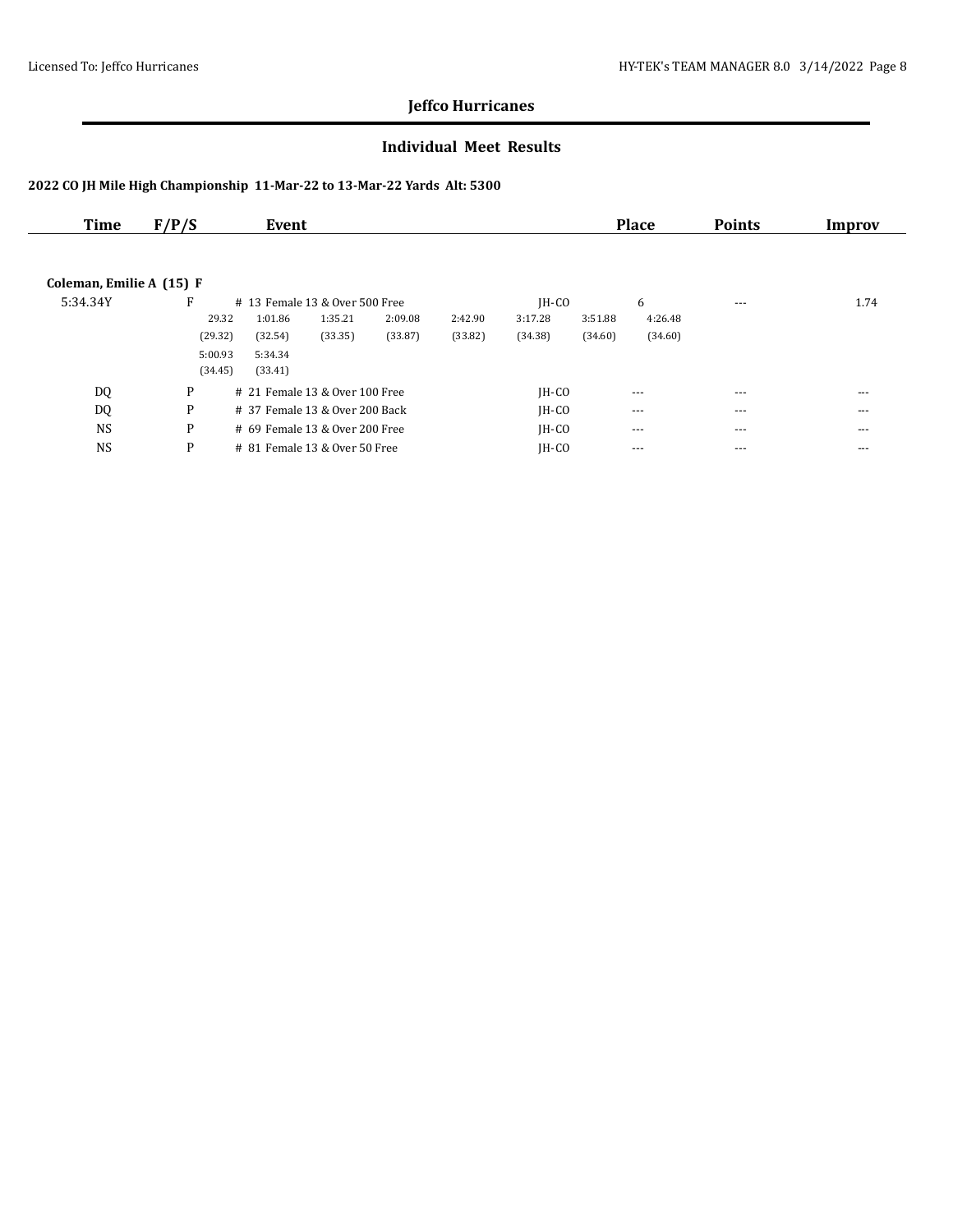## Jeffco Hurricanes

### Individual Meet Results

**2022 CO JH Mile High Championship 11-Mar-22 to 13-Mar-22 Yards Alt: 5300**

| Time | F/P/S | Event | | Place | Points | Improv |
|---|---|---|---|---|---|---|
| **Coleman, Emilie A (15) F** | | | | | | |
| 5:34.34Y | F | # 13 Female 13 & Over 500 Free | JH-CO | 6 | --- | 1.74 |
| | | 29.32 (29.32), 1:01.86 (32.54), 1:35.21 (33.35), 2:09.08 (33.87), 2:42.90 (33.82), 3:17.28 (34.38), 3:51.88 (34.60), 4:26.48 (34.60), 5:00.93 (34.45), 5:34.34 (33.41) | | | | |
| DQ | P | # 21 Female 13 & Over 100 Free | JH-CO | --- | --- | --- |
| DQ | P | # 37 Female 13 & Over 200 Back | JH-CO | --- | --- | --- |
| NS | P | # 69 Female 13 & Over 200 Free | JH-CO | --- | --- | --- |
| NS | P | # 81 Female 13 & Over 50 Free | JH-CO | --- | --- | --- |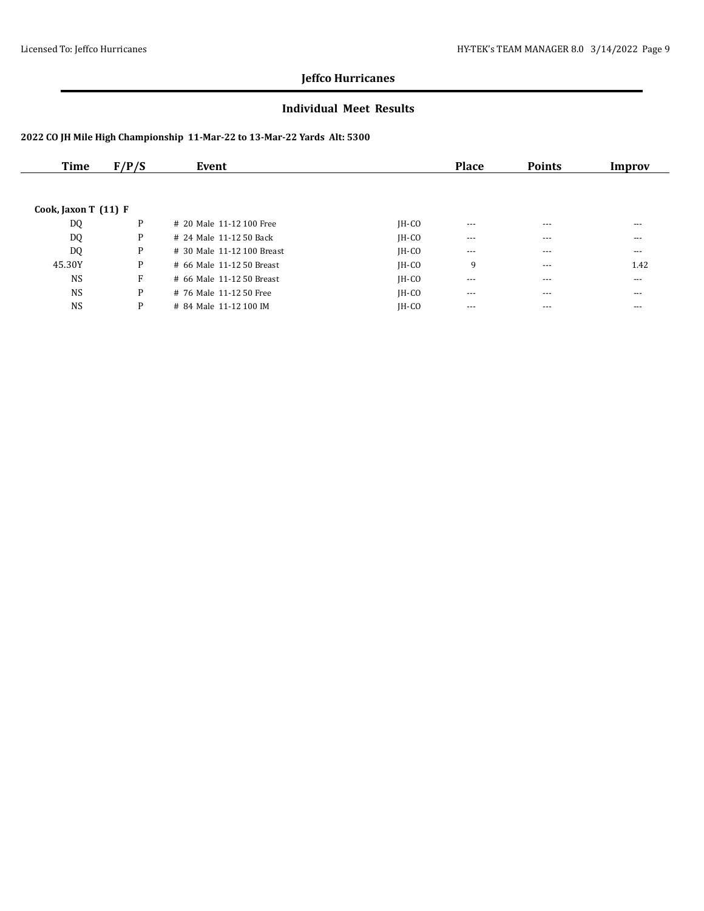# Jeffco Hurricanes

## Individual Meet Results

### 2022 CO JH Mile High Championship 11-Mar-22 to 13-Mar-22 Yards Alt: 5300

| Time | F/P/S | Event | | Place | Points | Improv |
|---|---|---|---|---|---|---|
| **Cook, Jaxon T (11) F** | | | | | | |
| DQ | P | # 20 Male 11-12 100 Free | JH-CO | --- | --- | --- |
| DQ | P | # 24 Male 11-12 50 Back | JH-CO | --- | --- | --- |
| DQ | P | # 30 Male 11-12 100 Breast | JH-CO | --- | --- | --- |
| 45.30Y | P | # 66 Male 11-12 50 Breast | JH-CO | 9 | --- | 1.42 |
| NS | F | # 66 Male 11-12 50 Breast | JH-CO | --- | --- | --- |
| NS | P | # 76 Male 11-12 50 Free | JH-CO | --- | --- | --- |
| NS | P | # 84 Male 11-12 100 IM | JH-CO | --- | --- | --- |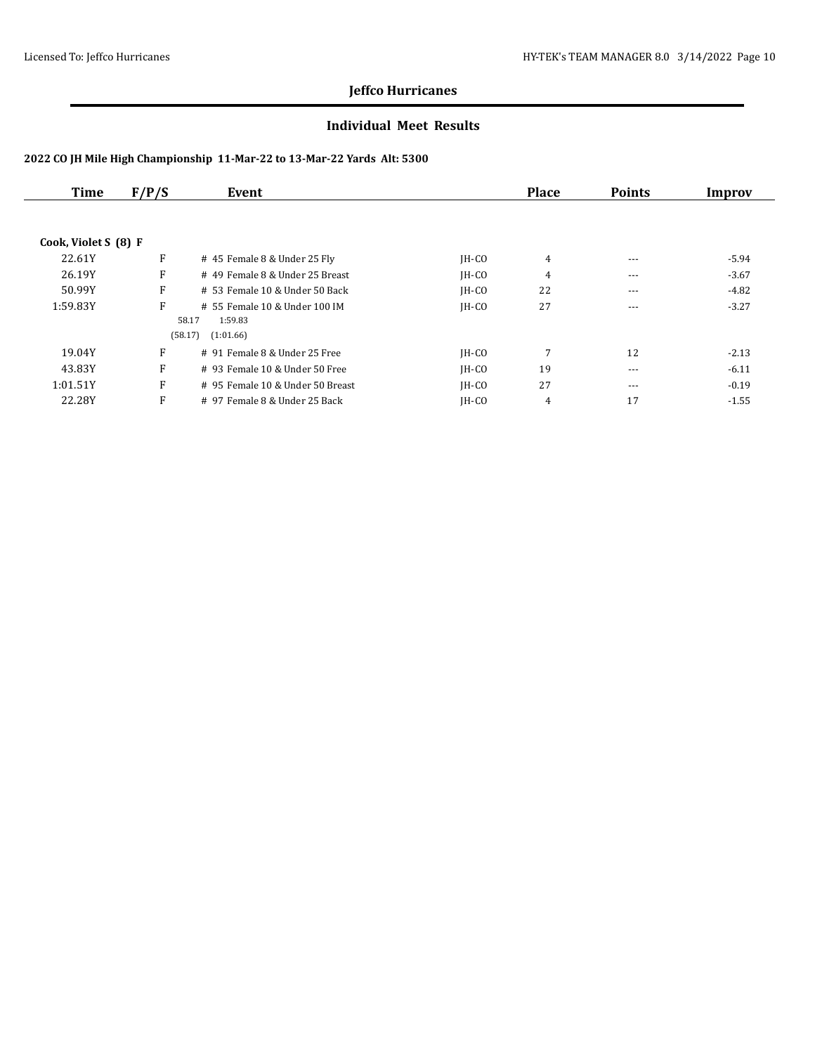## Jeffco Hurricanes

### Individual Meet Results

**2022 CO JH Mile High Championship 11-Mar-22 to 13-Mar-22 Yards Alt: 5300**

| Time | F/P/S | Event | | Place | Points | Improv |
|---|---|---|---|---|---|---|
| **Cook, Violet S (8) F** | | | | | | |
| 22.61Y | F | # 45 Female 8 & Under 25 Fly | JH-CO | 4 | --- | -5.94 |
| 26.19Y | F | # 49 Female 8 & Under 25 Breast | JH-CO | 4 | --- | -3.67 |
| 50.99Y | F | # 53 Female 10 & Under 50 Back | JH-CO | 22 | --- | -4.82 |
| 1:59.83Y | F | # 55 Female 10 & Under 100 IM<br>58.17 1:59.83<br>(58.17) (1:01.66) | JH-CO | 27 | --- | -3.27 |
| 19.04Y | F | # 91 Female 8 & Under 25 Free | JH-CO | 7 | 12 | -2.13 |
| 43.83Y | F | # 93 Female 10 & Under 50 Free | JH-CO | 19 | --- | -6.11 |
| 1:01.51Y | F | # 95 Female 10 & Under 50 Breast | JH-CO | 27 | --- | -0.19 |
| 22.28Y | F | # 97 Female 8 & Under 25 Back | JH-CO | 4 | 17 | -1.55 |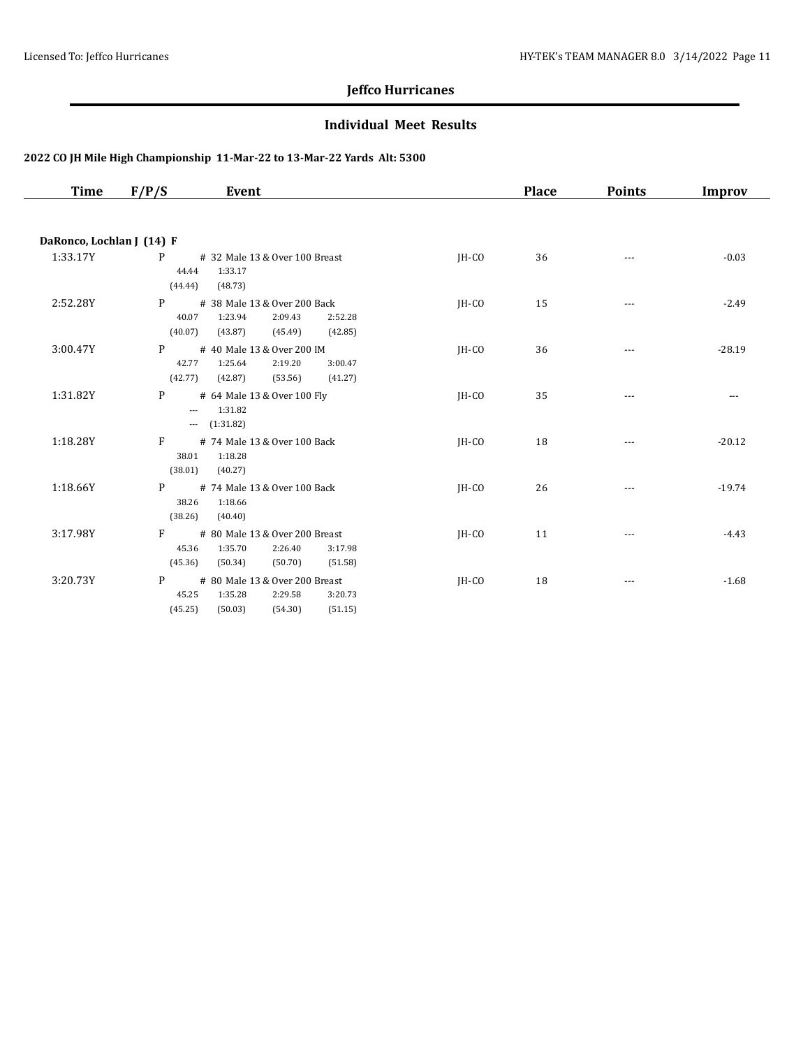## Jeffco Hurricanes

### Individual Meet Results

**2022 CO JH Mile High Championship 11-Mar-22 to 13-Mar-22 Yards Alt: 5300**

| Time | F/P/S | Event | | Place | Points | Improv |
|---|---|---|---|---|---|---|
| **DaRonco, Lochlan J (14) F** | | | | | | |
| 1:33.17Y | P | # 32 Male 13 & Over 100 Breast<br>44.44 1:33.17<br>(44.44) (48.73) | JH-CO | 36 | --- | -0.03 |
| 2:52.28Y | P | # 38 Male 13 & Over 200 Back<br>40.07 1:23.94 2:09.43 2:52.28<br>(40.07) (43.87) (45.49) (42.85) | JH-CO | 15 | --- | -2.49 |
| 3:00.47Y | P | # 40 Male 13 & Over 200 IM<br>42.77 1:25.64 2:19.20 3:00.47<br>(42.77) (42.87) (53.56) (41.27) | JH-CO | 36 | --- | -28.19 |
| 1:31.82Y | P | # 64 Male 13 & Over 100 Fly<br>--- 1:31.82<br>--- (1:31.82) | JH-CO | 35 | --- | --- |
| 1:18.28Y | F | # 74 Male 13 & Over 100 Back<br>38.01 1:18.28<br>(38.01) (40.27) | JH-CO | 18 | --- | -20.12 |
| 1:18.66Y | P | # 74 Male 13 & Over 100 Back<br>38.26 1:18.66<br>(38.26) (40.40) | JH-CO | 26 | --- | -19.74 |
| 3:17.98Y | F | # 80 Male 13 & Over 200 Breast<br>45.36 1:35.70 2:26.40 3:17.98<br>(45.36) (50.34) (50.70) (51.58) | JH-CO | 11 | --- | -4.43 |
| 3:20.73Y | P | # 80 Male 13 & Over 200 Breast<br>45.25 1:35.28 2:29.58 3:20.73<br>(45.25) (50.03) (54.30) (51.15) | JH-CO | 18 | --- | -1.68 |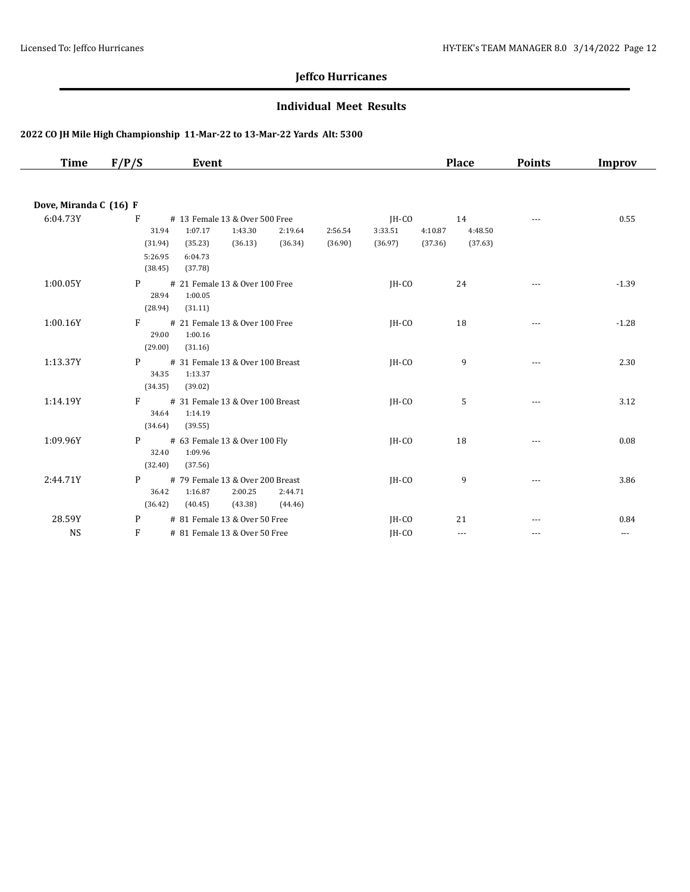## Jeffco Hurricanes

### Individual Meet Results

**2022 CO JH Mile High Championship 11-Mar-22 to 13-Mar-22 Yards Alt: 5300**

| Time | F/P/S | Event | | Place | Points | Improv |
|---|---|---|---|---|---|---|
| **Dove, Miranda C (16) F** | | | | | | |
| 6:04.73Y | F | # 13 Female 13 & Over 500 Free | JH-CO | 14 | --- | 0.55 |
| | | 31.94 (31.94), 1:07.17 (35.23), 1:43.30 (36.13), 2:19.64 (36.34), 2:56.54 (36.90), 3:33.51 (36.97), 4:10.87 (37.36), 4:48.50 (37.63), 5:26.95 (38.45), 6:04.73 (37.78) | | | | |
| 1:00.05Y | P | # 21 Female 13 & Over 100 Free | JH-CO | 24 | --- | -1.39 |
| | | 28.94 (28.94), 1:00.05 (31.11) | | | | |
| 1:00.16Y | F | # 21 Female 13 & Over 100 Free | JH-CO | 18 | --- | -1.28 |
| | | 29.00 (29.00), 1:00.16 (31.16) | | | | |
| 1:13.37Y | P | # 31 Female 13 & Over 100 Breast | JH-CO | 9 | --- | 2.30 |
| | | 34.35 (34.35), 1:13.37 (39.02) | | | | |
| 1:14.19Y | F | # 31 Female 13 & Over 100 Breast | JH-CO | 5 | --- | 3.12 |
| | | 34.64 (34.64), 1:14.19 (39.55) | | | | |
| 1:09.96Y | P | # 63 Female 13 & Over 100 Fly | JH-CO | 18 | --- | 0.08 |
| | | 32.40 (32.40), 1:09.96 (37.56) | | | | |
| 2:44.71Y | P | # 79 Female 13 & Over 200 Breast | JH-CO | 9 | --- | 3.86 |
| | | 36.42 (36.42), 1:16.87 (40.45), 2:00.25 (43.38), 2:44.71 (44.46) | | | | |
| 28.59Y | P | # 81 Female 13 & Over 50 Free | JH-CO | 21 | --- | 0.84 |
| NS | F | # 81 Female 13 & Over 50 Free | JH-CO | --- | --- | --- |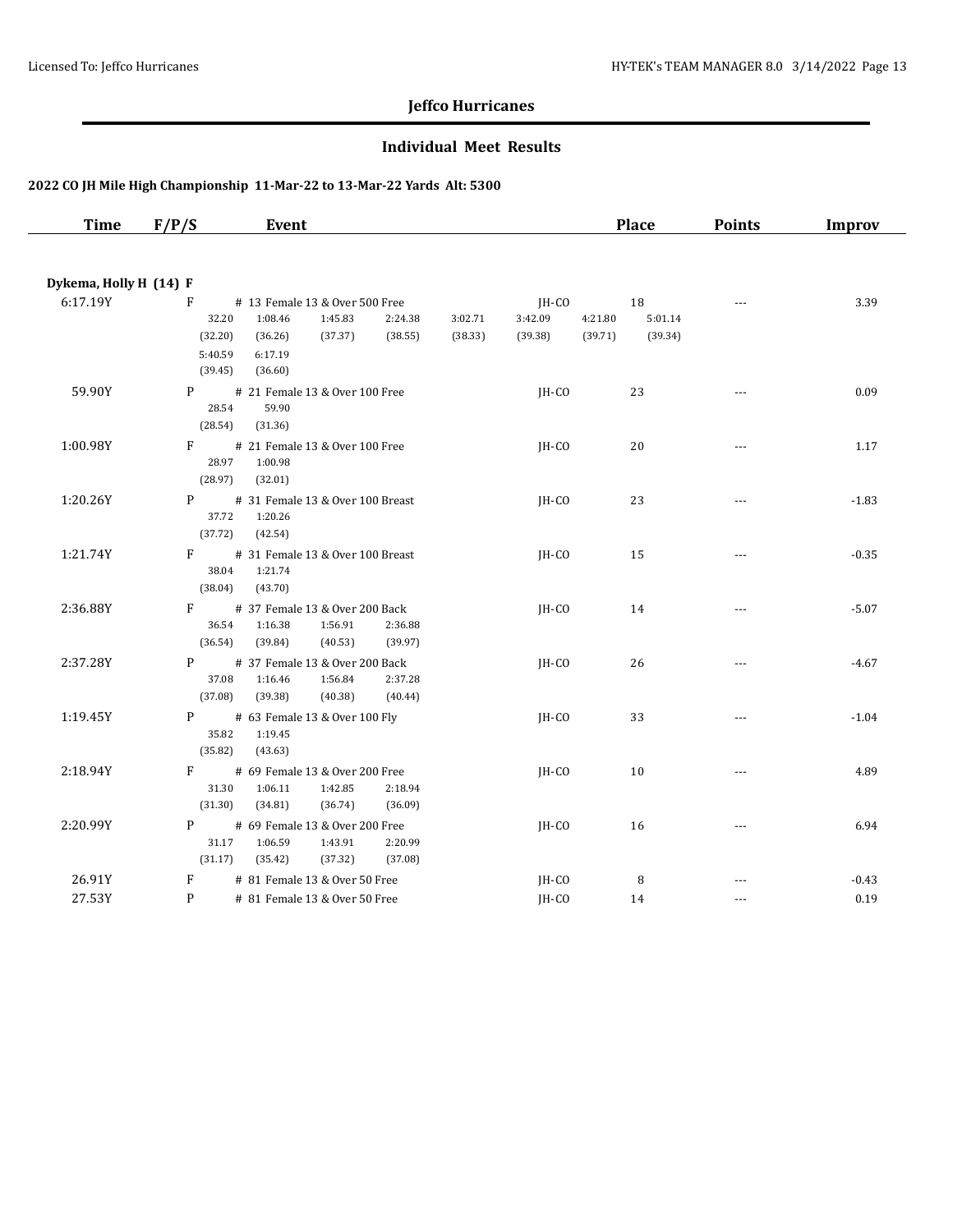## Jeffco Hurricanes

### Individual Meet Results

**2022 CO JH Mile High Championship 11-Mar-22 to 13-Mar-22 Yards Alt: 5300**

| Time | F/P/S | Event | | Place | Points | Improv |
|---|---|---|---|---|---|---|
| **Dykema, Holly H (14) F** | | | | | | |
| 6:17.19Y | F | # 13 Female 13 & Over 500 Free | JH-CO | 18 | --- | 3.39 |
| | | 32.20 (32.20), 1:08.46 (36.26), 1:45.83 (37.37), 2:24.38 (38.55), 3:02.71 (38.33), 3:42.09 (39.38), 4:21.80 (39.71), 5:01.14 (39.34), 5:40.59 (39.45), 6:17.19 (36.60) | | | | |
| 59.90Y | P | # 21 Female 13 & Over 100 Free | JH-CO | 23 | --- | 0.09 |
| | | 28.54 (28.54), 59.90 (31.36) | | | | |
| 1:00.98Y | F | # 21 Female 13 & Over 100 Free | JH-CO | 20 | --- | 1.17 |
| | | 28.97 (28.97), 1:00.98 (32.01) | | | | |
| 1:20.26Y | P | # 31 Female 13 & Over 100 Breast | JH-CO | 23 | --- | -1.83 |
| | | 37.72 (37.72), 1:20.26 (42.54) | | | | |
| 1:21.74Y | F | # 31 Female 13 & Over 100 Breast | JH-CO | 15 | --- | -0.35 |
| | | 38.04 (38.04), 1:21.74 (43.70) | | | | |
| 2:36.88Y | F | # 37 Female 13 & Over 200 Back | JH-CO | 14 | --- | -5.07 |
| | | 36.54 (36.54), 1:16.38 (39.84), 1:56.91 (40.53), 2:36.88 (39.97) | | | | |
| 2:37.28Y | P | # 37 Female 13 & Over 200 Back | JH-CO | 26 | --- | -4.67 |
| | | 37.08 (37.08), 1:16.46 (39.38), 1:56.84 (40.38), 2:37.28 (40.44) | | | | |
| 1:19.45Y | P | # 63 Female 13 & Over 100 Fly | JH-CO | 33 | --- | -1.04 |
| | | 35.82 (35.82), 1:19.45 (43.63) | | | | |
| 2:18.94Y | F | # 69 Female 13 & Over 200 Free | JH-CO | 10 | --- | 4.89 |
| | | 31.30 (31.30), 1:06.11 (34.81), 1:42.85 (36.74), 2:18.94 (36.09) | | | | |
| 2:20.99Y | P | # 69 Female 13 & Over 200 Free | JH-CO | 16 | --- | 6.94 |
| | | 31.17 (31.17), 1:06.59 (35.42), 1:43.91 (37.32), 2:20.99 (37.08) | | | | |
| 26.91Y | F | # 81 Female 13 & Over 50 Free | JH-CO | 8 | --- | -0.43 |
| 27.53Y | P | # 81 Female 13 & Over 50 Free | JH-CO | 14 | --- | 0.19 |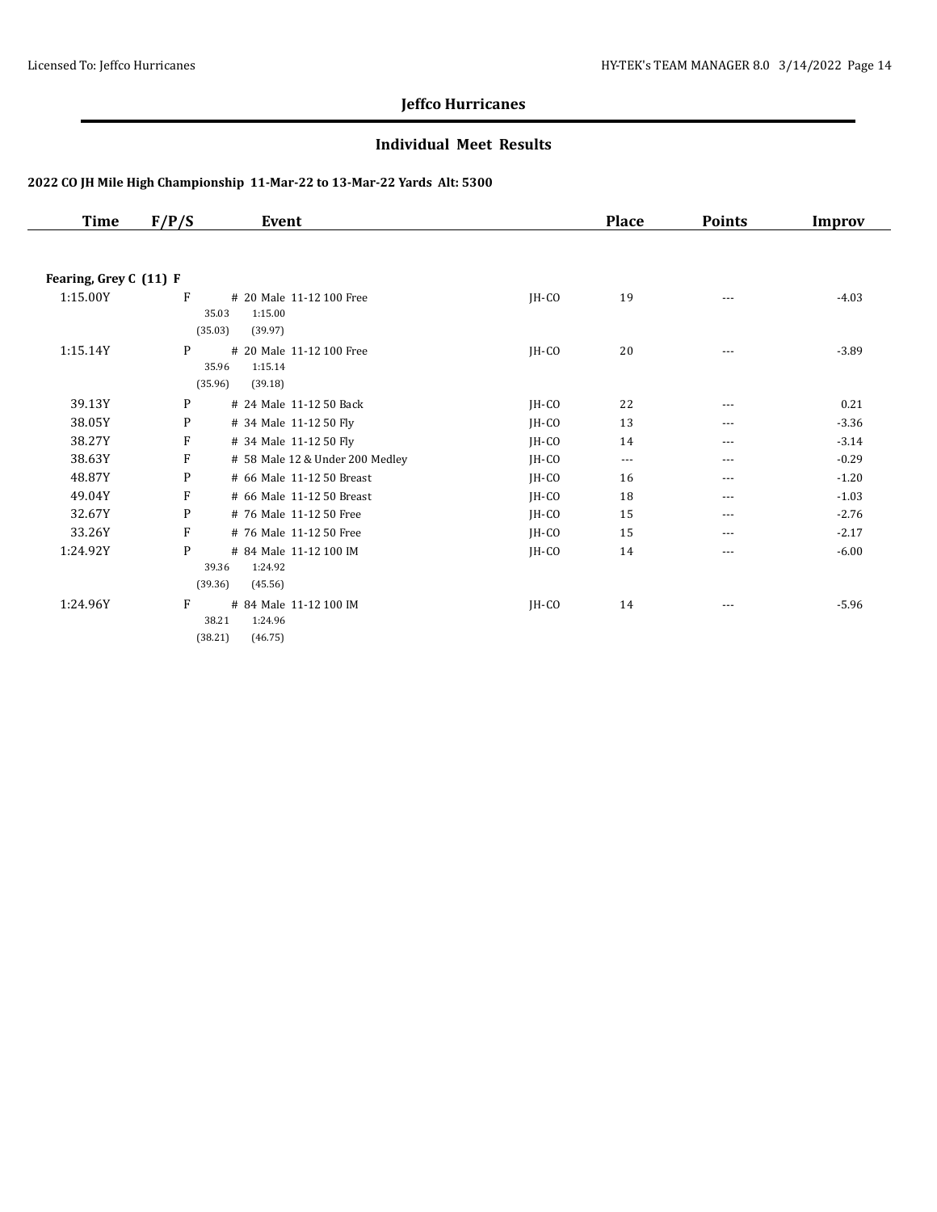# Jeffco Hurricanes

## Individual Meet Results

### 2022 CO JH Mile High Championship 11-Mar-22 to 13-Mar-22 Yards Alt: 5300

| Time | F/P/S | Event | | Place | Points | Improv |
|---|---|---|---|---|---|---|
| **Fearing, Grey C (11) F** | | | | | | |
| 1:15.00Y | F | # 20 Male 11-12 100 Free<br>35.03 1:15.00<br>(35.03) (39.97) | JH-CO | 19 | --- | -4.03 |
| 1:15.14Y | P | # 20 Male 11-12 100 Free<br>35.96 1:15.14<br>(35.96) (39.18) | JH-CO | 20 | --- | -3.89 |
| 39.13Y | P | # 24 Male 11-12 50 Back | JH-CO | 22 | --- | 0.21 |
| 38.05Y | P | # 34 Male 11-12 50 Fly | JH-CO | 13 | --- | -3.36 |
| 38.27Y | F | # 34 Male 11-12 50 Fly | JH-CO | 14 | --- | -3.14 |
| 38.63Y | F | # 58 Male 12 & Under 200 Medley | JH-CO | --- | --- | -0.29 |
| 48.87Y | P | # 66 Male 11-12 50 Breast | JH-CO | 16 | --- | -1.20 |
| 49.04Y | F | # 66 Male 11-12 50 Breast | JH-CO | 18 | --- | -1.03 |
| 32.67Y | P | # 76 Male 11-12 50 Free | JH-CO | 15 | --- | -2.76 |
| 33.26Y | F | # 76 Male 11-12 50 Free | JH-CO | 15 | --- | -2.17 |
| 1:24.92Y | P | # 84 Male 11-12 100 IM<br>39.36 1:24.92<br>(39.36) (45.56) | JH-CO | 14 | --- | -6.00 |
| 1:24.96Y | F | # 84 Male 11-12 100 IM<br>38.21 1:24.96<br>(38.21) (46.75) | JH-CO | 14 | --- | -5.96 |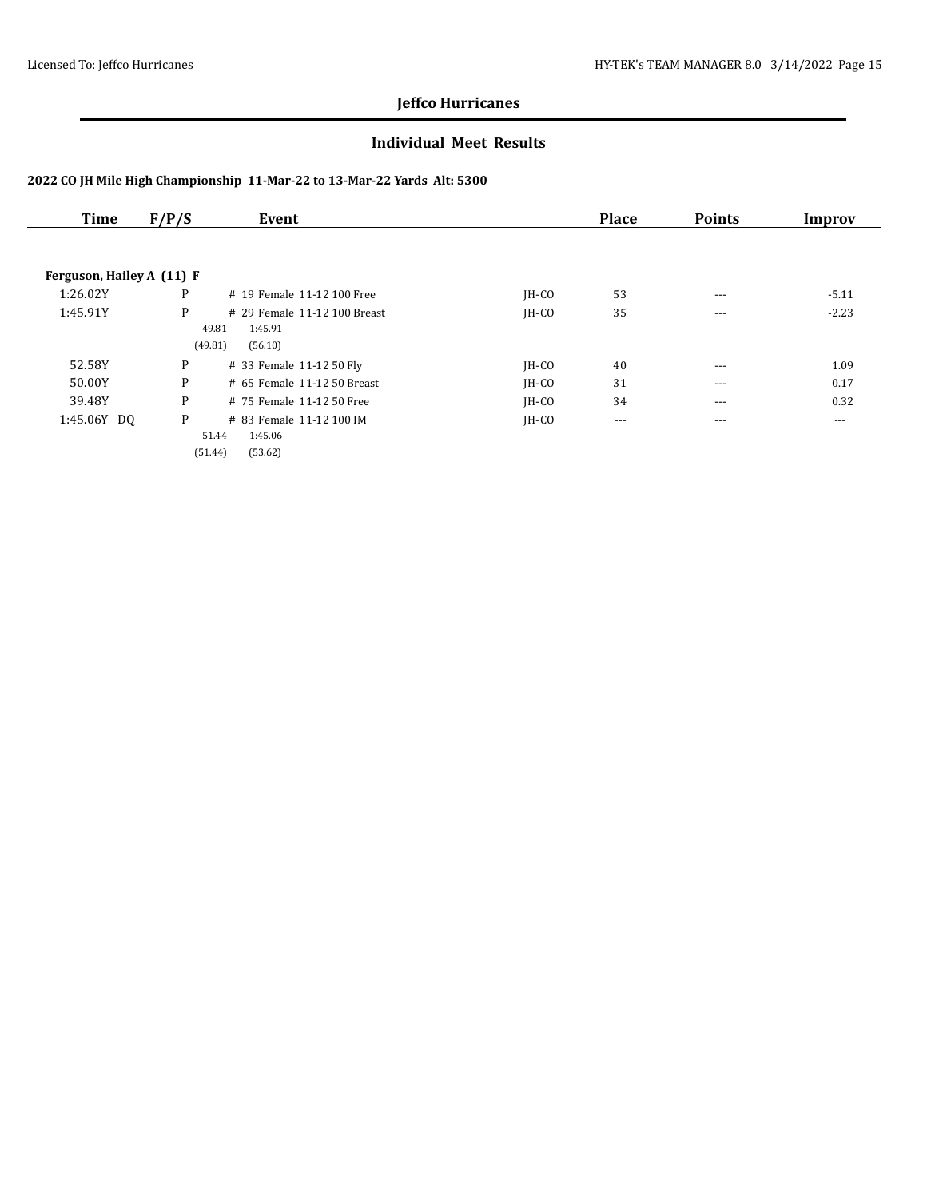## Jeffco Hurricanes

### Individual Meet Results

**2022 CO JH Mile High Championship 11-Mar-22 to 13-Mar-22 Yards Alt: 5300**

| Time | F/P/S | Event | | Place | Points | Improv |
|---|---|---|---|---|---|---|
| **Ferguson, Hailey A (11) F** | | | | | | |
| 1:26.02Y | P | # 19 Female 11-12 100 Free | JH-CO | 53 | --- | -5.11 |
| 1:45.91Y | P | # 29 Female 11-12 100 Breast<br>49.81 1:45.91<br>(49.81) (56.10) | JH-CO | 35 | --- | -2.23 |
| 52.58Y | P | # 33 Female 11-12 50 Fly | JH-CO | 40 | --- | 1.09 |
| 50.00Y | P | # 65 Female 11-12 50 Breast | JH-CO | 31 | --- | 0.17 |
| 39.48Y | P | # 75 Female 11-12 50 Free | JH-CO | 34 | --- | 0.32 |
| 1:45.06Y DQ | P | # 83 Female 11-12 100 IM<br>51.44 1:45.06<br>(51.44) (53.62) | JH-CO | --- | --- | --- |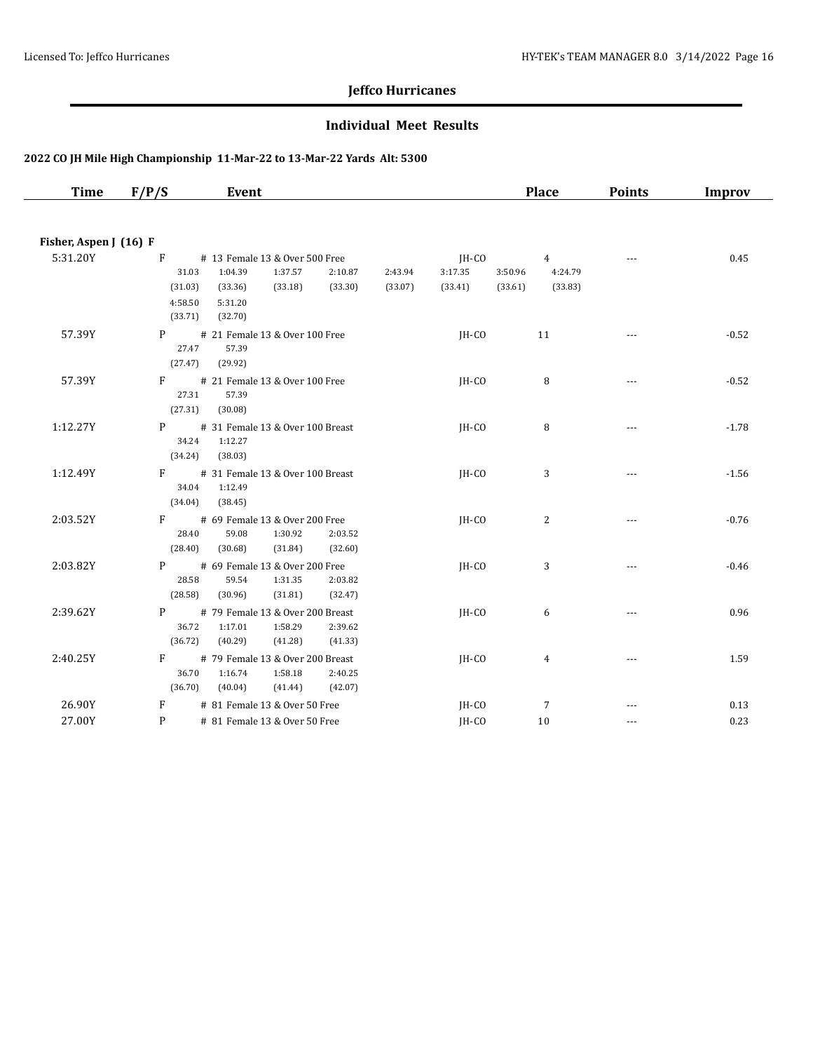# Jeffco Hurricanes

## Individual Meet Results

### 2022 CO JH Mile High Championship 11-Mar-22 to 13-Mar-22 Yards Alt: 5300

| Time | F/P/S | Event | | Place | Points | Improv |
|---|---|---|---|---|---|---|
| **Fisher, Aspen J (16) F** | | | | | | |
| 5:31.20Y | F | # 13 Female 13 & Over 500 Free | JH-CO | 4 | --- | 0.45 |
| | | 31.03 1:04.39 1:37.57 2:10.87 2:43.94 3:17.35 3:50.96 4:24.79 | | | | |
| | | (31.03) (33.36) (33.18) (33.30) (33.07) (33.41) (33.61) (33.83) | | | | |
| | | 4:58.50 5:31.20 | | | | |
| | | (33.71) (32.70) | | | | |
| 57.39Y | P | # 21 Female 13 & Over 100 Free | JH-CO | 11 | --- | -0.52 |
| | | 27.47 57.39 | | | | |
| | | (27.47) (29.92) | | | | |
| 57.39Y | F | # 21 Female 13 & Over 100 Free | JH-CO | 8 | --- | -0.52 |
| | | 27.31 57.39 | | | | |
| | | (27.31) (30.08) | | | | |
| 1:12.27Y | P | # 31 Female 13 & Over 100 Breast | JH-CO | 8 | --- | -1.78 |
| | | 34.24 1:12.27 | | | | |
| | | (34.24) (38.03) | | | | |
| 1:12.49Y | F | # 31 Female 13 & Over 100 Breast | JH-CO | 3 | --- | -1.56 |
| | | 34.04 1:12.49 | | | | |
| | | (34.04) (38.45) | | | | |
| 2:03.52Y | F | # 69 Female 13 & Over 200 Free | JH-CO | 2 | --- | -0.76 |
| | | 28.40 59.08 1:30.92 2:03.52 | | | | |
| | | (28.40) (30.68) (31.84) (32.60) | | | | |
| 2:03.82Y | P | # 69 Female 13 & Over 200 Free | JH-CO | 3 | --- | -0.46 |
| | | 28.58 59.54 1:31.35 2:03.82 | | | | |
| | | (28.58) (30.96) (31.81) (32.47) | | | | |
| 2:39.62Y | P | # 79 Female 13 & Over 200 Breast | JH-CO | 6 | --- | 0.96 |
| | | 36.72 1:17.01 1:58.29 2:39.62 | | | | |
| | | (36.72) (40.29) (41.28) (41.33) | | | | |
| 2:40.25Y | F | # 79 Female 13 & Over 200 Breast | JH-CO | 4 | --- | 1.59 |
| | | 36.70 1:16.74 1:58.18 2:40.25 | | | | |
| | | (36.70) (40.04) (41.44) (42.07) | | | | |
| 26.90Y | F | # 81 Female 13 & Over 50 Free | JH-CO | 7 | --- | 0.13 |
| 27.00Y | P | # 81 Female 13 & Over 50 Free | JH-CO | 10 | --- | 0.23 |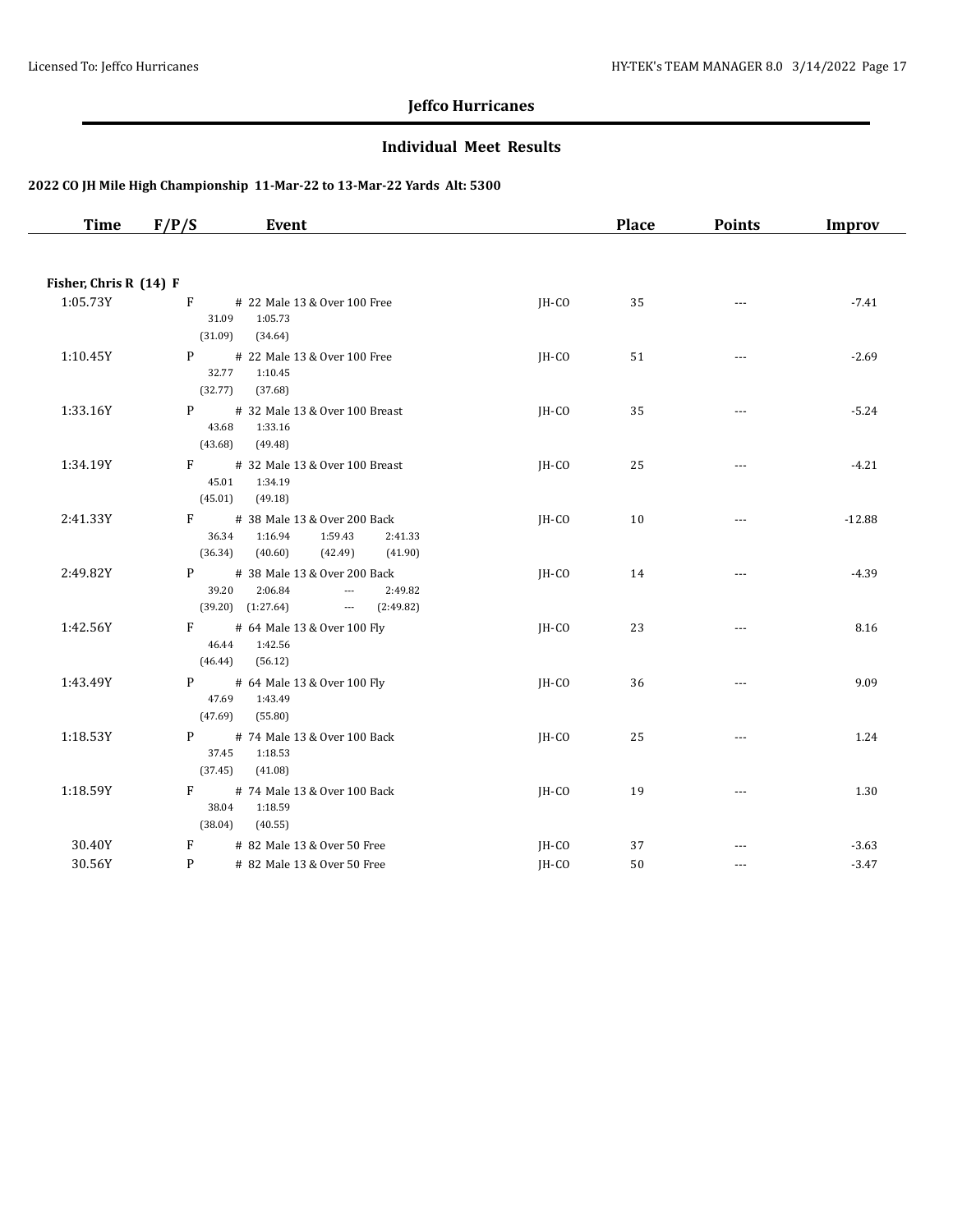# Jeffco Hurricanes

## Individual Meet Results

### 2022 CO JH Mile High Championship 11-Mar-22 to 13-Mar-22 Yards Alt: 5300

| Time | F/P/S | Event | | Place | Points | Improv |
|---|---|---|---|---|---|---|
| **Fisher, Chris R (14) F** | | | | | | |
| 1:05.73Y | F | # 22 Male 13 & Over 100 Free<br>31.09 1:05.73<br>(31.09) (34.64) | JH-CO | 35 | --- | -7.41 |
| 1:10.45Y | P | # 22 Male 13 & Over 100 Free<br>32.77 1:10.45<br>(32.77) (37.68) | JH-CO | 51 | --- | -2.69 |
| 1:33.16Y | P | # 32 Male 13 & Over 100 Breast<br>43.68 1:33.16<br>(43.68) (49.48) | JH-CO | 35 | --- | -5.24 |
| 1:34.19Y | F | # 32 Male 13 & Over 100 Breast<br>45.01 1:34.19<br>(45.01) (49.18) | JH-CO | 25 | --- | -4.21 |
| 2:41.33Y | F | # 38 Male 13 & Over 200 Back<br>36.34 1:16.94 1:59.43 2:41.33<br>(36.34) (40.60) (42.49) (41.90) | JH-CO | 10 | --- | -12.88 |
| 2:49.82Y | P | # 38 Male 13 & Over 200 Back<br>39.20 2:06.84 --- 2:49.82<br>(39.20) (1:27.64) --- (2:49.82) | JH-CO | 14 | --- | -4.39 |
| 1:42.56Y | F | # 64 Male 13 & Over 100 Fly<br>46.44 1:42.56<br>(46.44) (56.12) | JH-CO | 23 | --- | 8.16 |
| 1:43.49Y | P | # 64 Male 13 & Over 100 Fly<br>47.69 1:43.49<br>(47.69) (55.80) | JH-CO | 36 | --- | 9.09 |
| 1:18.53Y | P | # 74 Male 13 & Over 100 Back<br>37.45 1:18.53<br>(37.45) (41.08) | JH-CO | 25 | --- | 1.24 |
| 1:18.59Y | F | # 74 Male 13 & Over 100 Back<br>38.04 1:18.59<br>(38.04) (40.55) | JH-CO | 19 | --- | 1.30 |
| 30.40Y | F | # 82 Male 13 & Over 50 Free | JH-CO | 37 | --- | -3.63 |
| 30.56Y | P | # 82 Male 13 & Over 50 Free | JH-CO | 50 | --- | -3.47 |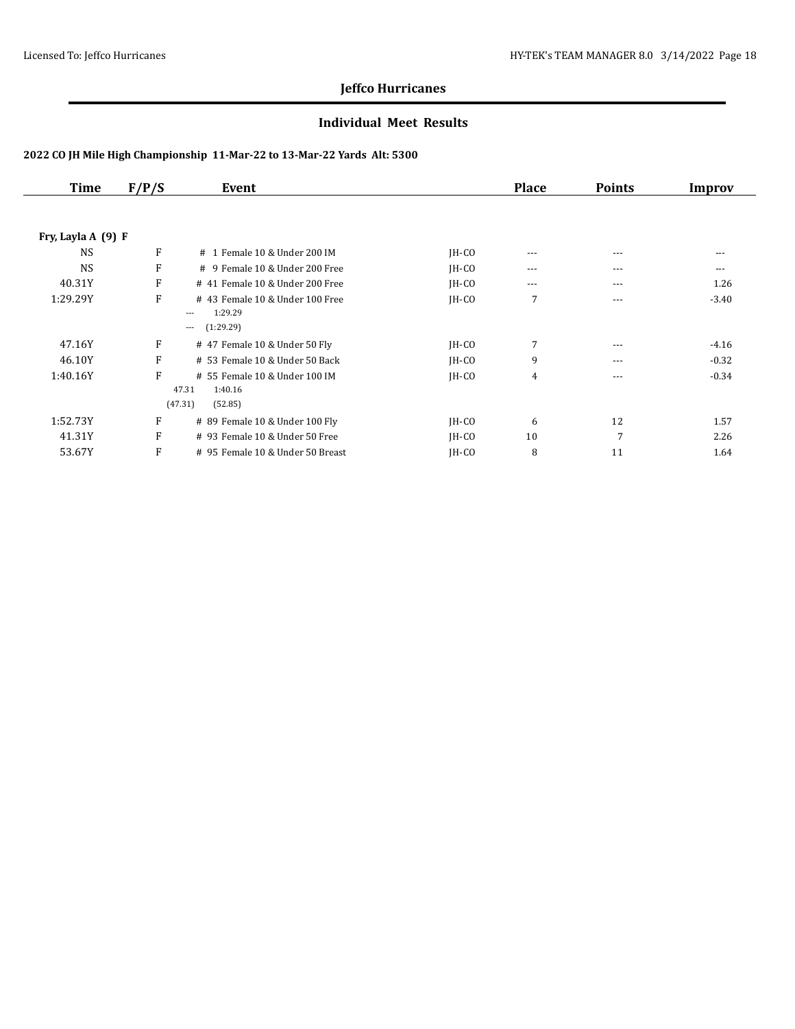# Jeffco Hurricanes

## Individual Meet Results

### 2022 CO JH Mile High Championship 11-Mar-22 to 13-Mar-22 Yards Alt: 5300

| Time | F/P/S | Event | | Place | Points | Improv |
|---|---|---|---|---|---|---|
| **Fry, Layla A (9) F** | | | | | | |
| NS | F | # 1 Female 10 & Under 200 IM | JH-CO | --- | --- | --- |
| NS | F | # 9 Female 10 & Under 200 Free | JH-CO | --- | --- | --- |
| 40.31Y | F | # 41 Female 10 & Under 200 Free | JH-CO | --- | --- | 1.26 |
| 1:29.29Y | F | # 43 Female 10 & Under 100 Free<br>--- 1:29.29<br>--- (1:29.29) | JH-CO | 7 | --- | -3.40 |
| 47.16Y | F | # 47 Female 10 & Under 50 Fly | JH-CO | 7 | --- | -4.16 |
| 46.10Y | F | # 53 Female 10 & Under 50 Back | JH-CO | 9 | --- | -0.32 |
| 1:40.16Y | F | # 55 Female 10 & Under 100 IM<br>47.31 1:40.16<br>(47.31) (52.85) | JH-CO | 4 | --- | -0.34 |
| 1:52.73Y | F | # 89 Female 10 & Under 100 Fly | JH-CO | 6 | 12 | 1.57 |
| 41.31Y | F | # 93 Female 10 & Under 50 Free | JH-CO | 10 | 7 | 2.26 |
| 53.67Y | F | # 95 Female 10 & Under 50 Breast | JH-CO | 8 | 11 | 1.64 |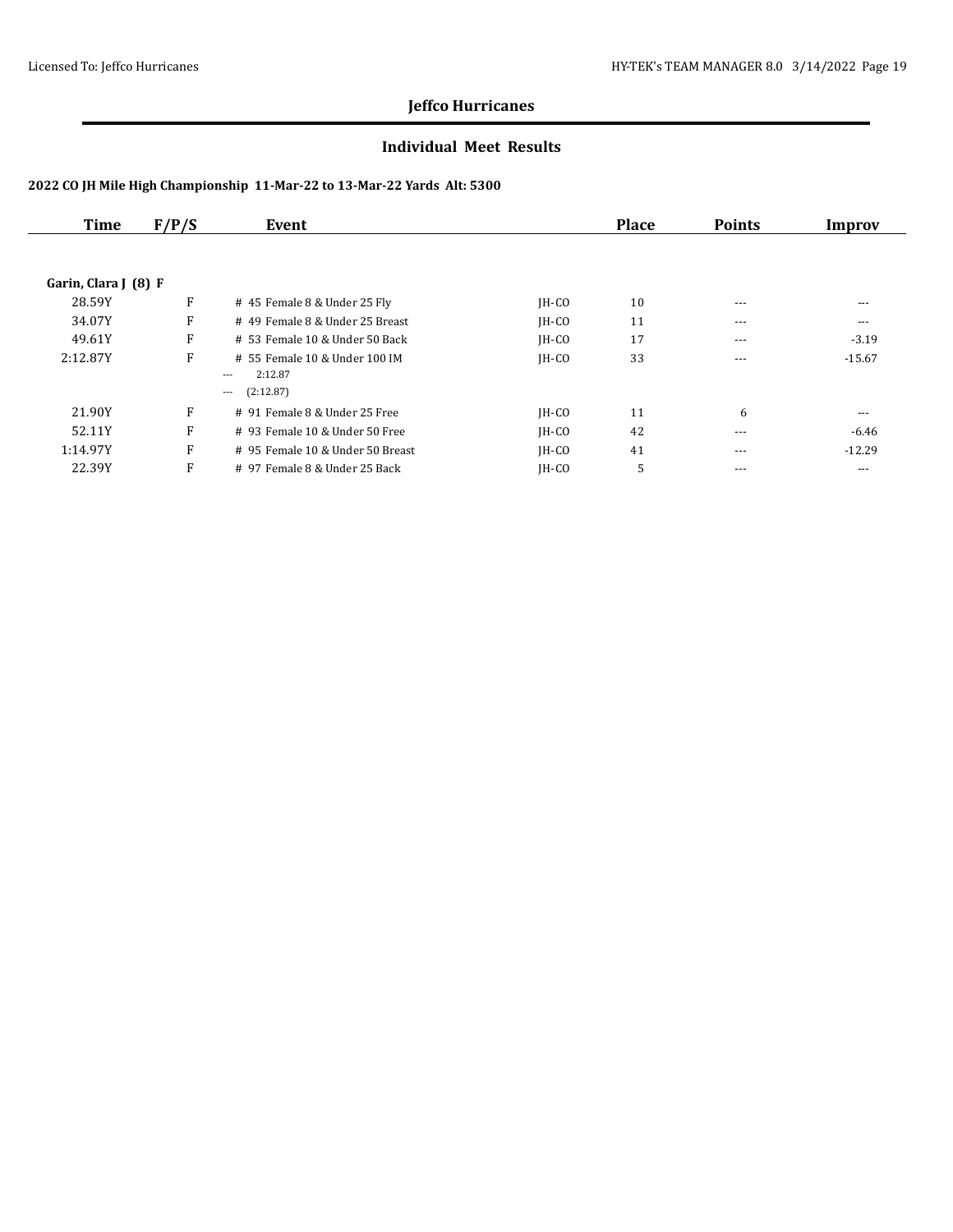## Jeffco Hurricanes

### Individual Meet Results

**2022 CO JH Mile High Championship 11-Mar-22 to 13-Mar-22 Yards Alt: 5300**

| Time | F/P/S | Event | | Place | Points | Improv |
|---|---|---|---|---|---|---|
| **Garin, Clara J (8) F** | | | | | | |
| 28.59Y | F | # 45 Female 8 & Under 25 Fly | JH-CO | 10 | --- | --- |
| 34.07Y | F | # 49 Female 8 & Under 25 Breast | JH-CO | 11 | --- | --- |
| 49.61Y | F | # 53 Female 10 & Under 50 Back | JH-CO | 17 | --- | -3.19 |
| 2:12.87Y | F | # 55 Female 10 & Under 100 IM<br>--- 2:12.87<br>--- (2:12.87) | JH-CO | 33 | --- | -15.67 |
| 21.90Y | F | # 91 Female 8 & Under 25 Free | JH-CO | 11 | 6 | --- |
| 52.11Y | F | # 93 Female 10 & Under 50 Free | JH-CO | 42 | --- | -6.46 |
| 1:14.97Y | F | # 95 Female 10 & Under 50 Breast | JH-CO | 41 | --- | -12.29 |
| 22.39Y | F | # 97 Female 8 & Under 25 Back | JH-CO | 5 | --- | --- |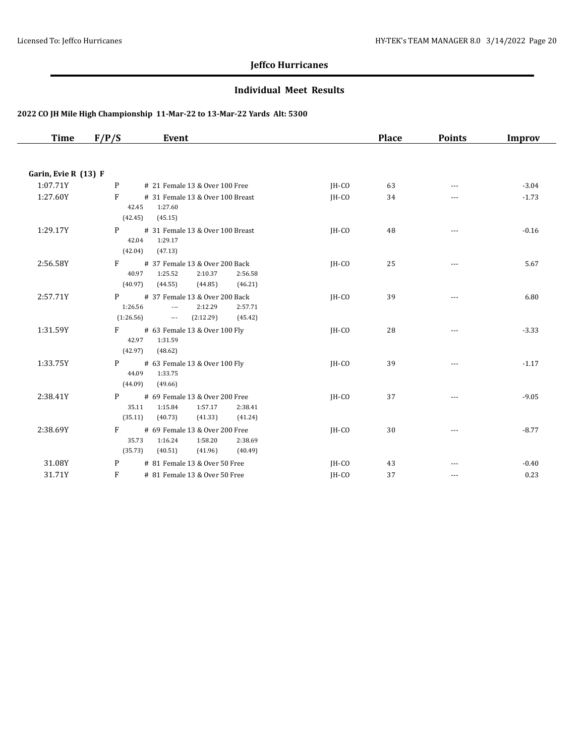## Jeffco Hurricanes

### Individual Meet Results

#### 2022 CO JH Mile High Championship 11-Mar-22 to 13-Mar-22 Yards Alt: 5300

| Time | F/P/S | Event | | Place | Points | Improv |
|---|---|---|---|---|---|---|
| **Garin, Evie R (13) F** | | | | | | |
| 1:07.71Y | P | # 21 Female 13 & Over 100 Free | JH-CO | 63 | --- | -3.04 |
| 1:27.60Y | F | # 31 Female 13 & Over 100 Breast<br>42.45 1:27.60<br>(42.45) (45.15) | JH-CO | 34 | --- | -1.73 |
| 1:29.17Y | P | # 31 Female 13 & Over 100 Breast<br>42.04 1:29.17<br>(42.04) (47.13) | JH-CO | 48 | --- | -0.16 |
| 2:56.58Y | F | # 37 Female 13 & Over 200 Back<br>40.97 1:25.52 2:10.37 2:56.58<br>(40.97) (44.55) (44.85) (46.21) | JH-CO | 25 | --- | 5.67 |
| 2:57.71Y | P | # 37 Female 13 & Over 200 Back<br>1:26.56 --- 2:12.29 2:57.71<br>(1:26.56) --- (2:12.29) (45.42) | JH-CO | 39 | --- | 6.80 |
| 1:31.59Y | F | # 63 Female 13 & Over 100 Fly<br>42.97 1:31.59<br>(42.97) (48.62) | JH-CO | 28 | --- | -3.33 |
| 1:33.75Y | P | # 63 Female 13 & Over 100 Fly<br>44.09 1:33.75<br>(44.09) (49.66) | JH-CO | 39 | --- | -1.17 |
| 2:38.41Y | P | # 69 Female 13 & Over 200 Free<br>35.11 1:15.84 1:57.17 2:38.41<br>(35.11) (40.73) (41.33) (41.24) | JH-CO | 37 | --- | -9.05 |
| 2:38.69Y | F | # 69 Female 13 & Over 200 Free<br>35.73 1:16.24 1:58.20 2:38.69<br>(35.73) (40.51) (41.96) (40.49) | JH-CO | 30 | --- | -8.77 |
| 31.08Y | P | # 81 Female 13 & Over 50 Free | JH-CO | 43 | --- | -0.40 |
| 31.71Y | F | # 81 Female 13 & Over 50 Free | JH-CO | 37 | --- | 0.23 |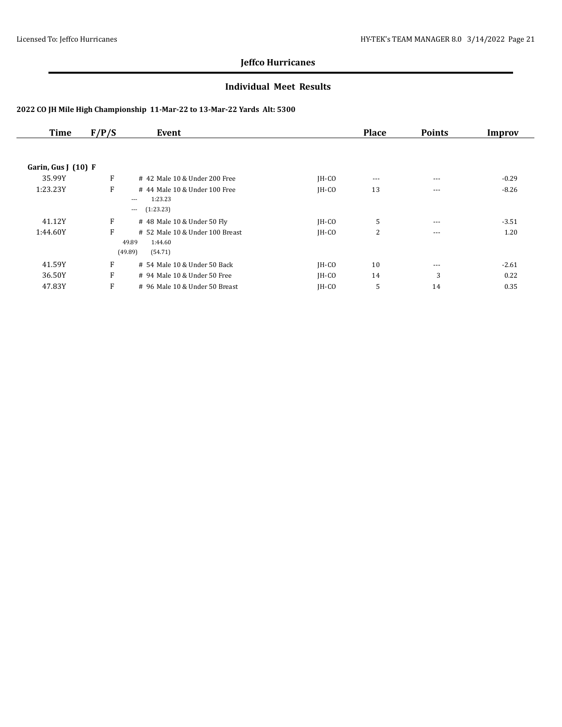# Jeffco Hurricanes

## Individual Meet Results

### 2022 CO JH Mile High Championship 11-Mar-22 to 13-Mar-22 Yards Alt: 5300

| Time | F/P/S | Event | | Place | Points | Improv |
|---|---|---|---|---|---|---|
| **Garin, Gus J (10) F** | | | | | | |
| 35.99Y | F | # 42 Male 10 & Under 200 Free | JH-CO | --- | --- | -0.29 |
| 1:23.23Y | F | # 44 Male 10 & Under 100 Free<br>--- 1:23.23<br>--- (1:23.23) | JH-CO | 13 | --- | -8.26 |
| 41.12Y | F | # 48 Male 10 & Under 50 Fly | JH-CO | 5 | --- | -3.51 |
| 1:44.60Y | F | # 52 Male 10 & Under 100 Breast<br>49.89 1:44.60<br>(49.89) (54.71) | JH-CO | 2 | --- | 1.20 |
| 41.59Y | F | # 54 Male 10 & Under 50 Back | JH-CO | 10 | --- | -2.61 |
| 36.50Y | F | # 94 Male 10 & Under 50 Free | JH-CO | 14 | 3 | 0.22 |
| 47.83Y | F | # 96 Male 10 & Under 50 Breast | JH-CO | 5 | 14 | 0.35 |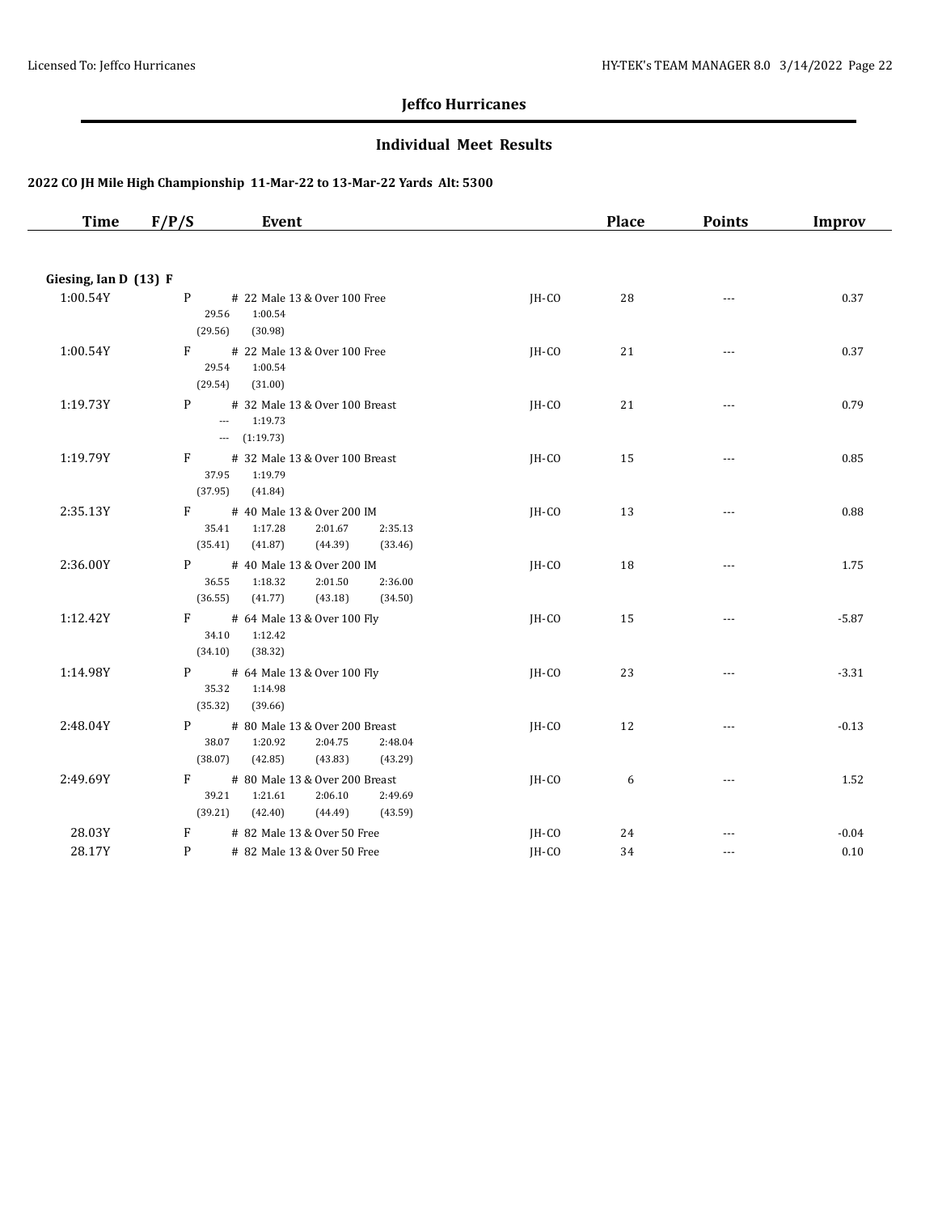# Jeffco Hurricanes

## Individual Meet Results

### 2022 CO JH Mile High Championship 11-Mar-22 to 13-Mar-22 Yards Alt: 5300

| Time | F/P/S | Event | | Place | Points | Improv |
|---|---|---|---|---|---|---|
| **Giesing, Ian D (13) F** | | | | | | |
| 1:00.54Y | P | # 22 Male 13 & Over 100 Free<br>29.56 1:00.54<br>(29.56) (30.98) | JH-CO | 28 | --- | 0.37 |
| 1:00.54Y | F | # 22 Male 13 & Over 100 Free<br>29.54 1:00.54<br>(29.54) (31.00) | JH-CO | 21 | --- | 0.37 |
| 1:19.73Y | P | # 32 Male 13 & Over 100 Breast<br>--- 1:19.73<br>--- (1:19.73) | JH-CO | 21 | --- | 0.79 |
| 1:19.79Y | F | # 32 Male 13 & Over 100 Breast<br>37.95 1:19.79<br>(37.95) (41.84) | JH-CO | 15 | --- | 0.85 |
| 2:35.13Y | F | # 40 Male 13 & Over 200 IM<br>35.41 1:17.28 2:01.67 2:35.13<br>(35.41) (41.87) (44.39) (33.46) | JH-CO | 13 | --- | 0.88 |
| 2:36.00Y | P | # 40 Male 13 & Over 200 IM<br>36.55 1:18.32 2:01.50 2:36.00<br>(36.55) (41.77) (43.18) (34.50) | JH-CO | 18 | --- | 1.75 |
| 1:12.42Y | F | # 64 Male 13 & Over 100 Fly<br>34.10 1:12.42<br>(34.10) (38.32) | JH-CO | 15 | --- | -5.87 |
| 1:14.98Y | P | # 64 Male 13 & Over 100 Fly<br>35.32 1:14.98<br>(35.32) (39.66) | JH-CO | 23 | --- | -3.31 |
| 2:48.04Y | P | # 80 Male 13 & Over 200 Breast<br>38.07 1:20.92 2:04.75 2:48.04<br>(38.07) (42.85) (43.83) (43.29) | JH-CO | 12 | --- | -0.13 |
| 2:49.69Y | F | # 80 Male 13 & Over 200 Breast<br>39.21 1:21.61 2:06.10 2:49.69<br>(39.21) (42.40) (44.49) (43.59) | JH-CO | 6 | --- | 1.52 |
| 28.03Y | F | # 82 Male 13 & Over 50 Free | JH-CO | 24 | --- | -0.04 |
| 28.17Y | P | # 82 Male 13 & Over 50 Free | JH-CO | 34 | --- | 0.10 |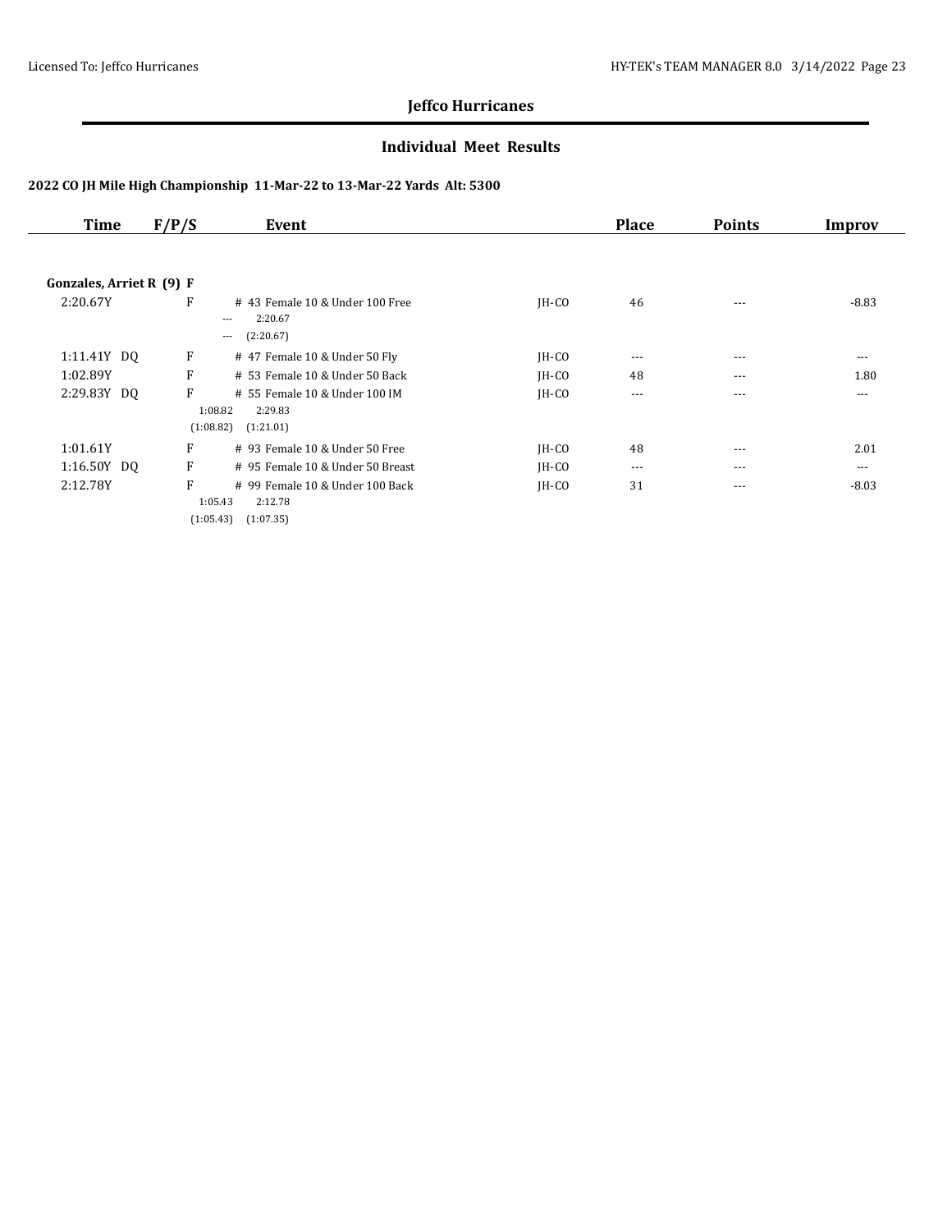## Jeffco Hurricanes

### Individual Meet Results

#### 2022 CO JH Mile High Championship 11-Mar-22 to 13-Mar-22 Yards Alt: 5300

| Time | F/P/S | Event | | Place | Points | Improv |
|---|---|---|---|---|---|---|
| **Gonzales, Arriet R (9) F** | | | | | | |
| 2:20.67Y | F | # 43 Female 10 & Under 100 Free<br>--- 2:20.67<br>--- (2:20.67) | JH-CO | 46 | --- | -8.83 |
| 1:11.41Y DQ | F | # 47 Female 10 & Under 50 Fly | JH-CO | --- | --- | --- |
| 1:02.89Y | F | # 53 Female 10 & Under 50 Back | JH-CO | 48 | --- | 1.80 |
| 2:29.83Y DQ | F | # 55 Female 10 & Under 100 IM<br>1:08.82 2:29.83<br>(1:08.82) (1:21.01) | JH-CO | --- | --- | --- |
| 1:01.61Y | F | # 93 Female 10 & Under 50 Free | JH-CO | 48 | --- | 2.01 |
| 1:16.50Y DQ | F | # 95 Female 10 & Under 50 Breast | JH-CO | --- | --- | --- |
| 2:12.78Y | F | # 99 Female 10 & Under 100 Back<br>1:05.43 2:12.78<br>(1:05.43) (1:07.35) | JH-CO | 31 | --- | -8.03 |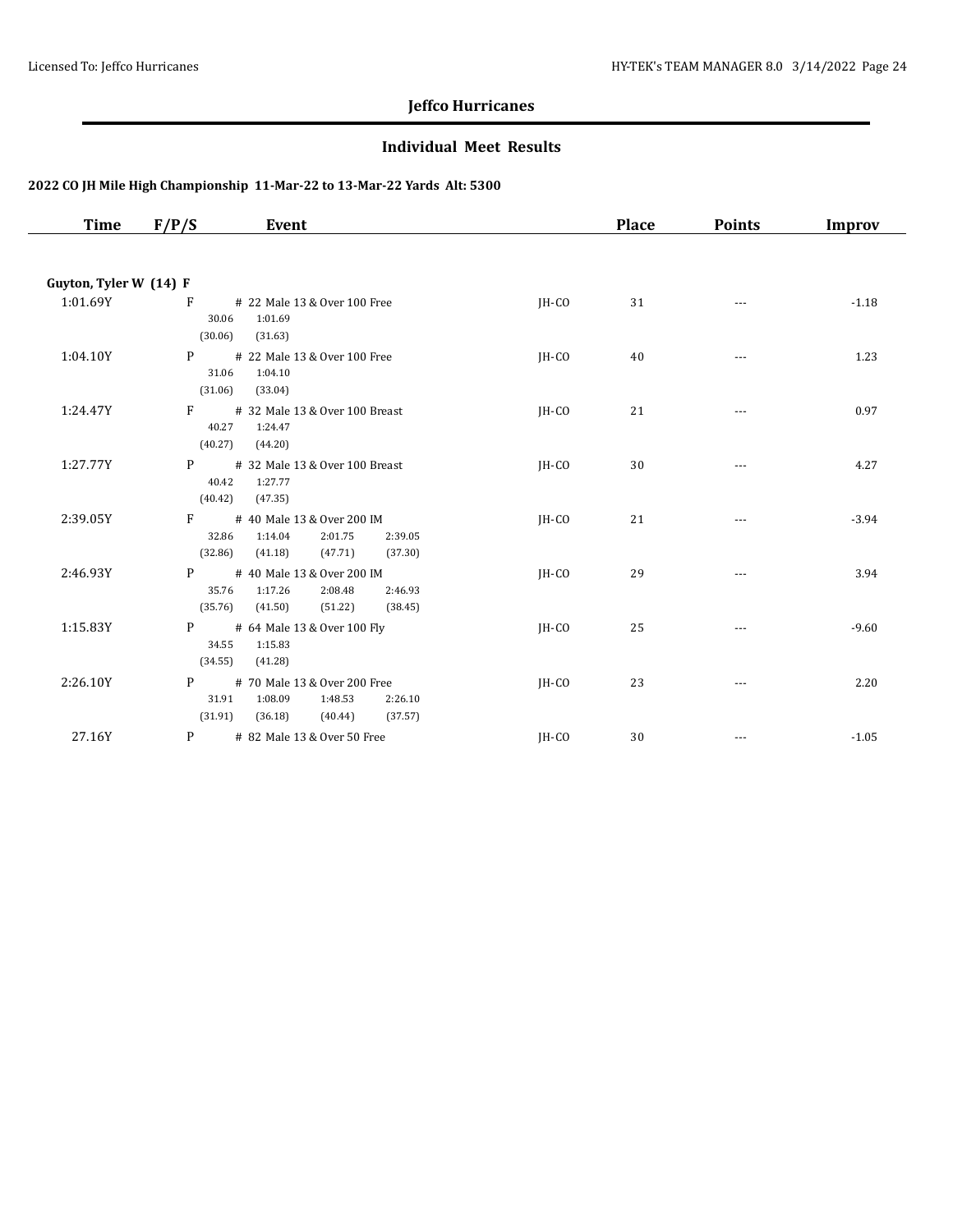## Jeffco Hurricanes

### Individual Meet Results

**2022 CO JH Mile High Championship 11-Mar-22 to 13-Mar-22 Yards Alt: 5300**

| Time | F/P/S | Event | | Place | Points | Improv |
|---|---|---|---|---|---|---|
| **Guyton, Tyler W (14) F** | | | | | | |
| 1:01.69Y | F | # 22 Male 13 & Over 100 Free<br>30.06 1:01.69<br>(30.06) (31.63) | JH-CO | 31 | --- | -1.18 |
| 1:04.10Y | P | # 22 Male 13 & Over 100 Free<br>31.06 1:04.10<br>(31.06) (33.04) | JH-CO | 40 | --- | 1.23 |
| 1:24.47Y | F | # 32 Male 13 & Over 100 Breast<br>40.27 1:24.47<br>(40.27) (44.20) | JH-CO | 21 | --- | 0.97 |
| 1:27.77Y | P | # 32 Male 13 & Over 100 Breast<br>40.42 1:27.77<br>(40.42) (47.35) | JH-CO | 30 | --- | 4.27 |
| 2:39.05Y | F | # 40 Male 13 & Over 200 IM<br>32.86 1:14.04 2:01.75 2:39.05<br>(32.86) (41.18) (47.71) (37.30) | JH-CO | 21 | --- | -3.94 |
| 2:46.93Y | P | # 40 Male 13 & Over 200 IM<br>35.76 1:17.26 2:08.48 2:46.93<br>(35.76) (41.50) (51.22) (38.45) | JH-CO | 29 | --- | 3.94 |
| 1:15.83Y | P | # 64 Male 13 & Over 100 Fly<br>34.55 1:15.83<br>(34.55) (41.28) | JH-CO | 25 | --- | -9.60 |
| 2:26.10Y | P | # 70 Male 13 & Over 200 Free<br>31.91 1:08.09 1:48.53 2:26.10<br>(31.91) (36.18) (40.44) (37.57) | JH-CO | 23 | --- | 2.20 |
| 27.16Y | P | # 82 Male 13 & Over 50 Free | JH-CO | 30 | --- | -1.05 |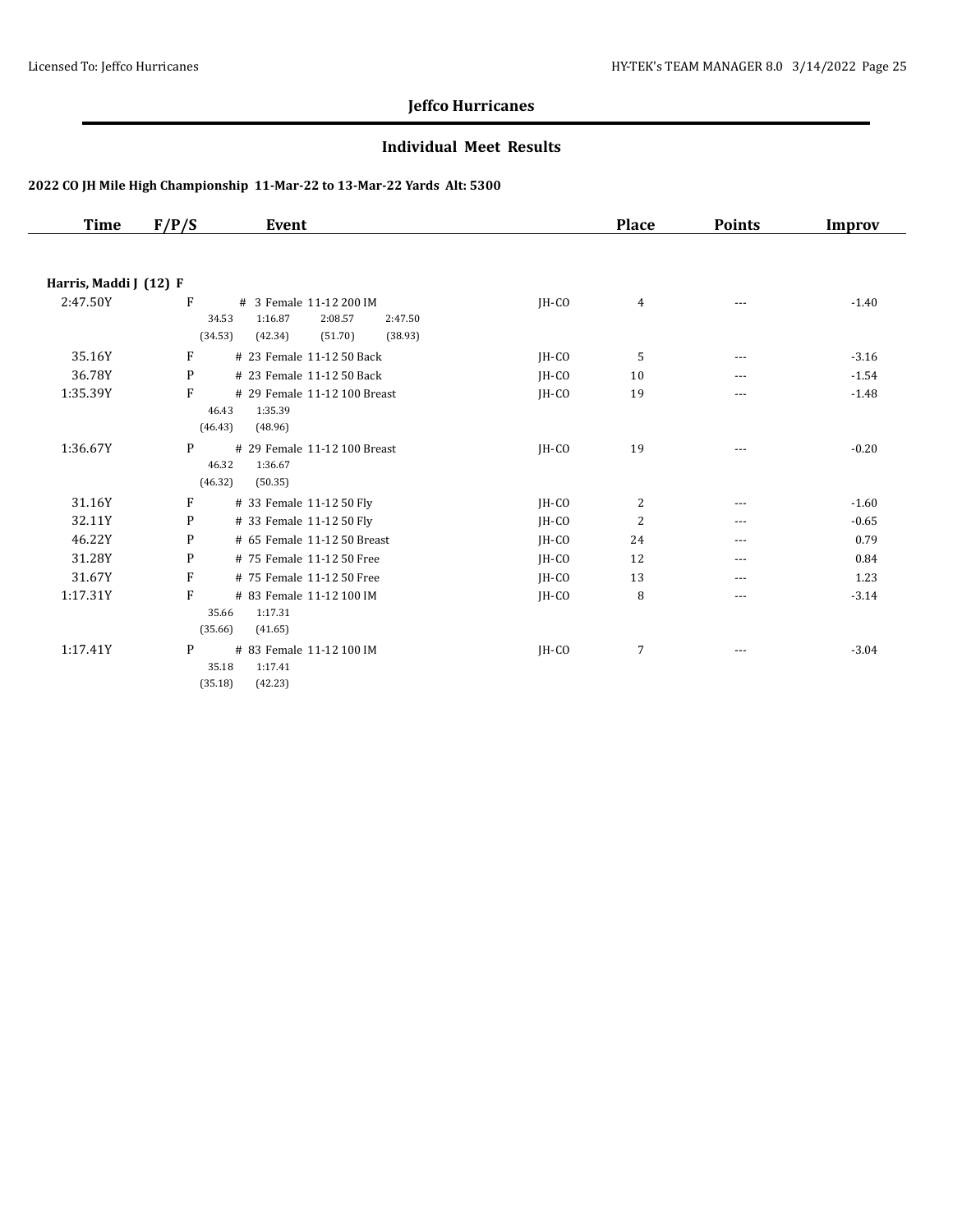## Jeffco Hurricanes

### Individual Meet Results

**2022 CO JH Mile High Championship 11-Mar-22 to 13-Mar-22 Yards Alt: 5300**

| Time | F/P/S | Event | | Place | Points | Improv |
|---|---|---|---|---|---|---|
| **Harris, Maddi J (12) F** | | | | | | |
| 2:47.50Y | F | # 3 Female 11-12 200 IM<br>34.53 1:16.87 2:08.57 2:47.50<br>(34.53) (42.34) (51.70) (38.93) | JH-CO | 4 | --- | -1.40 |
| 35.16Y | F | # 23 Female 11-12 50 Back | JH-CO | 5 | --- | -3.16 |
| 36.78Y | P | # 23 Female 11-12 50 Back | JH-CO | 10 | --- | -1.54 |
| 1:35.39Y | F | # 29 Female 11-12 100 Breast<br>46.43 1:35.39<br>(46.43) (48.96) | JH-CO | 19 | --- | -1.48 |
| 1:36.67Y | P | # 29 Female 11-12 100 Breast<br>46.32 1:36.67<br>(46.32) (50.35) | JH-CO | 19 | --- | -0.20 |
| 31.16Y | F | # 33 Female 11-12 50 Fly | JH-CO | 2 | --- | -1.60 |
| 32.11Y | P | # 33 Female 11-12 50 Fly | JH-CO | 2 | --- | -0.65 |
| 46.22Y | P | # 65 Female 11-12 50 Breast | JH-CO | 24 | --- | 0.79 |
| 31.28Y | P | # 75 Female 11-12 50 Free | JH-CO | 12 | --- | 0.84 |
| 31.67Y | F | # 75 Female 11-12 50 Free | JH-CO | 13 | --- | 1.23 |
| 1:17.31Y | F | # 83 Female 11-12 100 IM<br>35.66 1:17.31<br>(35.66) (41.65) | JH-CO | 8 | --- | -3.14 |
| 1:17.41Y | P | # 83 Female 11-12 100 IM<br>35.18 1:17.41<br>(35.18) (42.23) | JH-CO | 7 | --- | -3.04 |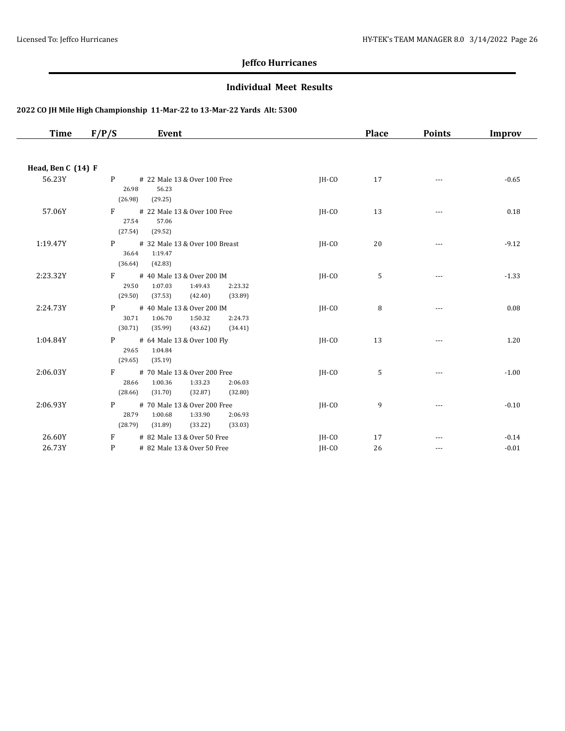## Jeffco Hurricanes

### Individual Meet Results

#### 2022 CO JH Mile High Championship 11-Mar-22 to 13-Mar-22 Yards Alt: 5300

| Time | F/P/S | Event | | Place | Points | Improv |
|---|---|---|---|---|---|---|
| **Head, Ben C (14) F** | | | | | | |
| 56.23Y | P | # 22 Male 13 & Over 100 Free<br>26.98 56.23<br>(26.98) (29.25) | JH-CO | 17 | --- | -0.65 |
| 57.06Y | F | # 22 Male 13 & Over 100 Free<br>27.54 57.06<br>(27.54) (29.52) | JH-CO | 13 | --- | 0.18 |
| 1:19.47Y | P | # 32 Male 13 & Over 100 Breast<br>36.64 1:19.47<br>(36.64) (42.83) | JH-CO | 20 | --- | -9.12 |
| 2:23.32Y | F | # 40 Male 13 & Over 200 IM<br>29.50 1:07.03 1:49.43 2:23.32<br>(29.50) (37.53) (42.40) (33.89) | JH-CO | 5 | --- | -1.33 |
| 2:24.73Y | P | # 40 Male 13 & Over 200 IM<br>30.71 1:06.70 1:50.32 2:24.73<br>(30.71) (35.99) (43.62) (34.41) | JH-CO | 8 | --- | 0.08 |
| 1:04.84Y | P | # 64 Male 13 & Over 100 Fly<br>29.65 1:04.84<br>(29.65) (35.19) | JH-CO | 13 | --- | 1.20 |
| 2:06.03Y | F | # 70 Male 13 & Over 200 Free<br>28.66 1:00.36 1:33.23 2:06.03<br>(28.66) (31.70) (32.87) (32.80) | JH-CO | 5 | --- | -1.00 |
| 2:06.93Y | P | # 70 Male 13 & Over 200 Free<br>28.79 1:00.68 1:33.90 2:06.93<br>(28.79) (31.89) (33.22) (33.03) | JH-CO | 9 | --- | -0.10 |
| 26.60Y | F | # 82 Male 13 & Over 50 Free | JH-CO | 17 | --- | -0.14 |
| 26.73Y | P | # 82 Male 13 & Over 50 Free | JH-CO | 26 | --- | -0.01 |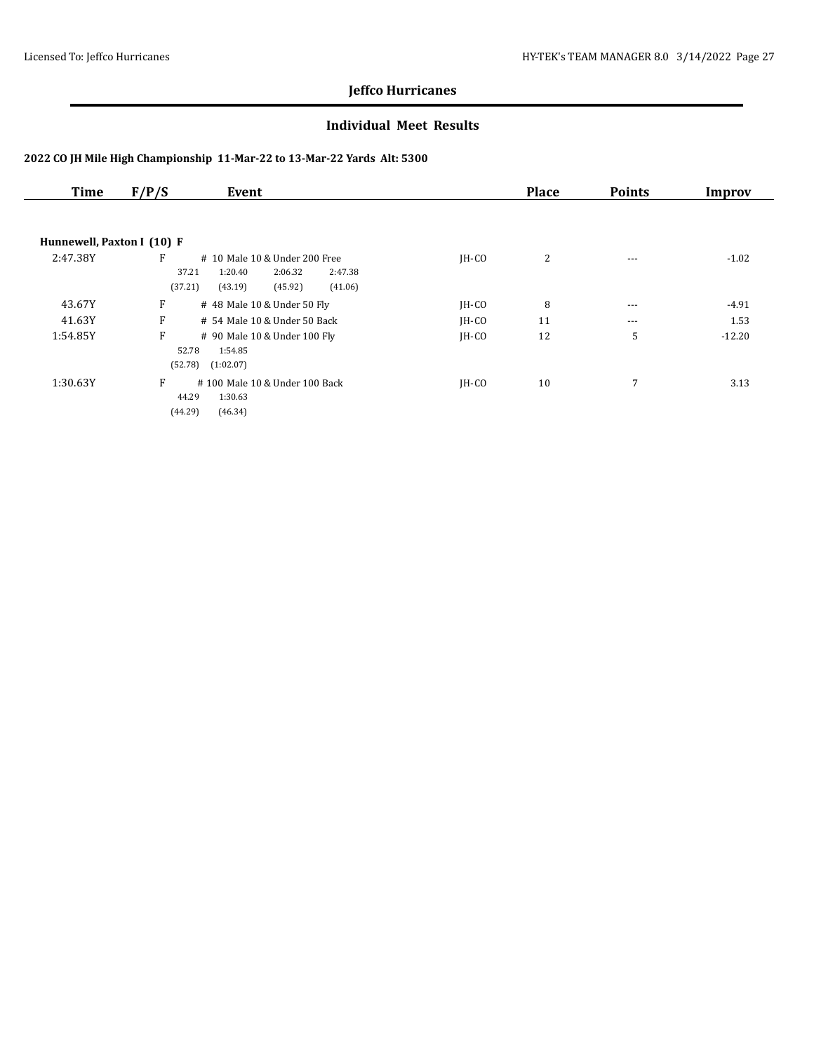# Jeffco Hurricanes

## Individual Meet Results

### 2022 CO JH Mile High Championship 11-Mar-22 to 13-Mar-22 Yards Alt: 5300

| Time | F/P/S | Event | | Place | Points | Improv |
|---|---|---|---|---|---|---|
| **Hunnewell, Paxton I (10) F** | | | | | | |
| 2:47.38Y | F | # 10 Male 10 & Under 200 Free | JH-CO | 2 | --- | -1.02 |
| | | 37.21 1:20.40 2:06.32 2:47.38 | | | | |
| | | (37.21) (43.19) (45.92) (41.06) | | | | |
| 43.67Y | F | # 48 Male 10 & Under 50 Fly | JH-CO | 8 | --- | -4.91 |
| 41.63Y | F | # 54 Male 10 & Under 50 Back | JH-CO | 11 | --- | 1.53 |
| 1:54.85Y | F | # 90 Male 10 & Under 100 Fly | JH-CO | 12 | 5 | -12.20 |
| | | 52.78 1:54.85 | | | | |
| | | (52.78) (1:02.07) | | | | |
| 1:30.63Y | F | # 100 Male 10 & Under 100 Back | JH-CO | 10 | 7 | 3.13 |
| | | 44.29 1:30.63 | | | | |
| | | (44.29) (46.34) | | | | |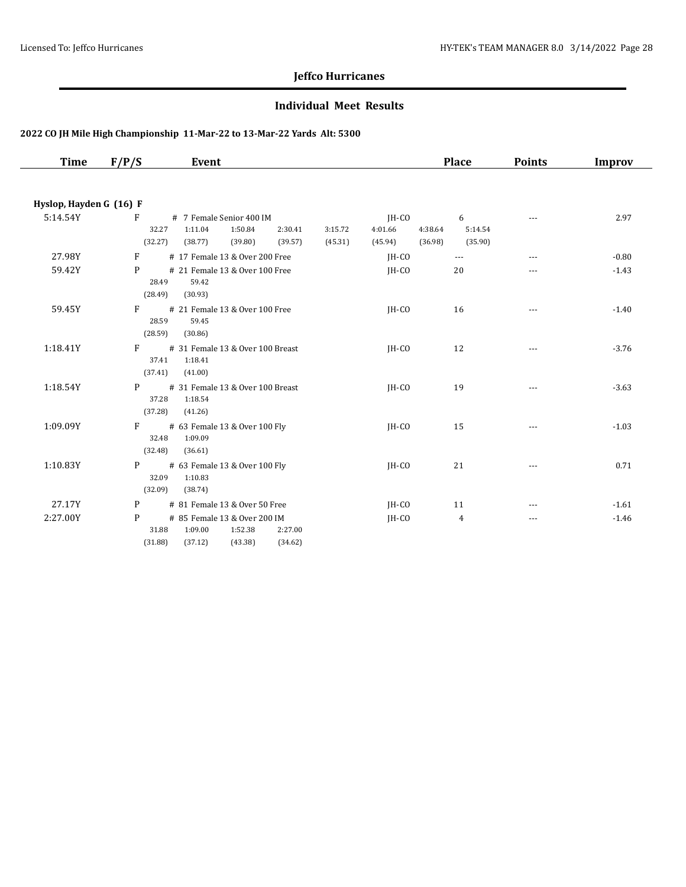## Jeffco Hurricanes

### Individual Meet Results

**2022 CO JH Mile High Championship 11-Mar-22 to 13-Mar-22 Yards Alt: 5300**

| Time | F/P/S | Event | | Place | Points | Improv |
|---|---|---|---|---|---|---|
| **Hyslop, Hayden G (16) F** | | | | | | |
| 5:14.54Y | F | # 7 Female Senior 400 IM | JH-CO | 6 | --- | 2.97 |
| | | 32.27 (32.27), 1:11.04 (38.77), 1:50.84 (39.80), 2:30.41 (39.57), 3:15.72 (45.31), 4:01.66 (45.94), 4:38.64 (36.98), 5:14.54 (35.90) | | | | |
| 27.98Y | F | # 17 Female 13 & Over 200 Free | JH-CO | --- | --- | -0.80 |
| 59.42Y | P | # 21 Female 13 & Over 100 Free | JH-CO | 20 | --- | -1.43 |
| | | 28.49 (28.49), 59.42 (30.93) | | | | |
| 59.45Y | F | # 21 Female 13 & Over 100 Free | JH-CO | 16 | --- | -1.40 |
| | | 28.59 (28.59), 59.45 (30.86) | | | | |
| 1:18.41Y | F | # 31 Female 13 & Over 100 Breast | JH-CO | 12 | --- | -3.76 |
| | | 37.41 (37.41), 1:18.41 (41.00) | | | | |
| 1:18.54Y | P | # 31 Female 13 & Over 100 Breast | JH-CO | 19 | --- | -3.63 |
| | | 37.28 (37.28), 1:18.54 (41.26) | | | | |
| 1:09.09Y | F | # 63 Female 13 & Over 100 Fly | JH-CO | 15 | --- | -1.03 |
| | | 32.48 (32.48), 1:09.09 (36.61) | | | | |
| 1:10.83Y | P | # 63 Female 13 & Over 100 Fly | JH-CO | 21 | --- | 0.71 |
| | | 32.09 (32.09), 1:10.83 (38.74) | | | | |
| 27.17Y | P | # 81 Female 13 & Over 50 Free | JH-CO | 11 | --- | -1.61 |
| 2:27.00Y | P | # 85 Female 13 & Over 200 IM | JH-CO | 4 | --- | -1.46 |
| | | 31.88 (31.88), 1:09.00 (37.12), 1:52.38 (43.38), 2:27.00 (34.62) | | | | |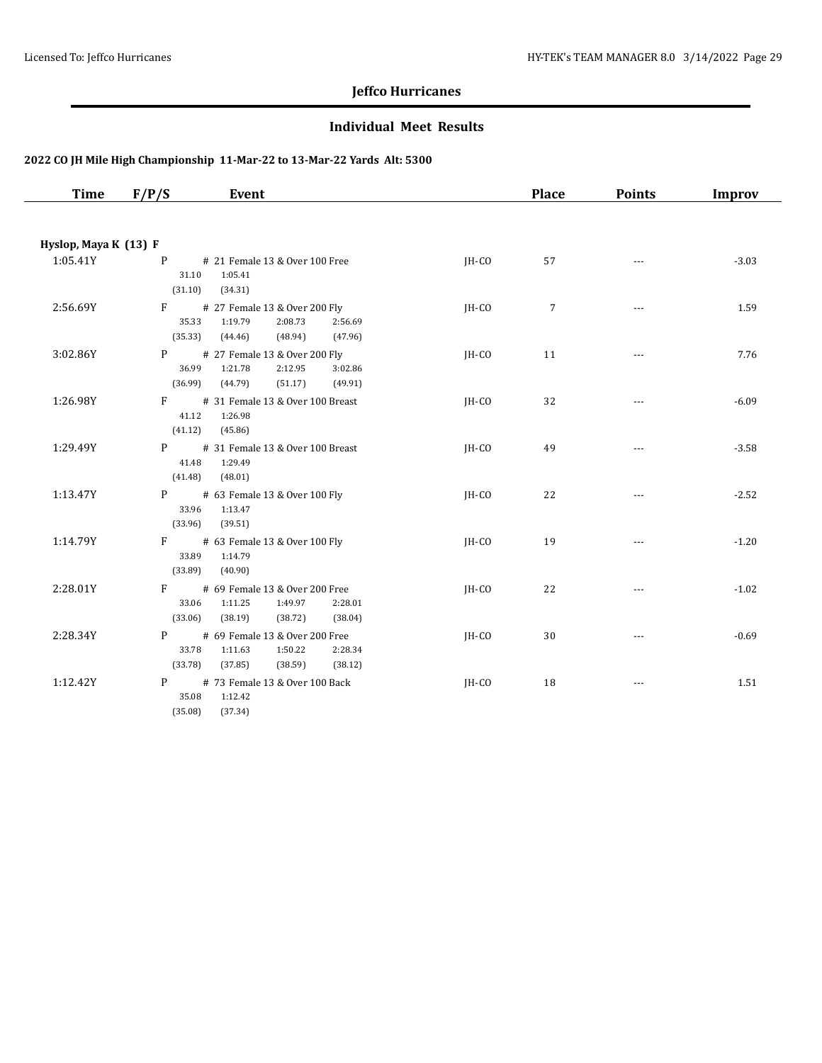## Jeffco Hurricanes

### Individual Meet Results

#### 2022 CO JH Mile High Championship 11-Mar-22 to 13-Mar-22 Yards Alt: 5300

| Time | F/P/S | Event | | Place | Points | Improv |
|---|---|---|---|---|---|---|
| **Hyslop, Maya K (13) F** | | | | | | |
| 1:05.41Y | P | # 21 Female 13 & Over 100 Free<br>31.10 1:05.41<br>(31.10) (34.31) | JH-CO | 57 | --- | -3.03 |
| 2:56.69Y | F | # 27 Female 13 & Over 200 Fly<br>35.33 1:19.79 2:08.73 2:56.69<br>(35.33) (44.46) (48.94) (47.96) | JH-CO | 7 | --- | 1.59 |
| 3:02.86Y | P | # 27 Female 13 & Over 200 Fly<br>36.99 1:21.78 2:12.95 3:02.86<br>(36.99) (44.79) (51.17) (49.91) | JH-CO | 11 | --- | 7.76 |
| 1:26.98Y | F | # 31 Female 13 & Over 100 Breast<br>41.12 1:26.98<br>(41.12) (45.86) | JH-CO | 32 | --- | -6.09 |
| 1:29.49Y | P | # 31 Female 13 & Over 100 Breast<br>41.48 1:29.49<br>(41.48) (48.01) | JH-CO | 49 | --- | -3.58 |
| 1:13.47Y | P | # 63 Female 13 & Over 100 Fly<br>33.96 1:13.47<br>(33.96) (39.51) | JH-CO | 22 | --- | -2.52 |
| 1:14.79Y | F | # 63 Female 13 & Over 100 Fly<br>33.89 1:14.79<br>(33.89) (40.90) | JH-CO | 19 | --- | -1.20 |
| 2:28.01Y | F | # 69 Female 13 & Over 200 Free<br>33.06 1:11.25 1:49.97 2:28.01<br>(33.06) (38.19) (38.72) (38.04) | JH-CO | 22 | --- | -1.02 |
| 2:28.34Y | P | # 69 Female 13 & Over 200 Free<br>33.78 1:11.63 1:50.22 2:28.34<br>(33.78) (37.85) (38.59) (38.12) | JH-CO | 30 | --- | -0.69 |
| 1:12.42Y | P | # 73 Female 13 & Over 100 Back<br>35.08 1:12.42<br>(35.08) (37.34) | JH-CO | 18 | --- | 1.51 |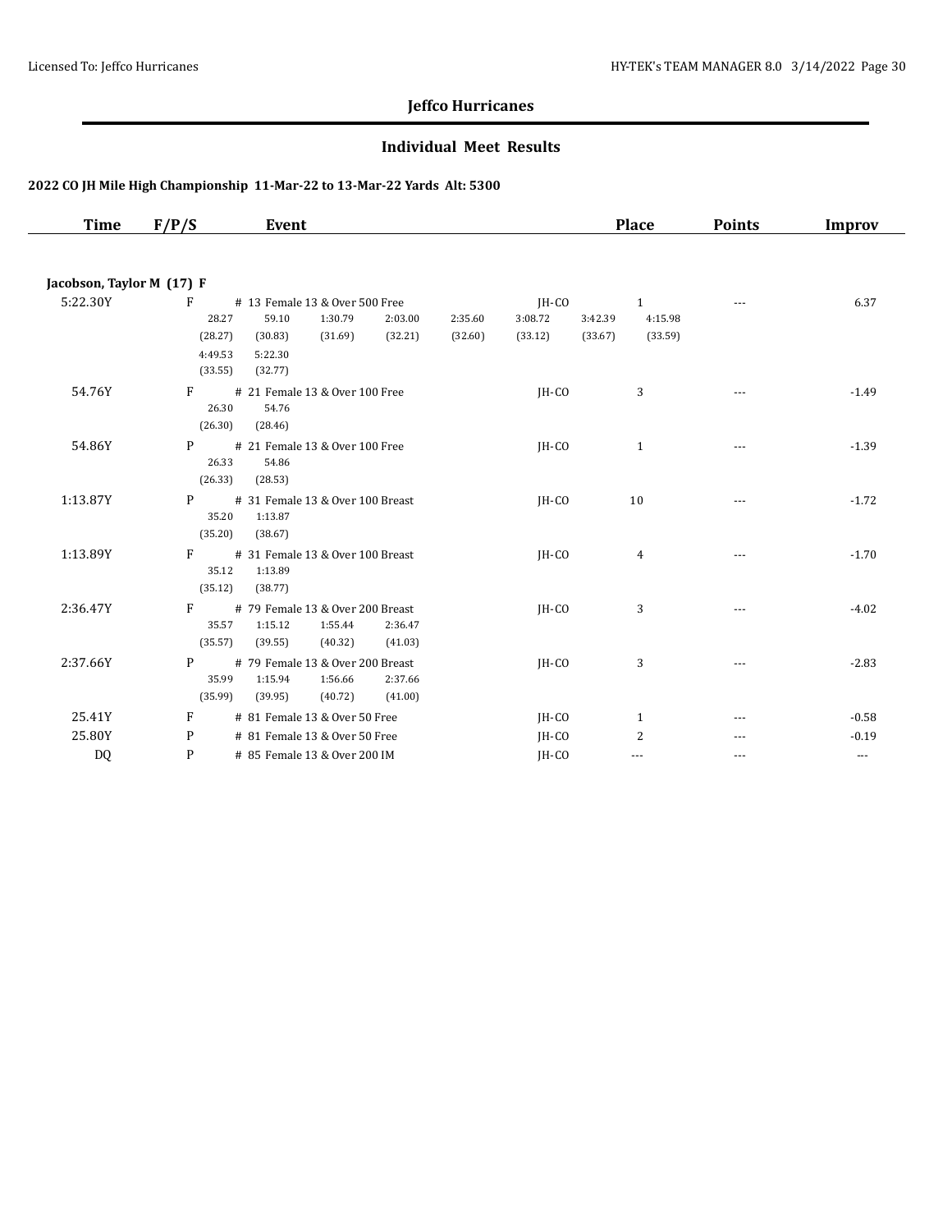## Jeffco Hurricanes

### Individual Meet Results

#### 2022 CO JH Mile High Championship 11-Mar-22 to 13-Mar-22 Yards Alt: 5300

| Time | F/P/S | Event | | Place | Points | Improv |
|---|---|---|---|---|---|---|
| **Jacobson, Taylor M (17) F** | | | | | | |
| 5:22.30Y | F | # 13 Female 13 & Over 500 Free | JH-CO | 1 | --- | 6.37 |
| | | 28.27 (28.27), 59.10 (30.83), 1:30.79 (31.69), 2:03.00 (32.21), 2:35.60 (32.60), 3:08.72 (33.12), 3:42.39 (33.67), 4:15.98 (33.59), 4:49.53 (33.55), 5:22.30 (32.77) | | | | |
| 54.76Y | F | # 21 Female 13 & Over 100 Free | JH-CO | 3 | --- | -1.49 |
| | | 26.30 (26.30), 54.76 (28.46) | | | | |
| 54.86Y | P | # 21 Female 13 & Over 100 Free | JH-CO | 1 | --- | -1.39 |
| | | 26.33 (26.33), 54.86 (28.53) | | | | |
| 1:13.87Y | P | # 31 Female 13 & Over 100 Breast | JH-CO | 10 | --- | -1.72 |
| | | 35.20 (35.20), 1:13.87 (38.67) | | | | |
| 1:13.89Y | F | # 31 Female 13 & Over 100 Breast | JH-CO | 4 | --- | -1.70 |
| | | 35.12 (35.12), 1:13.89 (38.77) | | | | |
| 2:36.47Y | F | # 79 Female 13 & Over 200 Breast | JH-CO | 3 | --- | -4.02 |
| | | 35.57 (35.57), 1:15.12 (39.55), 1:55.44 (40.32), 2:36.47 (41.03) | | | | |
| 2:37.66Y | P | # 79 Female 13 & Over 200 Breast | JH-CO | 3 | --- | -2.83 |
| | | 35.99 (35.99), 1:15.94 (39.95), 1:56.66 (40.72), 2:37.66 (41.00) | | | | |
| 25.41Y | F | # 81 Female 13 & Over 50 Free | JH-CO | 1 | --- | -0.58 |
| 25.80Y | P | # 81 Female 13 & Over 50 Free | JH-CO | 2 | --- | -0.19 |
| DQ | P | # 85 Female 13 & Over 200 IM | JH-CO | --- | --- | --- |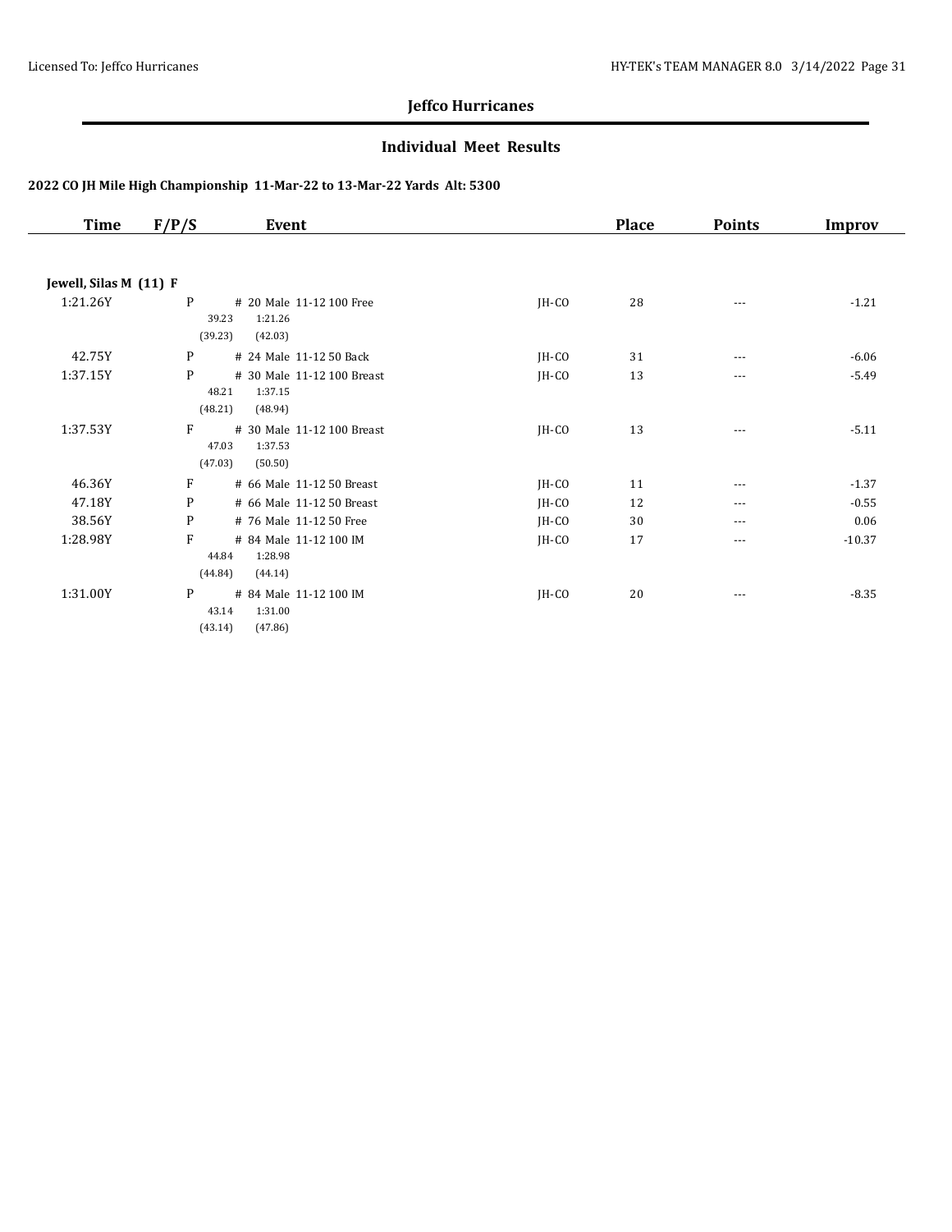## Jeffco Hurricanes

### Individual Meet Results

#### 2022 CO JH Mile High Championship 11-Mar-22 to 13-Mar-22 Yards Alt: 5300

| Time | F/P/S | Event | | Place | Points | Improv |
|---|---|---|---|---|---|---|
| **Jewell, Silas M (11) F** | | | | | | |
| 1:21.26Y | P | # 20 Male 11-12 100 Free<br>39.23 1:21.26<br>(39.23) (42.03) | JH-CO | 28 | --- | -1.21 |
| 42.75Y | P | # 24 Male 11-12 50 Back | JH-CO | 31 | --- | -6.06 |
| 1:37.15Y | P | # 30 Male 11-12 100 Breast<br>48.21 1:37.15<br>(48.21) (48.94) | JH-CO | 13 | --- | -5.49 |
| 1:37.53Y | F | # 30 Male 11-12 100 Breast<br>47.03 1:37.53<br>(47.03) (50.50) | JH-CO | 13 | --- | -5.11 |
| 46.36Y | F | # 66 Male 11-12 50 Breast | JH-CO | 11 | --- | -1.37 |
| 47.18Y | P | # 66 Male 11-12 50 Breast | JH-CO | 12 | --- | -0.55 |
| 38.56Y | P | # 76 Male 11-12 50 Free | JH-CO | 30 | --- | 0.06 |
| 1:28.98Y | F | # 84 Male 11-12 100 IM<br>44.84 1:28.98<br>(44.84) (44.14) | JH-CO | 17 | --- | -10.37 |
| 1:31.00Y | P | # 84 Male 11-12 100 IM<br>43.14 1:31.00<br>(43.14) (47.86) | JH-CO | 20 | --- | -8.35 |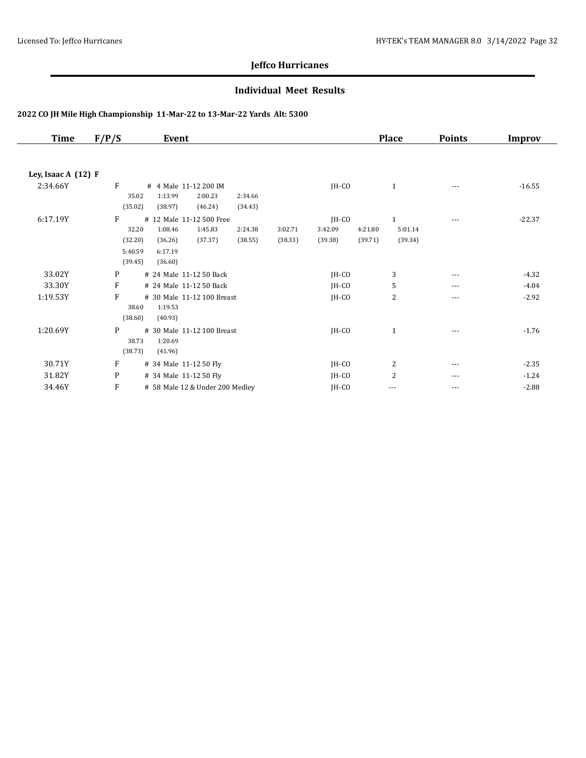# Jeffco Hurricanes

## Individual Meet Results

### 2022 CO JH Mile High Championship 11-Mar-22 to 13-Mar-22 Yards Alt: 5300

| Time | F/P/S | Event | | Place | Points | Improv |
|---|---|---|---|---|---|---|
| **Ley, Isaac A (12) F** | | | | | | |
| 2:34.66Y | F | # 4 Male 11-12 200 IM | JH-CO | 1 | --- | -16.55 |
| | | 35.02 (35.02), 1:13.99 (38.97), 2:00.23 (46.24), 2:34.66 (34.43) | | | | |
| 6:17.19Y | F | # 12 Male 11-12 500 Free | JH-CO | 1 | --- | -22.37 |
| | | 32.20 (32.20), 1:08.46 (36.26), 1:45.83 (37.37), 2:24.38 (38.55), 3:02.71 (38.33), 3:42.09 (39.38), 4:21.80 (39.71), 5:01.14 (39.34), 5:40.59 (39.45), 6:17.19 (36.60) | | | | |
| 33.02Y | P | # 24 Male 11-12 50 Back | JH-CO | 3 | --- | -4.32 |
| 33.30Y | F | # 24 Male 11-12 50 Back | JH-CO | 5 | --- | -4.04 |
| 1:19.53Y | F | # 30 Male 11-12 100 Breast | JH-CO | 2 | --- | -2.92 |
| | | 38.60 (38.60), 1:19.53 (40.93) | | | | |
| 1:20.69Y | P | # 30 Male 11-12 100 Breast | JH-CO | 1 | --- | -1.76 |
| | | 38.73 (38.73), 1:20.69 (41.96) | | | | |
| 30.71Y | F | # 34 Male 11-12 50 Fly | JH-CO | 2 | --- | -2.35 |
| 31.82Y | P | # 34 Male 11-12 50 Fly | JH-CO | 2 | --- | -1.24 |
| 34.46Y | F | # 58 Male 12 & Under 200 Medley | JH-CO | --- | --- | -2.88 |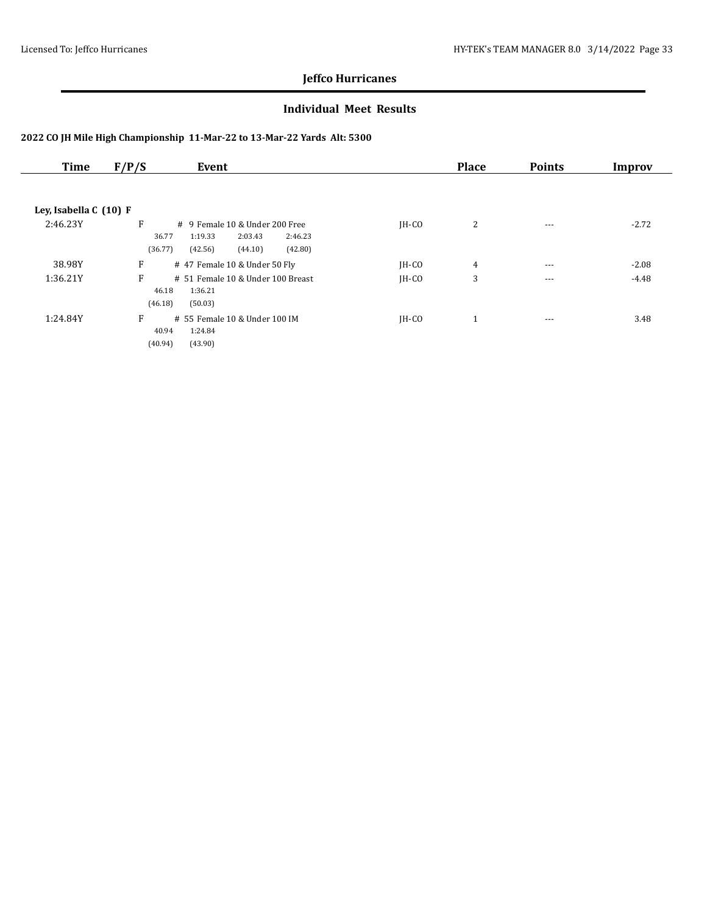## Jeffco Hurricanes

### Individual Meet Results

#### 2022 CO JH Mile High Championship 11-Mar-22 to 13-Mar-22 Yards Alt: 5300

| Time | F/P/S | Event | | Place | Points | Improv |
|---|---|---|---|---|---|---|
| **Ley, Isabella C (10) F** | | | | | | |
| 2:46.23Y | F | # 9 Female 10 & Under 200 Free | JH-CO | 2 | --- | -2.72 |
| | | 36.77 1:19.33 2:03.43 2:46.23 | | | | |
| | | (36.77) (42.56) (44.10) (42.80) | | | | |
| 38.98Y | F | # 47 Female 10 & Under 50 Fly | JH-CO | 4 | --- | -2.08 |
| 1:36.21Y | F | # 51 Female 10 & Under 100 Breast | JH-CO | 3 | --- | -4.48 |
| | | 46.18 1:36.21 | | | | |
| | | (46.18) (50.03) | | | | |
| 1:24.84Y | F | # 55 Female 10 & Under 100 IM | JH-CO | 1 | --- | 3.48 |
| | | 40.94 1:24.84 | | | | |
| | | (40.94) (43.90) | | | | |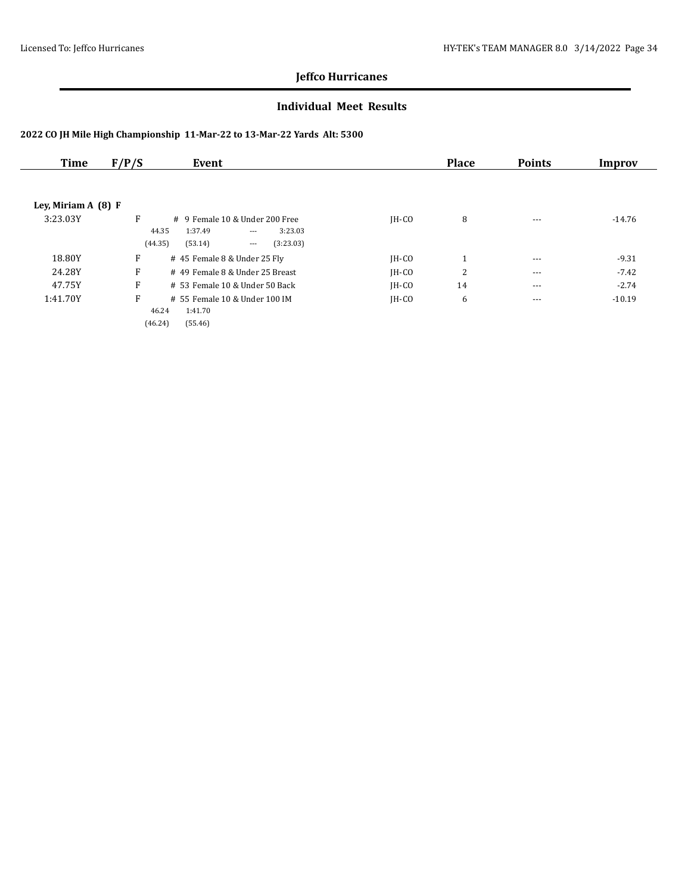## Jeffco Hurricanes

### Individual Meet Results

#### 2022 CO JH Mile High Championship 11-Mar-22 to 13-Mar-22 Yards Alt: 5300

| Time | F/P/S | Event | | Place | Points | Improv |
|---|---|---|---|---|---|---|
| **Ley, Miriam A (8) F** | | | | | | |
| 3:23.03Y | F | # 9 Female 10 & Under 200 Free | JH-CO | 8 | --- | -14.76 |
| | | 44.35 1:37.49 --- 3:23.03 | | | | |
| | | (44.35) (53.14) --- (3:23.03) | | | | |
| 18.80Y | F | # 45 Female 8 & Under 25 Fly | JH-CO | 1 | --- | -9.31 |
| 24.28Y | F | # 49 Female 8 & Under 25 Breast | JH-CO | 2 | --- | -7.42 |
| 47.75Y | F | # 53 Female 10 & Under 50 Back | JH-CO | 14 | --- | -2.74 |
| 1:41.70Y | F | # 55 Female 10 & Under 100 IM | JH-CO | 6 | --- | -10.19 |
| | | 46.24 1:41.70 | | | | |
| | | (46.24) (55.46) | | | | |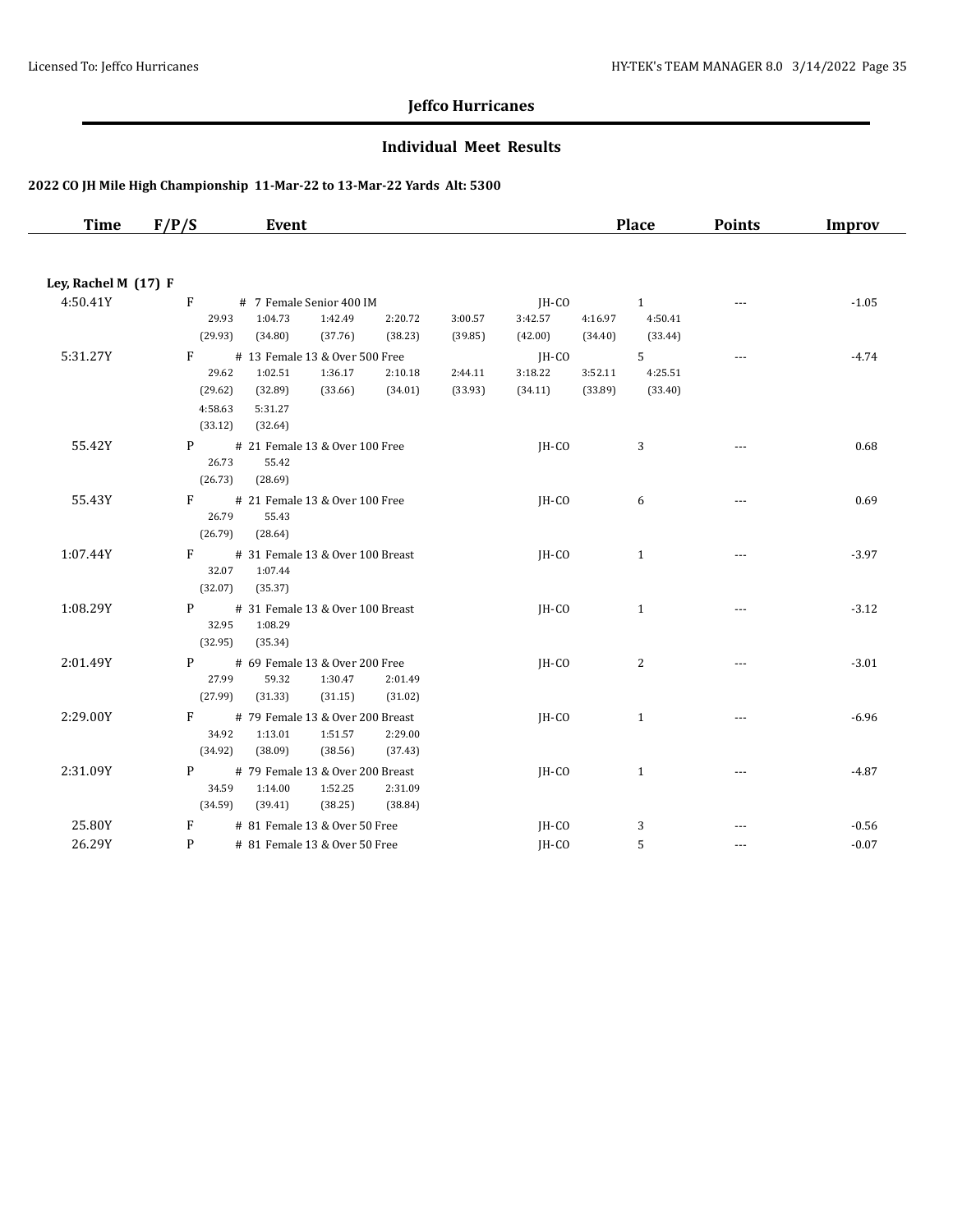# Jeffco Hurricanes

## Individual Meet Results

### 2022 CO JH Mile High Championship 11-Mar-22 to 13-Mar-22 Yards Alt: 5300

| Time | F/P/S | Event | | Place | Points | Improv |
|---|---|---|---|---|---|---|
| **Ley, Rachel M (17) F** | | | | | | |
| 4:50.41Y | F | # 7 Female Senior 400 IM | JH-CO | 1 | --- | -1.05 |
| | | 29.93 (29.93), 1:04.73 (34.80), 1:42.49 (37.76), 2:20.72 (38.23), 3:00.57 (39.85), 3:42.57 (42.00), 4:16.97 (34.40), 4:50.41 (33.44) | | | | |
| 5:31.27Y | F | # 13 Female 13 & Over 500 Free | JH-CO | 5 | --- | -4.74 |
| | | 29.62 (29.62), 1:02.51 (32.89), 1:36.17 (33.66), 2:10.18 (34.01), 2:44.11 (33.93), 3:18.22 (34.11), 3:52.11 (33.89), 4:25.51 (33.40), 4:58.63 (33.12), 5:31.27 (32.64) | | | | |
| 55.42Y | P | # 21 Female 13 & Over 100 Free | JH-CO | 3 | --- | 0.68 |
| | | 26.73 (26.73), 55.42 (28.69) | | | | |
| 55.43Y | F | # 21 Female 13 & Over 100 Free | JH-CO | 6 | --- | 0.69 |
| | | 26.79 (26.79), 55.43 (28.64) | | | | |
| 1:07.44Y | F | # 31 Female 13 & Over 100 Breast | JH-CO | 1 | --- | -3.97 |
| | | 32.07 (32.07), 1:07.44 (35.37) | | | | |
| 1:08.29Y | P | # 31 Female 13 & Over 100 Breast | JH-CO | 1 | --- | -3.12 |
| | | 32.95 (32.95), 1:08.29 (35.34) | | | | |
| 2:01.49Y | P | # 69 Female 13 & Over 200 Free | JH-CO | 2 | --- | -3.01 |
| | | 27.99 (27.99), 59.32 (31.33), 1:30.47 (31.15), 2:01.49 (31.02) | | | | |
| 2:29.00Y | F | # 79 Female 13 & Over 200 Breast | JH-CO | 1 | --- | -6.96 |
| | | 34.92 (34.92), 1:13.01 (38.09), 1:51.57 (38.56), 2:29.00 (37.43) | | | | |
| 2:31.09Y | P | # 79 Female 13 & Over 200 Breast | JH-CO | 1 | --- | -4.87 |
| | | 34.59 (34.59), 1:14.00 (39.41), 1:52.25 (38.25), 2:31.09 (38.84) | | | | |
| 25.80Y | F | # 81 Female 13 & Over 50 Free | JH-CO | 3 | --- | -0.56 |
| 26.29Y | P | # 81 Female 13 & Over 50 Free | JH-CO | 5 | --- | -0.07 |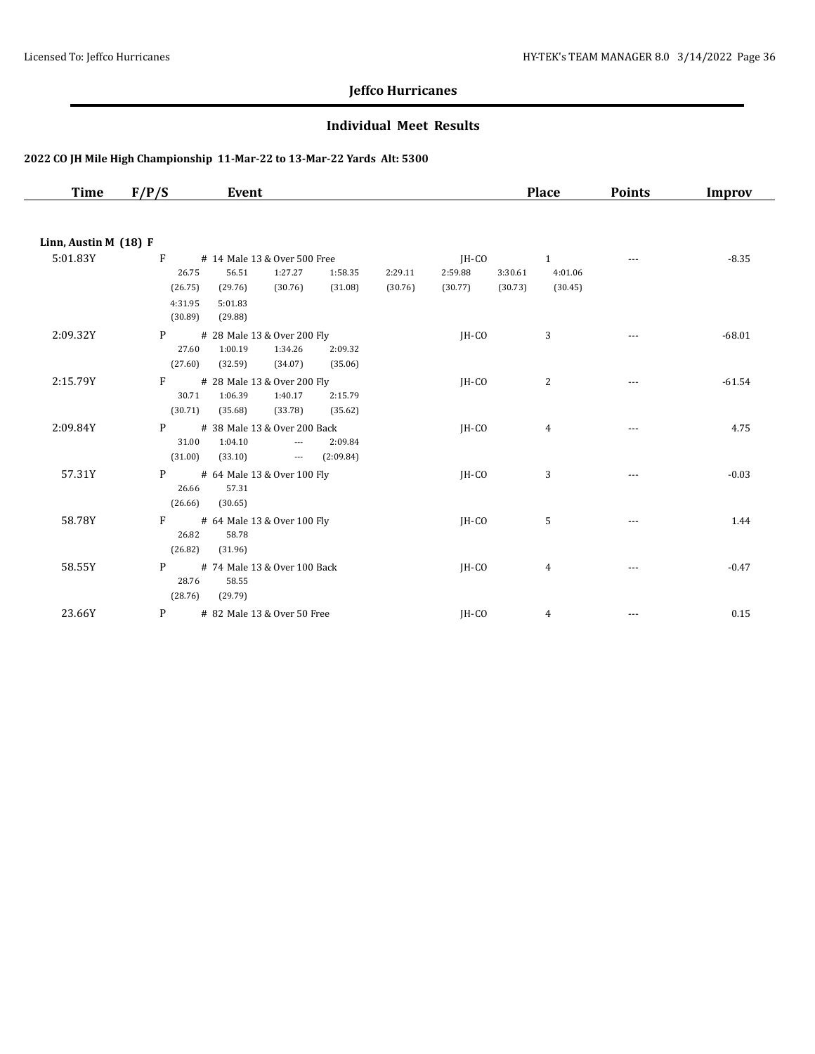## Jeffco Hurricanes

### Individual Meet Results

**2022 CO JH Mile High Championship 11-Mar-22 to 13-Mar-22 Yards Alt: 5300**

| Time | F/P/S | Event | Place | Points | Improv |
|---|---|---|---|---|---|
| **Linn, Austin M (18) F** | | | | | |
| 5:01.83Y | F | # 14 Male 13 & Over 500 Free JH-CO | 1 | --- | -8.35 |
| | | 26.75 56.51 1:27.27 1:58.35 2:29.11 2:59.88 3:30.61 4:01.06 | | | |
| | | (26.75) (29.76) (30.76) (31.08) (30.76) (30.77) (30.73) (30.45) | | | |
| | | 4:31.95 5:01.83 | | | |
| | | (30.89) (29.88) | | | |
| 2:09.32Y | P | # 28 Male 13 & Over 200 Fly JH-CO | 3 | --- | -68.01 |
| | | 27.60 1:00.19 1:34.26 2:09.32 | | | |
| | | (27.60) (32.59) (34.07) (35.06) | | | |
| 2:15.79Y | F | # 28 Male 13 & Over 200 Fly JH-CO | 2 | --- | -61.54 |
| | | 30.71 1:06.39 1:40.17 2:15.79 | | | |
| | | (30.71) (35.68) (33.78) (35.62) | | | |
| 2:09.84Y | P | # 38 Male 13 & Over 200 Back JH-CO | 4 | --- | 4.75 |
| | | 31.00 1:04.10 --- 2:09.84 | | | |
| | | (31.00) (33.10) --- (2:09.84) | | | |
| 57.31Y | P | # 64 Male 13 & Over 100 Fly JH-CO | 3 | --- | -0.03 |
| | | 26.66 57.31 | | | |
| | | (26.66) (30.65) | | | |
| 58.78Y | F | # 64 Male 13 & Over 100 Fly JH-CO | 5 | --- | 1.44 |
| | | 26.82 58.78 | | | |
| | | (26.82) (31.96) | | | |
| 58.55Y | P | # 74 Male 13 & Over 100 Back JH-CO | 4 | --- | -0.47 |
| | | 28.76 58.55 | | | |
| | | (28.76) (29.79) | | | |
| 23.66Y | P | # 82 Male 13 & Over 50 Free JH-CO | 4 | --- | 0.15 |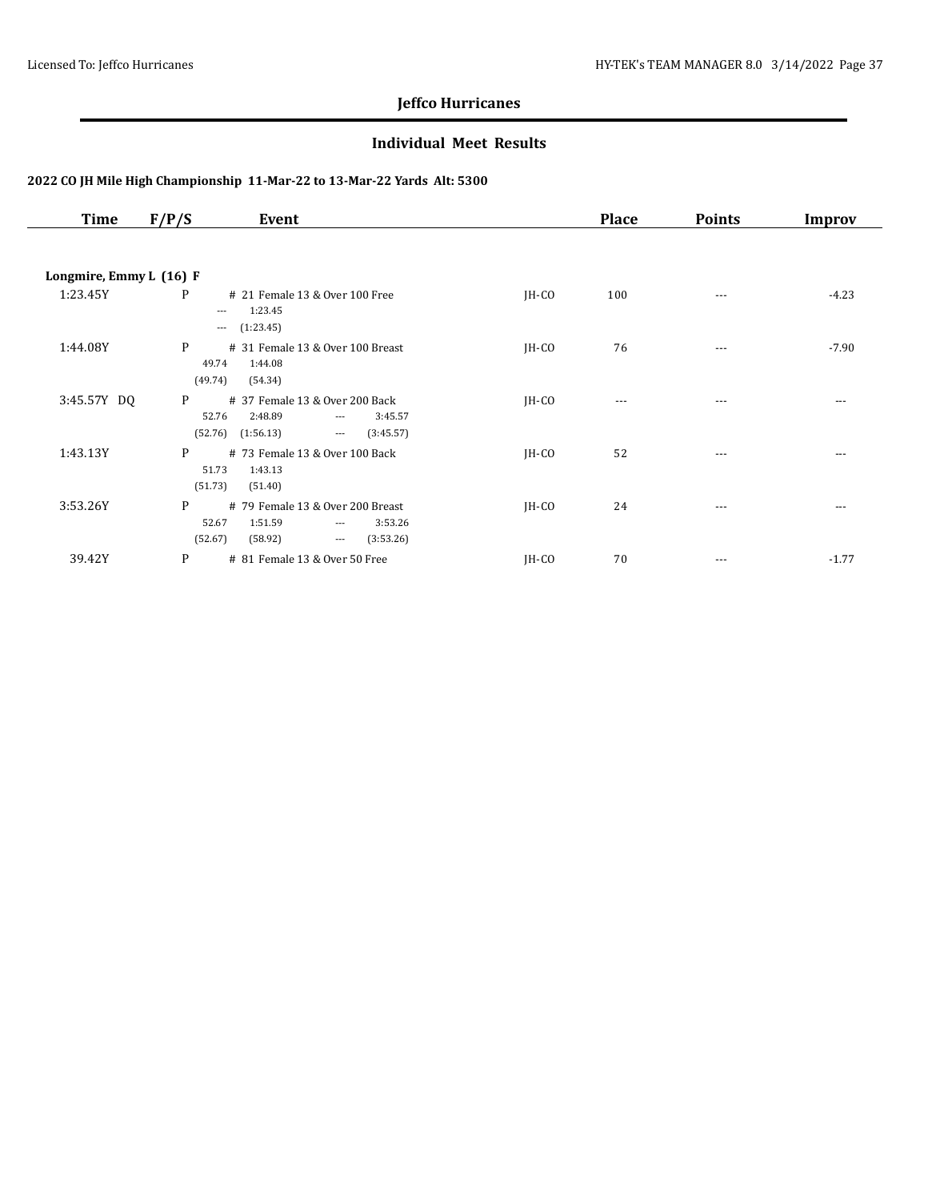## Jeffco Hurricanes

### Individual Meet Results

**2022 CO JH Mile High Championship 11-Mar-22 to 13-Mar-22 Yards Alt: 5300**

| Time | F/P/S | Event | | Place | Points | Improv |
|---|---|---|---|---|---|---|
| **Longmire, Emmy L (16) F** | | | | | | |
| 1:23.45Y | P | # 21 Female 13 & Over 100 Free<br>--- 1:23.45<br>--- (1:23.45) | JH-CO | 100 | --- | -4.23 |
| 1:44.08Y | P | # 31 Female 13 & Over 100 Breast<br>49.74 1:44.08<br>(49.74) (54.34) | JH-CO | 76 | --- | -7.90 |
| 3:45.57Y DQ | P | # 37 Female 13 & Over 200 Back<br>52.76 2:48.89 --- 3:45.57<br>(52.76) (1:56.13) --- (3:45.57) | JH-CO | --- | --- | --- |
| 1:43.13Y | P | # 73 Female 13 & Over 100 Back<br>51.73 1:43.13<br>(51.73) (51.40) | JH-CO | 52 | --- | --- |
| 3:53.26Y | P | # 79 Female 13 & Over 200 Breast<br>52.67 1:51.59 --- 3:53.26<br>(52.67) (58.92) --- (3:53.26) | JH-CO | 24 | --- | --- |
| 39.42Y | P | # 81 Female 13 & Over 50 Free | JH-CO | 70 | --- | -1.77 |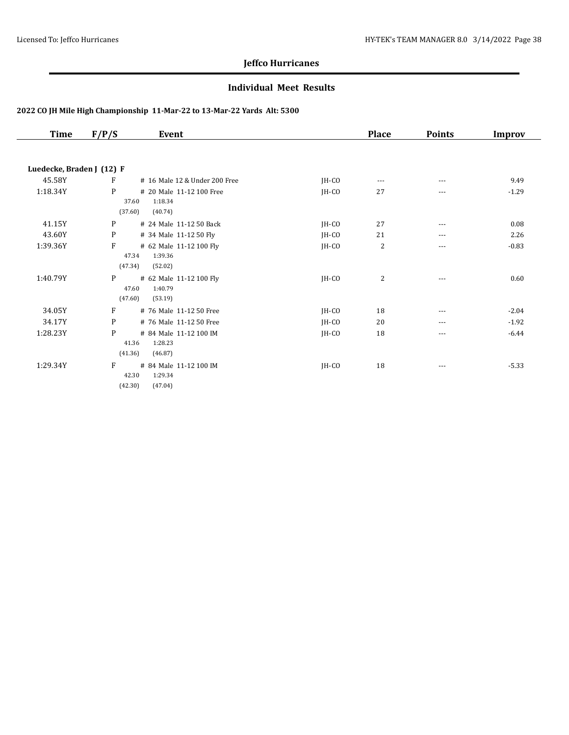# Jeffco Hurricanes

## Individual Meet Results

### 2022 CO JH Mile High Championship 11-Mar-22 to 13-Mar-22 Yards Alt: 5300

| Time | F/P/S | Event | | Place | Points | Improv |
|---|---|---|---|---|---|---|
| **Luedecke, Braden J (12) F** | | | | | | |
| 45.58Y | F | # 16 Male 12 & Under 200 Free | JH-CO | --- | --- | 9.49 |
| 1:18.34Y | P | # 20 Male 11-12 100 Free<br>37.60 1:18.34<br>(37.60) (40.74) | JH-CO | 27 | --- | -1.29 |
| 41.15Y | P | # 24 Male 11-12 50 Back | JH-CO | 27 | --- | 0.08 |
| 43.60Y | P | # 34 Male 11-12 50 Fly | JH-CO | 21 | --- | 2.26 |
| 1:39.36Y | F | # 62 Male 11-12 100 Fly<br>47.34 1:39.36<br>(47.34) (52.02) | JH-CO | 2 | --- | -0.83 |
| 1:40.79Y | P | # 62 Male 11-12 100 Fly<br>47.60 1:40.79<br>(47.60) (53.19) | JH-CO | 2 | --- | 0.60 |
| 34.05Y | F | # 76 Male 11-12 50 Free | JH-CO | 18 | --- | -2.04 |
| 34.17Y | P | # 76 Male 11-12 50 Free | JH-CO | 20 | --- | -1.92 |
| 1:28.23Y | P | # 84 Male 11-12 100 IM<br>41.36 1:28.23<br>(41.36) (46.87) | JH-CO | 18 | --- | -6.44 |
| 1:29.34Y | F | # 84 Male 11-12 100 IM<br>42.30 1:29.34<br>(42.30) (47.04) | JH-CO | 18 | --- | -5.33 |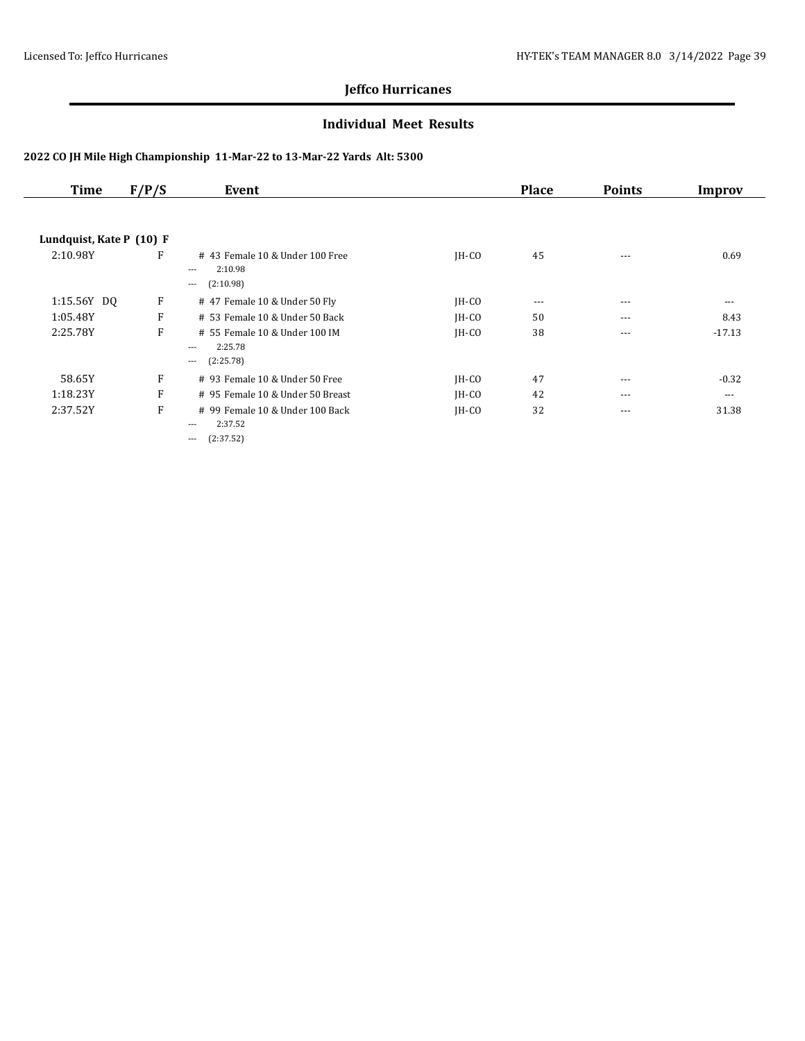## Jeffco Hurricanes

### Individual Meet Results

#### 2022 CO JH Mile High Championship 11-Mar-22 to 13-Mar-22 Yards Alt: 5300

| Time | F/P/S | Event | | Place | Points | Improv |
|---|---|---|---|---|---|---|
| **Lundquist, Kate P (10) F** | | | | | | |
| 2:10.98Y | F | # 43 Female 10 & Under 100 Free<br>--- 2:10.98<br>--- (2:10.98) | JH-CO | 45 | --- | 0.69 |
| 1:15.56Y DQ | F | # 47 Female 10 & Under 50 Fly | JH-CO | --- | --- | --- |
| 1:05.48Y | F | # 53 Female 10 & Under 50 Back | JH-CO | 50 | --- | 8.43 |
| 2:25.78Y | F | # 55 Female 10 & Under 100 IM<br>--- 2:25.78<br>--- (2:25.78) | JH-CO | 38 | --- | -17.13 |
| 58.65Y | F | # 93 Female 10 & Under 50 Free | JH-CO | 47 | --- | -0.32 |
| 1:18.23Y | F | # 95 Female 10 & Under 50 Breast | JH-CO | 42 | --- | --- |
| 2:37.52Y | F | # 99 Female 10 & Under 100 Back<br>--- 2:37.52<br>--- (2:37.52) | JH-CO | 32 | --- | 31.38 |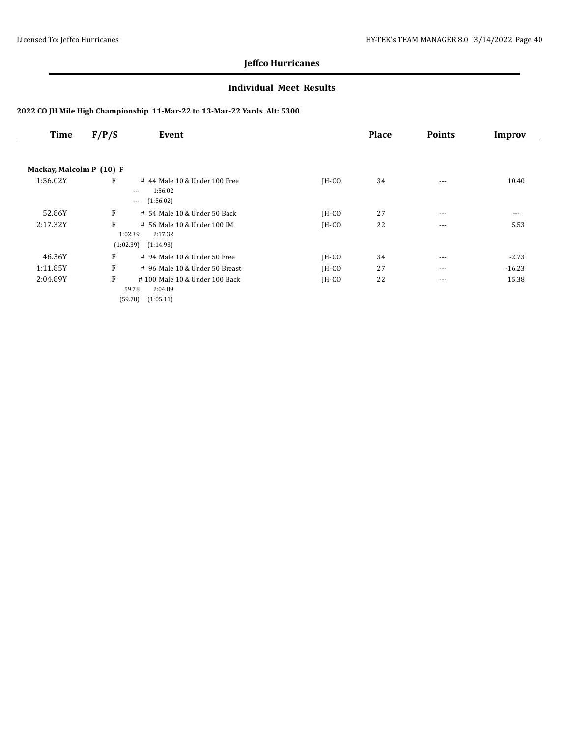## Jeffco Hurricanes

### Individual Meet Results

#### 2022 CO JH Mile High Championship 11-Mar-22 to 13-Mar-22 Yards Alt: 5300

| Time | F/P/S | Event | | Place | Points | Improv |
|---|---|---|---|---|---|---|
| **Mackay, Malcolm P (10) F** | | | | | | |
| 1:56.02Y | F | # 44 Male 10 & Under 100 Free<br>--- 1:56.02<br>--- (1:56.02) | JH-CO | 34 | --- | 10.40 |
| 52.86Y | F | # 54 Male 10 & Under 50 Back | JH-CO | 27 | --- | --- |
| 2:17.32Y | F | # 56 Male 10 & Under 100 IM<br>1:02.39 2:17.32<br>(1:02.39) (1:14.93) | JH-CO | 22 | --- | 5.53 |
| 46.36Y | F | # 94 Male 10 & Under 50 Free | JH-CO | 34 | --- | -2.73 |
| 1:11.85Y | F | # 96 Male 10 & Under 50 Breast | JH-CO | 27 | --- | -16.23 |
| 2:04.89Y | F | # 100 Male 10 & Under 100 Back<br>59.78 2:04.89<br>(59.78) (1:05.11) | JH-CO | 22 | --- | 15.38 |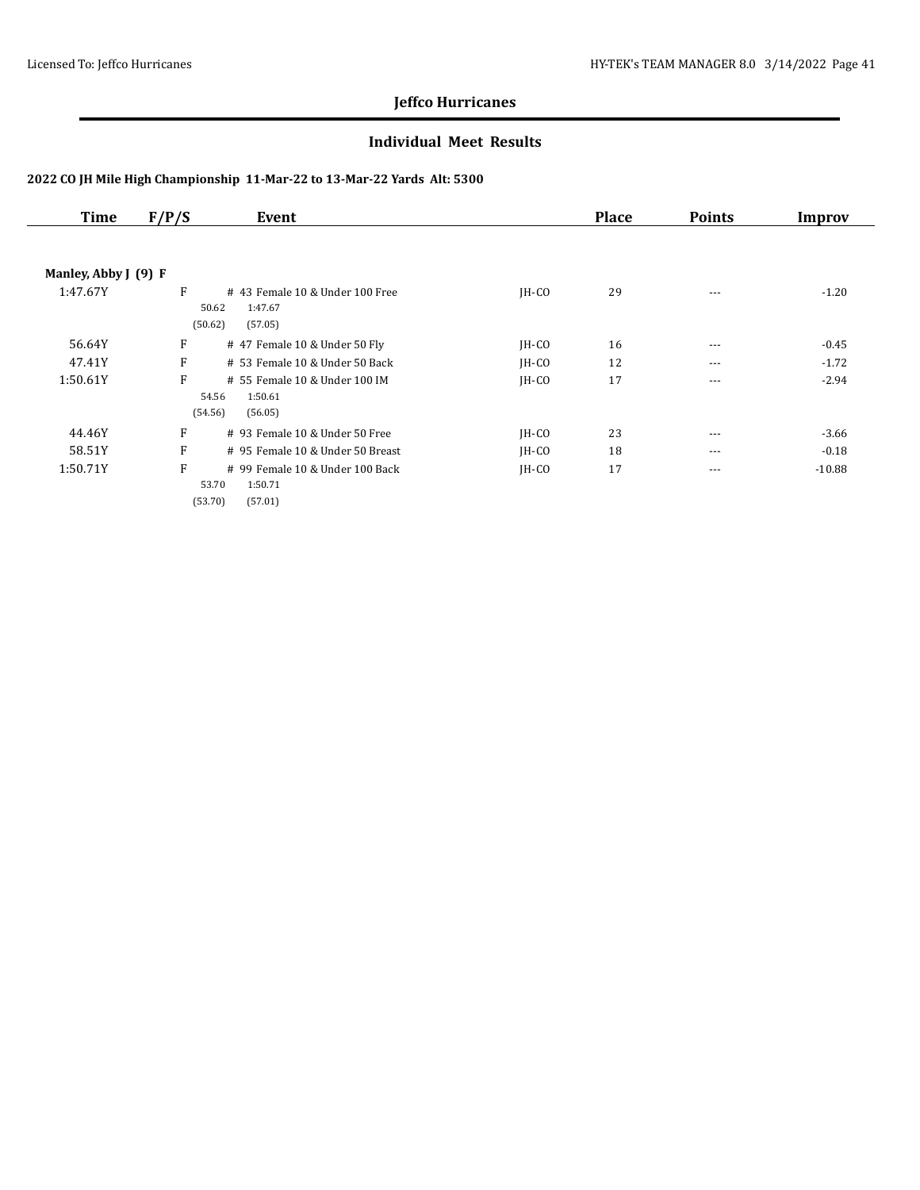# Jeffco Hurricanes

## Individual Meet Results

### 2022 CO JH Mile High Championship 11-Mar-22 to 13-Mar-22 Yards Alt: 5300

| Time | F/P/S | Event | | Place | Points | Improv |
|---|---|---|---|---|---|---|
| **Manley, Abby J (9) F** | | | | | | |
| 1:47.67Y | F | # 43 Female 10 & Under 100 Free<br>50.62 1:47.67<br>(50.62) (57.05) | JH-CO | 29 | --- | -1.20 |
| 56.64Y | F | # 47 Female 10 & Under 50 Fly | JH-CO | 16 | --- | -0.45 |
| 47.41Y | F | # 53 Female 10 & Under 50 Back | JH-CO | 12 | --- | -1.72 |
| 1:50.61Y | F | # 55 Female 10 & Under 100 IM<br>54.56 1:50.61<br>(54.56) (56.05) | JH-CO | 17 | --- | -2.94 |
| 44.46Y | F | # 93 Female 10 & Under 50 Free | JH-CO | 23 | --- | -3.66 |
| 58.51Y | F | # 95 Female 10 & Under 50 Breast | JH-CO | 18 | --- | -0.18 |
| 1:50.71Y | F | # 99 Female 10 & Under 100 Back<br>53.70 1:50.71<br>(53.70) (57.01) | JH-CO | 17 | --- | -10.88 |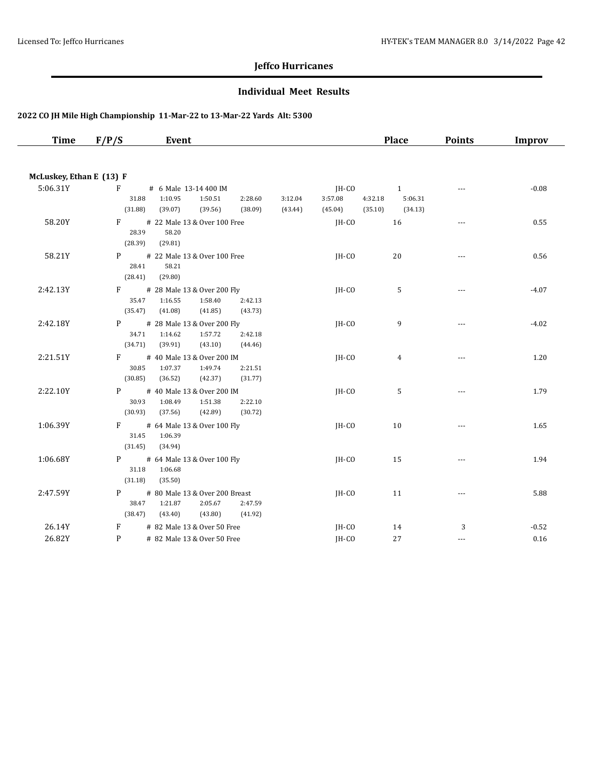## Jeffco Hurricanes

### Individual Meet Results

#### 2022 CO JH Mile High Championship 11-Mar-22 to 13-Mar-22 Yards Alt: 5300

| Time | F/P/S | Event | | Place | Points | Improv |
|---|---|---|---|---|---|---|

**McLuskey, Ethan E (13) F**

| Time | F/P/S | Event | | Place | Points | Improv |
|---|---|---|---|---|---|---|
| 5:06.31Y | F | # 6 Male 13-14 400 IM | JH-CO | 1 | --- | -0.08 |
| | | 31.88 1:10.95 1:50.51 2:28.60 3:12.04 3:57.08 4:32.18 5:06.31 | | | | |
| | | (31.88) (39.07) (39.56) (38.09) (43.44) (45.04) (35.10) (34.13) | | | | |
| 58.20Y | F | # 22 Male 13 & Over 100 Free | JH-CO | 16 | --- | 0.55 |
| | | 28.39 58.20 | | | | |
| | | (28.39) (29.81) | | | | |
| 58.21Y | P | # 22 Male 13 & Over 100 Free | JH-CO | 20 | --- | 0.56 |
| | | 28.41 58.21 | | | | |
| | | (28.41) (29.80) | | | | |
| 2:42.13Y | F | # 28 Male 13 & Over 200 Fly | JH-CO | 5 | --- | -4.07 |
| | | 35.47 1:16.55 1:58.40 2:42.13 | | | | |
| | | (35.47) (41.08) (41.85) (43.73) | | | | |
| 2:42.18Y | P | # 28 Male 13 & Over 200 Fly | JH-CO | 9 | --- | -4.02 |
| | | 34.71 1:14.62 1:57.72 2:42.18 | | | | |
| | | (34.71) (39.91) (43.10) (44.46) | | | | |
| 2:21.51Y | F | # 40 Male 13 & Over 200 IM | JH-CO | 4 | --- | 1.20 |
| | | 30.85 1:07.37 1:49.74 2:21.51 | | | | |
| | | (30.85) (36.52) (42.37) (31.77) | | | | |
| 2:22.10Y | P | # 40 Male 13 & Over 200 IM | JH-CO | 5 | --- | 1.79 |
| | | 30.93 1:08.49 1:51.38 2:22.10 | | | | |
| | | (30.93) (37.56) (42.89) (30.72) | | | | |
| 1:06.39Y | F | # 64 Male 13 & Over 100 Fly | JH-CO | 10 | --- | 1.65 |
| | | 31.45 1:06.39 | | | | |
| | | (31.45) (34.94) | | | | |
| 1:06.68Y | P | # 64 Male 13 & Over 100 Fly | JH-CO | 15 | --- | 1.94 |
| | | 31.18 1:06.68 | | | | |
| | | (31.18) (35.50) | | | | |
| 2:47.59Y | P | # 80 Male 13 & Over 200 Breast | JH-CO | 11 | --- | 5.88 |
| | | 38.47 1:21.87 2:05.67 2:47.59 | | | | |
| | | (38.47) (43.40) (43.80) (41.92) | | | | |
| 26.14Y | F | # 82 Male 13 & Over 50 Free | JH-CO | 14 | 3 | -0.52 |
| 26.82Y | P | # 82 Male 13 & Over 50 Free | JH-CO | 27 | --- | 0.16 |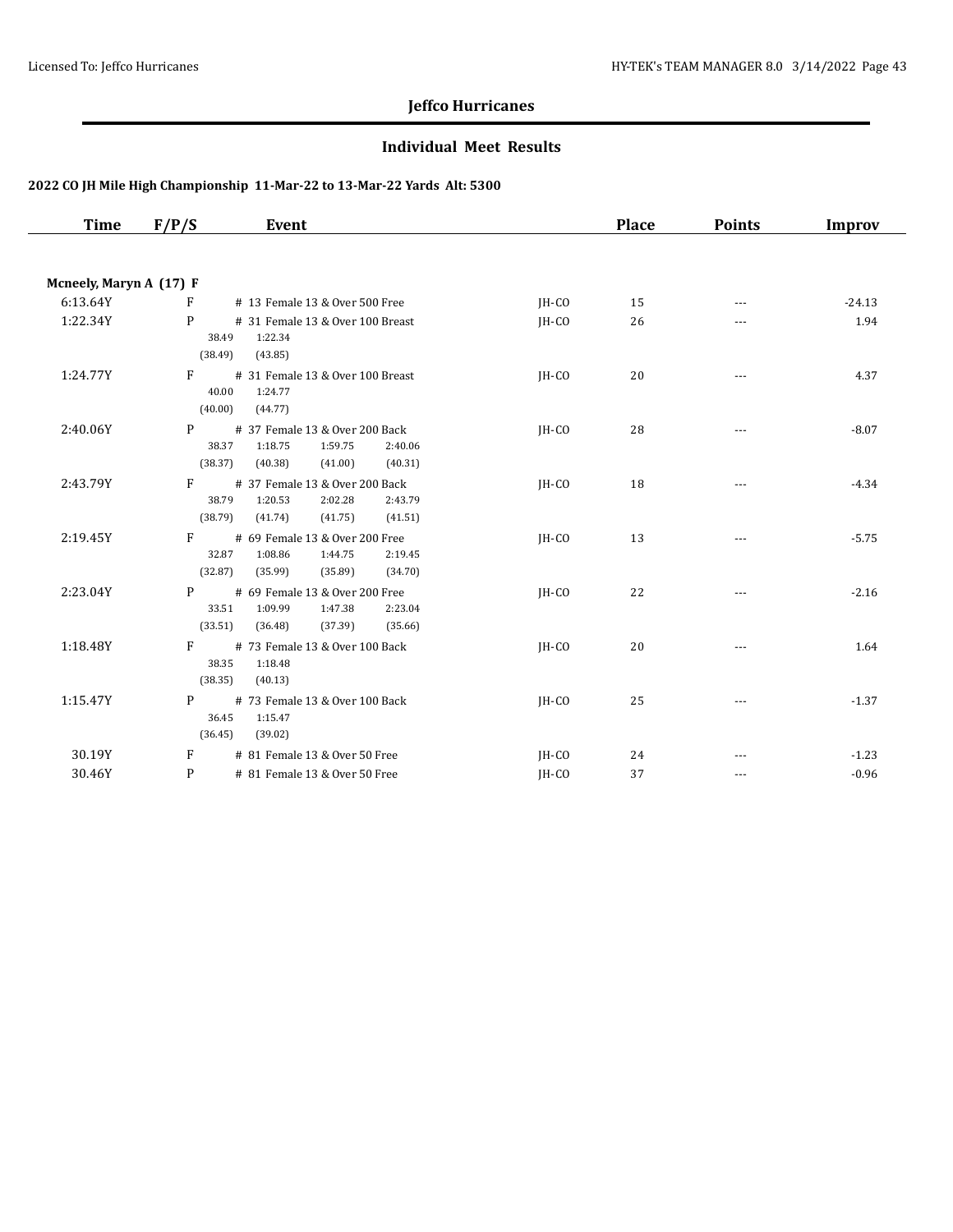# Jeffco Hurricanes

## Individual Meet Results

### 2022 CO JH Mile High Championship 11-Mar-22 to 13-Mar-22 Yards Alt: 5300

| Time | F/P/S | Event | | Place | Points | Improv |
|---|---|---|---|---|---|---|
| **Mcneely, Maryn A (17) F** | | | | | | |
| 6:13.64Y | F | # 13 Female 13 & Over 500 Free | JH-CO | 15 | --- | -24.13 |
| 1:22.34Y | P | # 31 Female 13 & Over 100 Breast<br>38.49 1:22.34<br>(38.49) (43.85) | JH-CO | 26 | --- | 1.94 |
| 1:24.77Y | F | # 31 Female 13 & Over 100 Breast<br>40.00 1:24.77<br>(40.00) (44.77) | JH-CO | 20 | --- | 4.37 |
| 2:40.06Y | P | # 37 Female 13 & Over 200 Back<br>38.37 1:18.75 1:59.75 2:40.06<br>(38.37) (40.38) (41.00) (40.31) | JH-CO | 28 | --- | -8.07 |
| 2:43.79Y | F | # 37 Female 13 & Over 200 Back<br>38.79 1:20.53 2:02.28 2:43.79<br>(38.79) (41.74) (41.75) (41.51) | JH-CO | 18 | --- | -4.34 |
| 2:19.45Y | F | # 69 Female 13 & Over 200 Free<br>32.87 1:08.86 1:44.75 2:19.45<br>(32.87) (35.99) (35.89) (34.70) | JH-CO | 13 | --- | -5.75 |
| 2:23.04Y | P | # 69 Female 13 & Over 200 Free<br>33.51 1:09.99 1:47.38 2:23.04<br>(33.51) (36.48) (37.39) (35.66) | JH-CO | 22 | --- | -2.16 |
| 1:18.48Y | F | # 73 Female 13 & Over 100 Back<br>38.35 1:18.48<br>(38.35) (40.13) | JH-CO | 20 | --- | 1.64 |
| 1:15.47Y | P | # 73 Female 13 & Over 100 Back<br>36.45 1:15.47<br>(36.45) (39.02) | JH-CO | 25 | --- | -1.37 |
| 30.19Y | F | # 81 Female 13 & Over 50 Free | JH-CO | 24 | --- | -1.23 |
| 30.46Y | P | # 81 Female 13 & Over 50 Free | JH-CO | 37 | --- | -0.96 |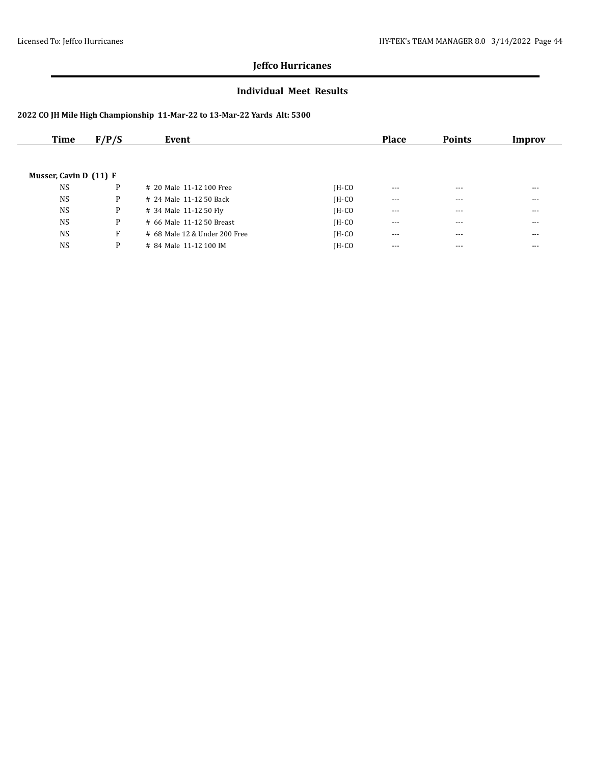## Jeffco Hurricanes

### Individual Meet Results

**2022 CO JH Mile High Championship 11-Mar-22 to 13-Mar-22 Yards Alt: 5300**

| Time | F/P/S | Event | | Place | Points | Improv |
|---|---|---|---|---|---|---|
| **Musser, Cavin D (11) F** | | | | | | |
| NS | P | # 20 Male 11-12 100 Free | JH-CO | --- | --- | --- |
| NS | P | # 24 Male 11-12 50 Back | JH-CO | --- | --- | --- |
| NS | P | # 34 Male 11-12 50 Fly | JH-CO | --- | --- | --- |
| NS | P | # 66 Male 11-12 50 Breast | JH-CO | --- | --- | --- |
| NS | F | # 68 Male 12 & Under 200 Free | JH-CO | --- | --- | --- |
| NS | P | # 84 Male 11-12 100 IM | JH-CO | --- | --- | --- |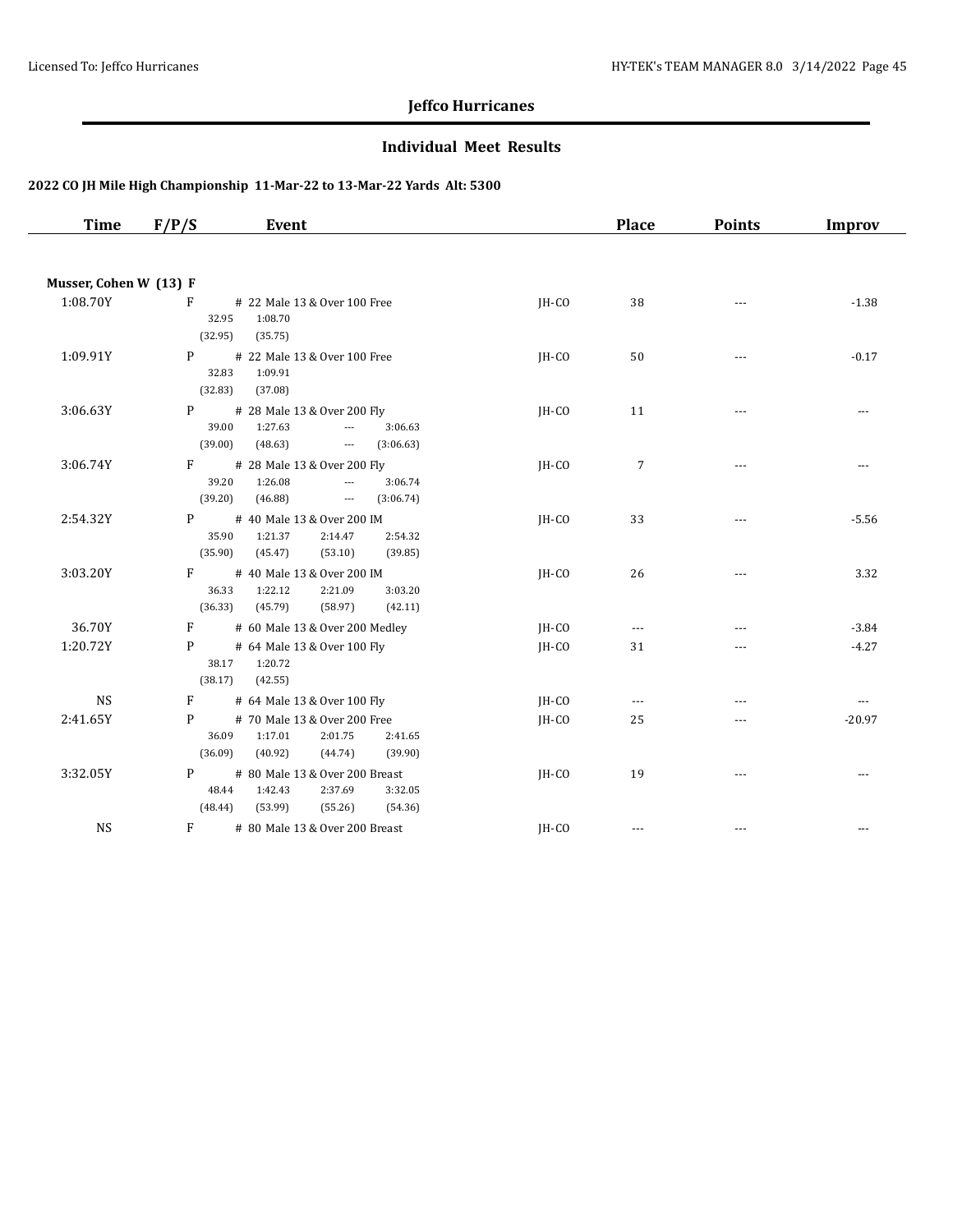# Jeffco Hurricanes

## Individual Meet Results

### 2022 CO JH Mile High Championship 11-Mar-22 to 13-Mar-22 Yards Alt: 5300

| Time | F/P/S | Event | | Place | Points | Improv |
|---|---|---|---|---|---|---|
| **Musser, Cohen W (13) F** | | | | | | |
| 1:08.70Y | F | # 22 Male 13 & Over 100 Free<br>32.95 1:08.70<br>(32.95) (35.75) | JH-CO | 38 | --- | -1.38 |
| 1:09.91Y | P | # 22 Male 13 & Over 100 Free<br>32.83 1:09.91<br>(32.83) (37.08) | JH-CO | 50 | --- | -0.17 |
| 3:06.63Y | P | # 28 Male 13 & Over 200 Fly<br>39.00 1:27.63 --- 3:06.63<br>(39.00) (48.63) --- (3:06.63) | JH-CO | 11 | --- | --- |
| 3:06.74Y | F | # 28 Male 13 & Over 200 Fly<br>39.20 1:26.08 --- 3:06.74<br>(39.20) (46.88) --- (3:06.74) | JH-CO | 7 | --- | --- |
| 2:54.32Y | P | # 40 Male 13 & Over 200 IM<br>35.90 1:21.37 2:14.47 2:54.32<br>(35.90) (45.47) (53.10) (39.85) | JH-CO | 33 | --- | -5.56 |
| 3:03.20Y | F | # 40 Male 13 & Over 200 IM<br>36.33 1:22.12 2:21.09 3:03.20<br>(36.33) (45.79) (58.97) (42.11) | JH-CO | 26 | --- | 3.32 |
| 36.70Y | F | # 60 Male 13 & Over 200 Medley | JH-CO | --- | --- | -3.84 |
| 1:20.72Y | P | # 64 Male 13 & Over 100 Fly<br>38.17 1:20.72<br>(38.17) (42.55) | JH-CO | 31 | --- | -4.27 |
| NS | F | # 64 Male 13 & Over 100 Fly | JH-CO | --- | --- | --- |
| 2:41.65Y | P | # 70 Male 13 & Over 200 Free<br>36.09 1:17.01 2:01.75 2:41.65<br>(36.09) (40.92) (44.74) (39.90) | JH-CO | 25 | --- | -20.97 |
| 3:32.05Y | P | # 80 Male 13 & Over 200 Breast<br>48.44 1:42.43 2:37.69 3:32.05<br>(48.44) (53.99) (55.26) (54.36) | JH-CO | 19 | --- | --- |
| NS | F | # 80 Male 13 & Over 200 Breast | JH-CO | --- | --- | --- |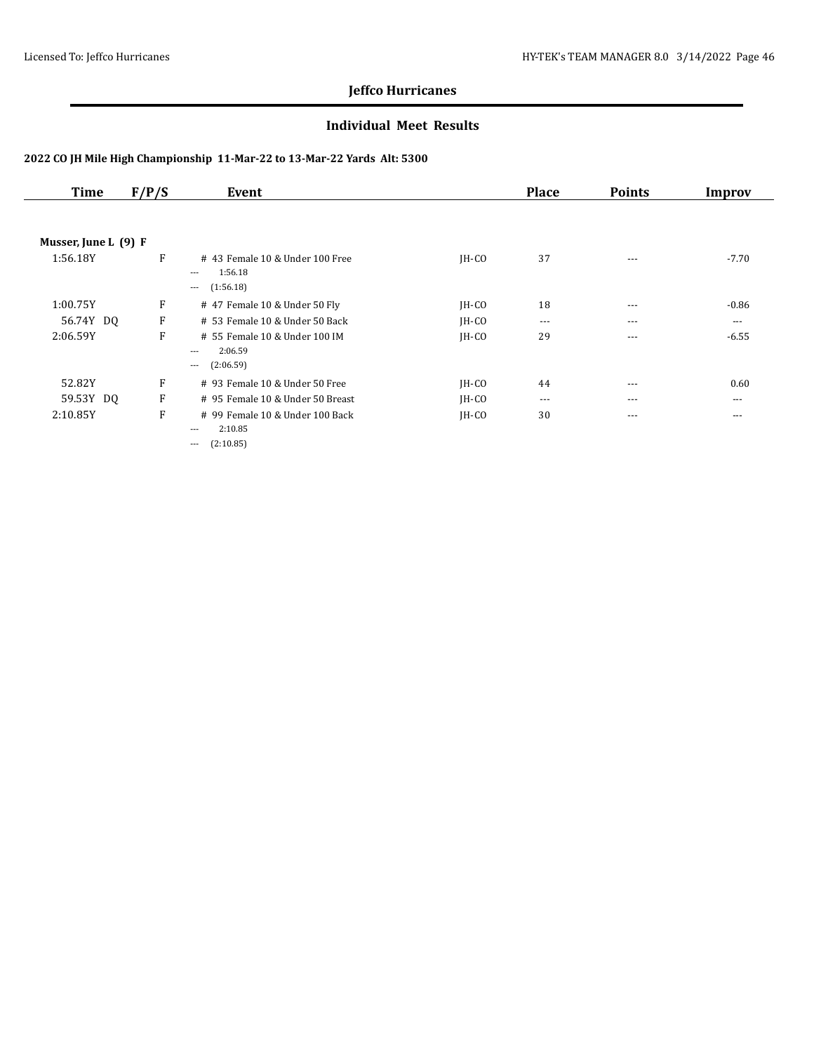# Jeffco Hurricanes

## Individual Meet Results

### 2022 CO JH Mile High Championship 11-Mar-22 to 13-Mar-22 Yards Alt: 5300

| Time | F/P/S | Event | | Place | Points | Improv |
|---|---|---|---|---|---|---|
| **Musser, June L (9) F** | | | | | | |
| 1:56.18Y | F | # 43 Female 10 & Under 100 Free<br>--- 1:56.18<br>--- (1:56.18) | JH-CO | 37 | --- | -7.70 |
| 1:00.75Y | F | # 47 Female 10 & Under 50 Fly | JH-CO | 18 | --- | -0.86 |
| 56.74Y DQ | F | # 53 Female 10 & Under 50 Back | JH-CO | --- | --- | --- |
| 2:06.59Y | F | # 55 Female 10 & Under 100 IM<br>--- 2:06.59<br>--- (2:06.59) | JH-CO | 29 | --- | -6.55 |
| 52.82Y | F | # 93 Female 10 & Under 50 Free | JH-CO | 44 | --- | 0.60 |
| 59.53Y DQ | F | # 95 Female 10 & Under 50 Breast | JH-CO | --- | --- | --- |
| 2:10.85Y | F | # 99 Female 10 & Under 100 Back<br>--- 2:10.85<br>--- (2:10.85) | JH-CO | 30 | --- | --- |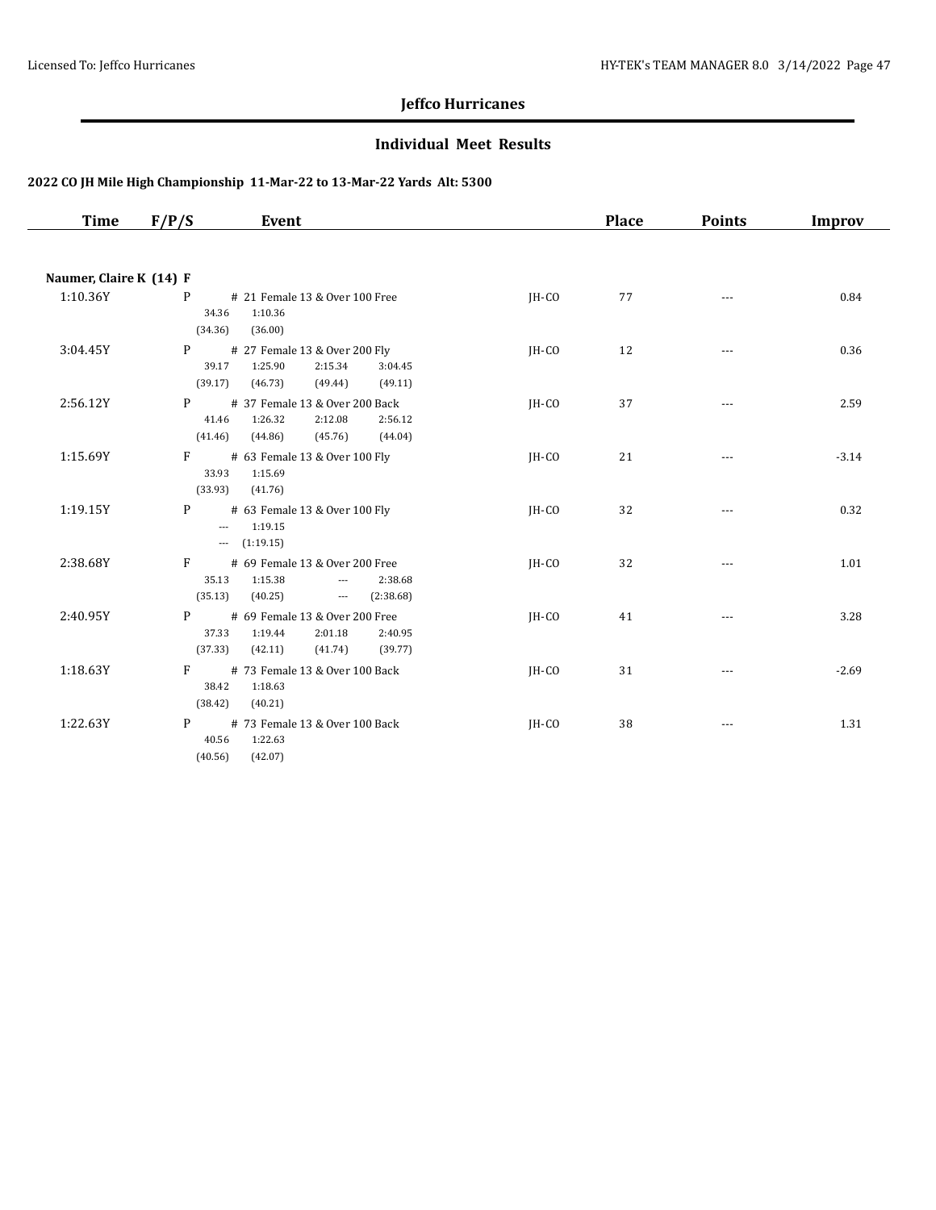# Jeffco Hurricanes

## Individual Meet Results

### 2022 CO JH Mile High Championship 11-Mar-22 to 13-Mar-22 Yards Alt: 5300

| Time | F/P/S | Event | | Place | Points | Improv |
|---|---|---|---|---|---|---|
| **Naumer, Claire K (14) F** | | | | | | |
| 1:10.36Y | P | # 21 Female 13 & Over 100 Free<br>34.36 1:10.36<br>(34.36) (36.00) | JH-CO | 77 | --- | 0.84 |
| 3:04.45Y | P | # 27 Female 13 & Over 200 Fly<br>39.17 1:25.90 2:15.34 3:04.45<br>(39.17) (46.73) (49.44) (49.11) | JH-CO | 12 | --- | 0.36 |
| 2:56.12Y | P | # 37 Female 13 & Over 200 Back<br>41.46 1:26.32 2:12.08 2:56.12<br>(41.46) (44.86) (45.76) (44.04) | JH-CO | 37 | --- | 2.59 |
| 1:15.69Y | F | # 63 Female 13 & Over 100 Fly<br>33.93 1:15.69<br>(33.93) (41.76) | JH-CO | 21 | --- | -3.14 |
| 1:19.15Y | P | # 63 Female 13 & Over 100 Fly<br>--- 1:19.15<br>--- (1:19.15) | JH-CO | 32 | --- | 0.32 |
| 2:38.68Y | F | # 69 Female 13 & Over 200 Free<br>35.13 1:15.38 --- 2:38.68<br>(35.13) (40.25) --- (2:38.68) | JH-CO | 32 | --- | 1.01 |
| 2:40.95Y | P | # 69 Female 13 & Over 200 Free<br>37.33 1:19.44 2:01.18 2:40.95<br>(37.33) (42.11) (41.74) (39.77) | JH-CO | 41 | --- | 3.28 |
| 1:18.63Y | F | # 73 Female 13 & Over 100 Back<br>38.42 1:18.63<br>(38.42) (40.21) | JH-CO | 31 | --- | -2.69 |
| 1:22.63Y | P | # 73 Female 13 & Over 100 Back<br>40.56 1:22.63<br>(40.56) (42.07) | JH-CO | 38 | --- | 1.31 |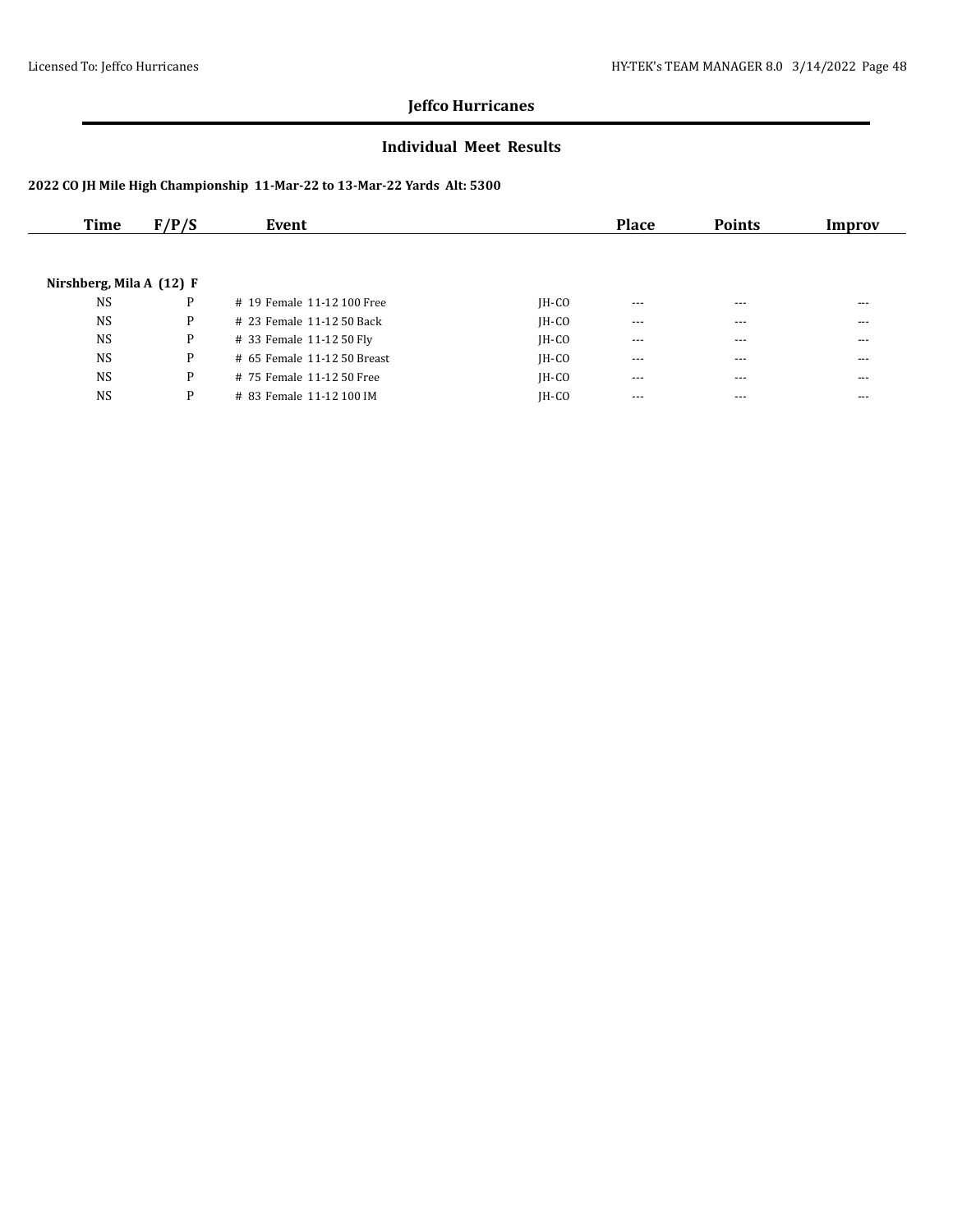## Jeffco Hurricanes

### Individual Meet Results

**2022 CO JH Mile High Championship 11-Mar-22 to 13-Mar-22 Yards Alt: 5300**

| Time | F/P/S | Event | | Place | Points | Improv |
|---|---|---|---|---|---|---|
| **Nirshberg, Mila A (12) F** | | | | | | |
| NS | P | # 19 Female 11-12 100 Free | JH-CO | --- | --- | --- |
| NS | P | # 23 Female 11-12 50 Back | JH-CO | --- | --- | --- |
| NS | P | # 33 Female 11-12 50 Fly | JH-CO | --- | --- | --- |
| NS | P | # 65 Female 11-12 50 Breast | JH-CO | --- | --- | --- |
| NS | P | # 75 Female 11-12 50 Free | JH-CO | --- | --- | --- |
| NS | P | # 83 Female 11-12 100 IM | JH-CO | --- | --- | --- |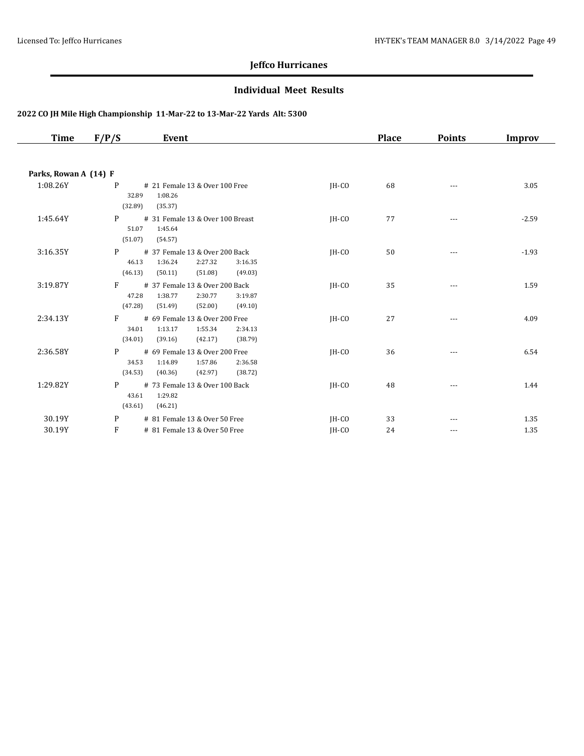## Jeffco Hurricanes

### Individual Meet Results

#### 2022 CO JH Mile High Championship 11-Mar-22 to 13-Mar-22 Yards Alt: 5300

| Time | F/P/S | Event | | Place | Points | Improv |
|---|---|---|---|---|---|---|
| **Parks, Rowan A (14) F** | | | | | | |
| 1:08.26Y | P | # 21 Female 13 & Over 100 Free<br>32.89 1:08.26<br>(32.89) (35.37) | JH-CO | 68 | --- | 3.05 |
| 1:45.64Y | P | # 31 Female 13 & Over 100 Breast<br>51.07 1:45.64<br>(51.07) (54.57) | JH-CO | 77 | --- | -2.59 |
| 3:16.35Y | P | # 37 Female 13 & Over 200 Back<br>46.13 1:36.24 2:27.32 3:16.35<br>(46.13) (50.11) (51.08) (49.03) | JH-CO | 50 | --- | -1.93 |
| 3:19.87Y | F | # 37 Female 13 & Over 200 Back<br>47.28 1:38.77 2:30.77 3:19.87<br>(47.28) (51.49) (52.00) (49.10) | JH-CO | 35 | --- | 1.59 |
| 2:34.13Y | F | # 69 Female 13 & Over 200 Free<br>34.01 1:13.17 1:55.34 2:34.13<br>(34.01) (39.16) (42.17) (38.79) | JH-CO | 27 | --- | 4.09 |
| 2:36.58Y | P | # 69 Female 13 & Over 200 Free<br>34.53 1:14.89 1:57.86 2:36.58<br>(34.53) (40.36) (42.97) (38.72) | JH-CO | 36 | --- | 6.54 |
| 1:29.82Y | P | # 73 Female 13 & Over 100 Back<br>43.61 1:29.82<br>(43.61) (46.21) | JH-CO | 48 | --- | 1.44 |
| 30.19Y | P | # 81 Female 13 & Over 50 Free | JH-CO | 33 | --- | 1.35 |
| 30.19Y | F | # 81 Female 13 & Over 50 Free | JH-CO | 24 | --- | 1.35 |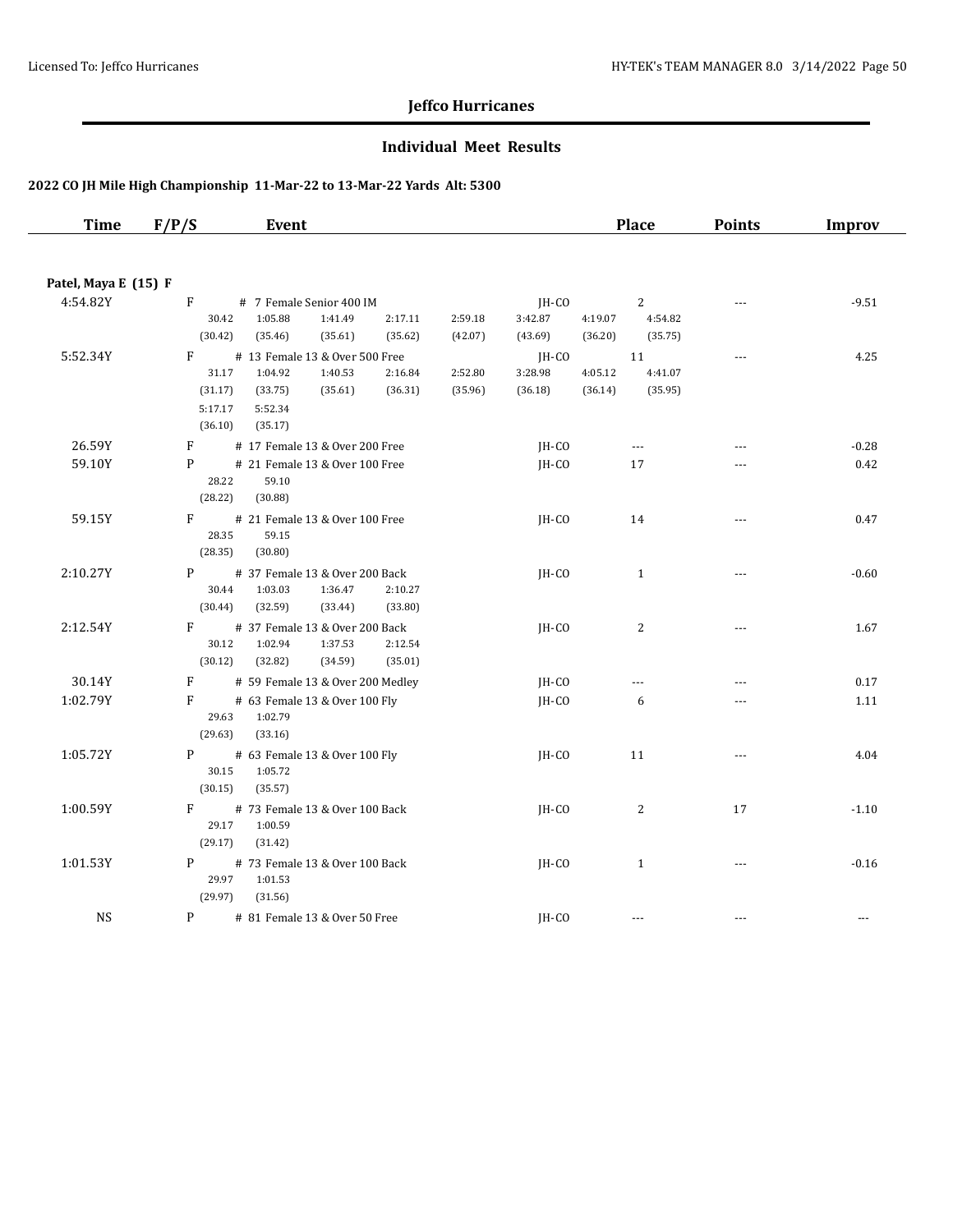# Jeffco Hurricanes

## Individual Meet Results

### 2022 CO JH Mile High Championship 11-Mar-22 to 13-Mar-22 Yards Alt: 5300

| Time | F/P/S | Event | | Place | Points | Improv |
|---|---|---|---|---|---|---|
| **Patel, Maya E (15) F** | | | | | | |
| 4:54.82Y | F | # 7 Female Senior 400 IM | JH-CO | 2 | --- | -9.51 |
| | | 30.42 (30.42) 1:05.88 (35.46) 1:41.49 (35.61) 2:17.11 (35.62) 2:59.18 (42.07) 3:42.87 (43.69) 4:19.07 (36.20) 4:54.82 (35.75) | | | | |
| 5:52.34Y | F | # 13 Female 13 & Over 500 Free | JH-CO | 11 | --- | 4.25 |
| | | 31.17 (31.17) 1:04.92 (33.75) 1:40.53 (35.61) 2:16.84 (36.31) 2:52.80 (35.96) 3:28.98 (36.18) 4:05.12 (36.14) 4:41.07 (35.95) 5:17.17 (36.10) 5:52.34 (35.17) | | | | |
| 26.59Y | F | # 17 Female 13 & Over 200 Free | JH-CO | --- | --- | -0.28 |
| 59.10Y | P | # 21 Female 13 & Over 100 Free | JH-CO | 17 | --- | 0.42 |
| | | 28.22 (28.22) 59.10 (30.88) | | | | |
| 59.15Y | F | # 21 Female 13 & Over 100 Free | JH-CO | 14 | --- | 0.47 |
| | | 28.35 (28.35) 59.15 (30.80) | | | | |
| 2:10.27Y | P | # 37 Female 13 & Over 200 Back | JH-CO | 1 | --- | -0.60 |
| | | 30.44 (30.44) 1:03.03 (32.59) 1:36.47 (33.44) 2:10.27 (33.80) | | | | |
| 2:12.54Y | F | # 37 Female 13 & Over 200 Back | JH-CO | 2 | --- | 1.67 |
| | | 30.12 (30.12) 1:02.94 (32.82) 1:37.53 (34.59) 2:12.54 (35.01) | | | | |
| 30.14Y | F | # 59 Female 13 & Over 200 Medley | JH-CO | --- | --- | 0.17 |
| 1:02.79Y | F | # 63 Female 13 & Over 100 Fly | JH-CO | 6 | --- | 1.11 |
| | | 29.63 (29.63) 1:02.79 (33.16) | | | | |
| 1:05.72Y | P | # 63 Female 13 & Over 100 Fly | JH-CO | 11 | --- | 4.04 |
| | | 30.15 (30.15) 1:05.72 (35.57) | | | | |
| 1:00.59Y | F | # 73 Female 13 & Over 100 Back | JH-CO | 2 | 17 | -1.10 |
| | | 29.17 (29.17) 1:00.59 (31.42) | | | | |
| 1:01.53Y | P | # 73 Female 13 & Over 100 Back | JH-CO | 1 | --- | -0.16 |
| | | 29.97 (29.97) 1:01.53 (31.56) | | | | |
| NS | P | # 81 Female 13 & Over 50 Free | JH-CO | --- | --- | --- |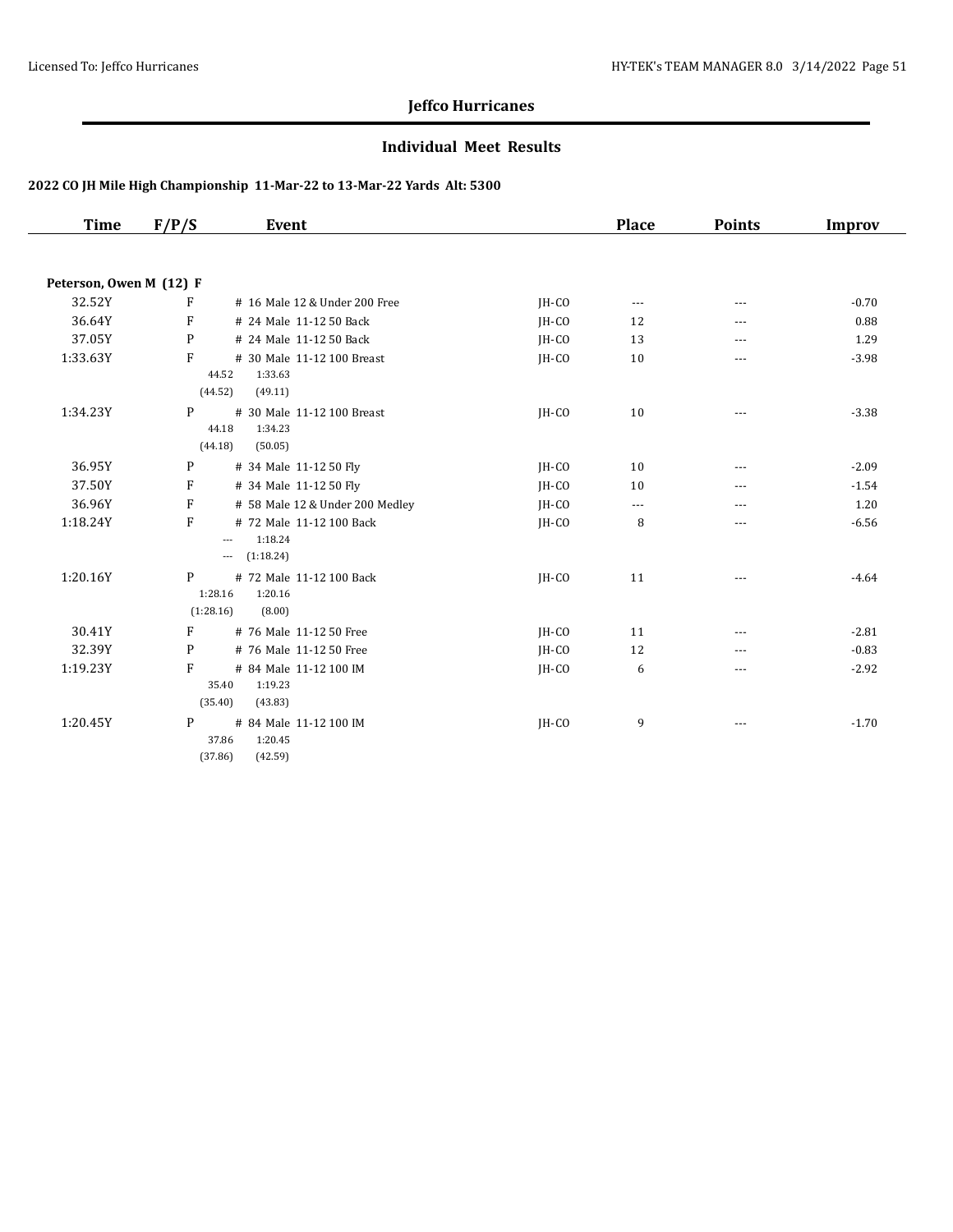# Jeffco Hurricanes

## Individual Meet Results

### 2022 CO JH Mile High Championship 11-Mar-22 to 13-Mar-22 Yards Alt: 5300

| Time | F/P/S | Event | | Place | Points | Improv |
|---|---|---|---|---|---|---|
| **Peterson, Owen M (12) F** | | | | | | |
| 32.52Y | F | # 16 Male 12 & Under 200 Free | JH-CO | --- | --- | -0.70 |
| 36.64Y | F | # 24 Male 11-12 50 Back | JH-CO | 12 | --- | 0.88 |
| 37.05Y | P | # 24 Male 11-12 50 Back | JH-CO | 13 | --- | 1.29 |
| 1:33.63Y | F | # 30 Male 11-12 100 Breast<br>44.52 1:33.63<br>(44.52) (49.11) | JH-CO | 10 | --- | -3.98 |
| 1:34.23Y | P | # 30 Male 11-12 100 Breast<br>44.18 1:34.23<br>(44.18) (50.05) | JH-CO | 10 | --- | -3.38 |
| 36.95Y | P | # 34 Male 11-12 50 Fly | JH-CO | 10 | --- | -2.09 |
| 37.50Y | F | # 34 Male 11-12 50 Fly | JH-CO | 10 | --- | -1.54 |
| 36.96Y | F | # 58 Male 12 & Under 200 Medley | JH-CO | --- | --- | 1.20 |
| 1:18.24Y | F | # 72 Male 11-12 100 Back<br>--- 1:18.24<br>--- (1:18.24) | JH-CO | 8 | --- | -6.56 |
| 1:20.16Y | P | # 72 Male 11-12 100 Back<br>1:28.16 1:20.16<br>(1:28.16) (8.00) | JH-CO | 11 | --- | -4.64 |
| 30.41Y | F | # 76 Male 11-12 50 Free | JH-CO | 11 | --- | -2.81 |
| 32.39Y | P | # 76 Male 11-12 50 Free | JH-CO | 12 | --- | -0.83 |
| 1:19.23Y | F | # 84 Male 11-12 100 IM<br>35.40 1:19.23<br>(35.40) (43.83) | JH-CO | 6 | --- | -2.92 |
| 1:20.45Y | P | # 84 Male 11-12 100 IM<br>37.86 1:20.45<br>(37.86) (42.59) | JH-CO | 9 | --- | -1.70 |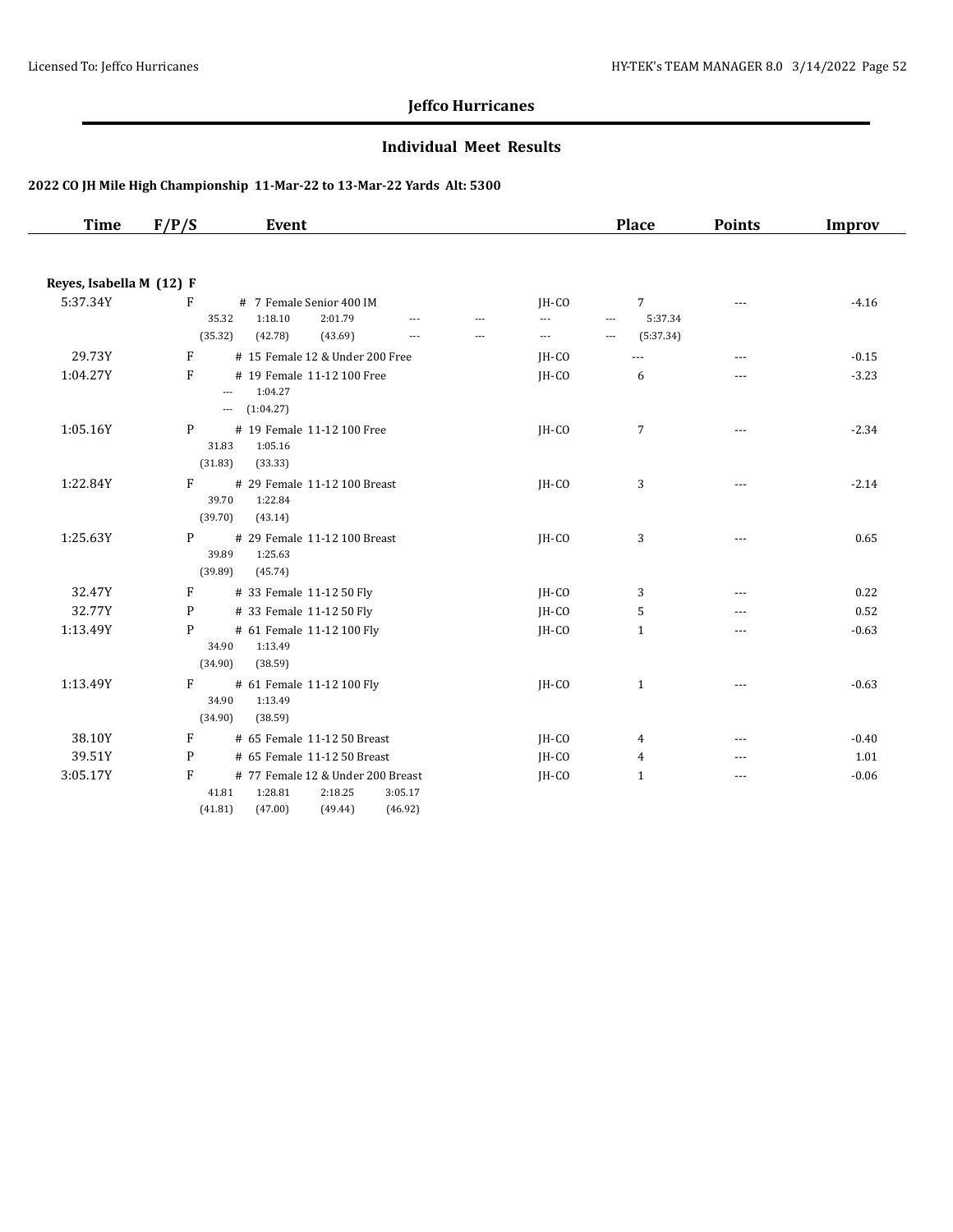## Jeffco Hurricanes

### Individual Meet Results

#### 2022 CO JH Mile High Championship 11-Mar-22 to 13-Mar-22 Yards Alt: 5300

| Time | F/P/S | Event | | Place | Points | Improv |
|---|---|---|---|---|---|---|
| **Reyes, Isabella M (12) F** | | | | | | |
| 5:37.34Y | F | # 7 Female Senior 400 IM<br>35.32 1:18.10 2:01.79 --- --- --- --- 5:37.34<br>(35.32) (42.78) (43.69) --- --- --- --- (5:37.34) | JH-CO | 7 | --- | -4.16 |
| 29.73Y | F | # 15 Female 12 & Under 200 Free | JH-CO | --- | --- | -0.15 |
| 1:04.27Y | F | # 19 Female 11-12 100 Free<br>--- 1:04.27<br>--- (1:04.27) | JH-CO | 6 | --- | -3.23 |
| 1:05.16Y | P | # 19 Female 11-12 100 Free<br>31.83 1:05.16<br>(31.83) (33.33) | JH-CO | 7 | --- | -2.34 |
| 1:22.84Y | F | # 29 Female 11-12 100 Breast<br>39.70 1:22.84<br>(39.70) (43.14) | JH-CO | 3 | --- | -2.14 |
| 1:25.63Y | P | # 29 Female 11-12 100 Breast<br>39.89 1:25.63<br>(39.89) (45.74) | JH-CO | 3 | --- | 0.65 |
| 32.47Y | F | # 33 Female 11-12 50 Fly | JH-CO | 3 | --- | 0.22 |
| 32.77Y | P | # 33 Female 11-12 50 Fly | JH-CO | 5 | --- | 0.52 |
| 1:13.49Y | P | # 61 Female 11-12 100 Fly<br>34.90 1:13.49<br>(34.90) (38.59) | JH-CO | 1 | --- | -0.63 |
| 1:13.49Y | F | # 61 Female 11-12 100 Fly<br>34.90 1:13.49<br>(34.90) (38.59) | JH-CO | 1 | --- | -0.63 |
| 38.10Y | F | # 65 Female 11-12 50 Breast | JH-CO | 4 | --- | -0.40 |
| 39.51Y | P | # 65 Female 11-12 50 Breast | JH-CO | 4 | --- | 1.01 |
| 3:05.17Y | F | # 77 Female 12 & Under 200 Breast<br>41.81 1:28.81 2:18.25 3:05.17<br>(41.81) (47.00) (49.44) (46.92) | JH-CO | 1 | --- | -0.06 |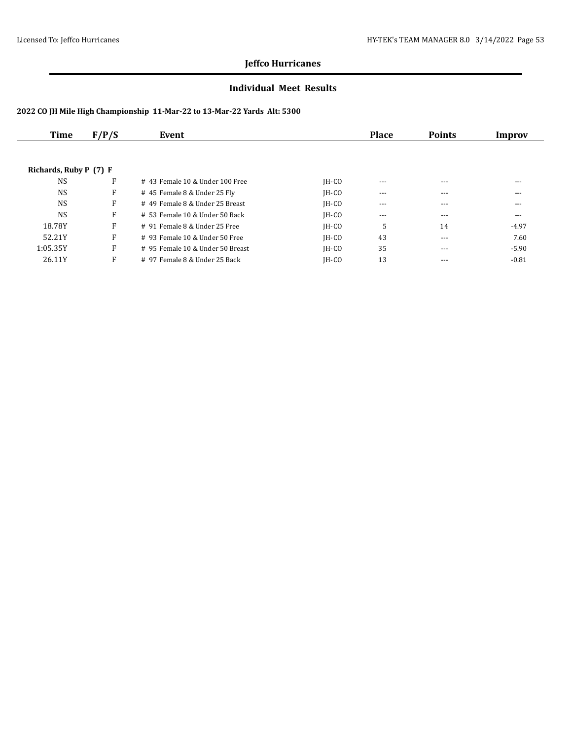## Jeffco Hurricanes

### Individual Meet Results

**2022 CO JH Mile High Championship 11-Mar-22 to 13-Mar-22 Yards Alt: 5300**

| Time | F/P/S | Event | | Place | Points | Improv |
|---|---|---|---|---|---|---|
| **Richards, Ruby P (7) F** | | | | | | |
| NS | F | # 43 Female 10 & Under 100 Free | JH-CO | --- | --- | --- |
| NS | F | # 45 Female 8 & Under 25 Fly | JH-CO | --- | --- | --- |
| NS | F | # 49 Female 8 & Under 25 Breast | JH-CO | --- | --- | --- |
| NS | F | # 53 Female 10 & Under 50 Back | JH-CO | --- | --- | --- |
| 18.78Y | F | # 91 Female 8 & Under 25 Free | JH-CO | 5 | 14 | -4.97 |
| 52.21Y | F | # 93 Female 10 & Under 50 Free | JH-CO | 43 | --- | 7.60 |
| 1:05.35Y | F | # 95 Female 10 & Under 50 Breast | JH-CO | 35 | --- | -5.90 |
| 26.11Y | F | # 97 Female 8 & Under 25 Back | JH-CO | 13 | --- | -0.81 |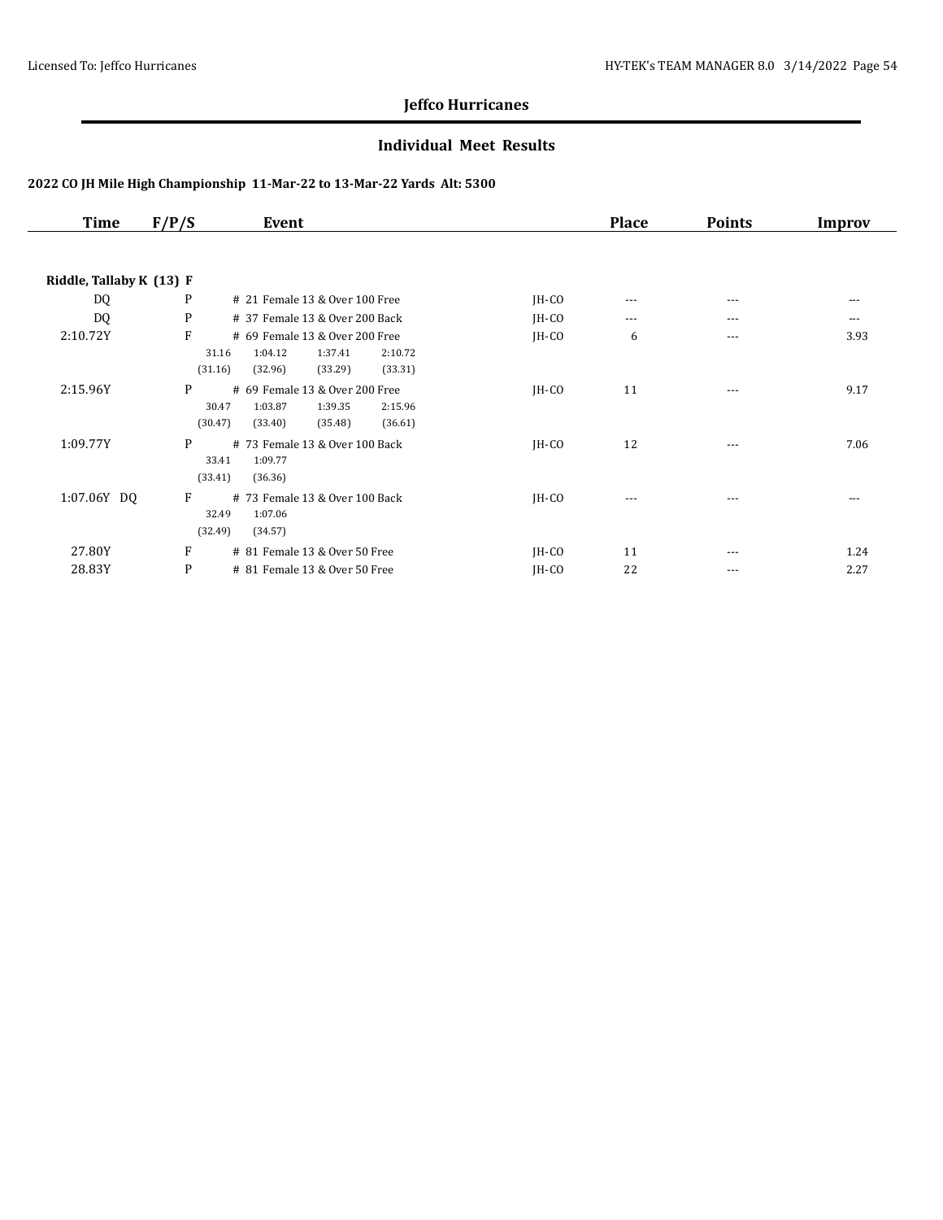# Jeffco Hurricanes

## Individual Meet Results

### 2022 CO JH Mile High Championship 11-Mar-22 to 13-Mar-22 Yards Alt: 5300

| Time | F/P/S | Event | | Place | Points | Improv |
|---|---|---|---|---|---|---|
| **Riddle, Tallaby K (13) F** | | | | | | |
| DQ | P | # 21 Female 13 & Over 100 Free | JH-CO | --- | --- | --- |
| DQ | P | # 37 Female 13 & Over 200 Back | JH-CO | --- | --- | --- |
| 2:10.72Y | F | # 69 Female 13 & Over 200 Free<br>31.16 1:04.12 1:37.41 2:10.72<br>(31.16) (32.96) (33.29) (33.31) | JH-CO | 6 | --- | 3.93 |
| 2:15.96Y | P | # 69 Female 13 & Over 200 Free<br>30.47 1:03.87 1:39.35 2:15.96<br>(30.47) (33.40) (35.48) (36.61) | JH-CO | 11 | --- | 9.17 |
| 1:09.77Y | P | # 73 Female 13 & Over 100 Back<br>33.41 1:09.77<br>(33.41) (36.36) | JH-CO | 12 | --- | 7.06 |
| 1:07.06Y DQ | F | # 73 Female 13 & Over 100 Back<br>32.49 1:07.06<br>(32.49) (34.57) | JH-CO | --- | --- | --- |
| 27.80Y | F | # 81 Female 13 & Over 50 Free | JH-CO | 11 | --- | 1.24 |
| 28.83Y | P | # 81 Female 13 & Over 50 Free | JH-CO | 22 | --- | 2.27 |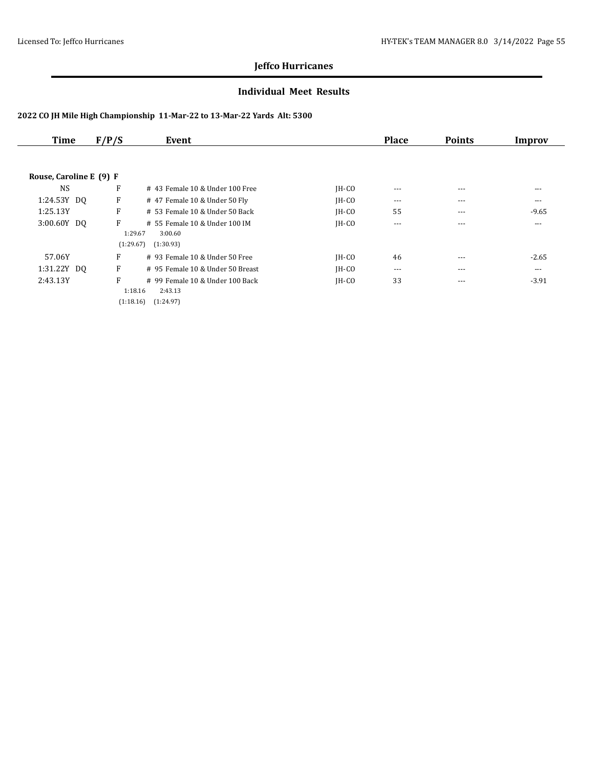# Jeffco Hurricanes

## Individual Meet Results

### 2022 CO JH Mile High Championship 11-Mar-22 to 13-Mar-22 Yards Alt: 5300

| Time | F/P/S | Event | | Place | Points | Improv |
|---|---|---|---|---|---|---|
| **Rouse, Caroline E (9) F** | | | | | | |
| NS | F | # 43 Female 10 & Under 100 Free | JH-CO | --- | --- | --- |
| 1:24.53Y DQ | F | # 47 Female 10 & Under 50 Fly | JH-CO | --- | --- | --- |
| 1:25.13Y | F | # 53 Female 10 & Under 50 Back | JH-CO | 55 | --- | -9.65 |
| 3:00.60Y DQ | F | # 55 Female 10 & Under 100 IM | JH-CO | --- | --- | --- |
| | 1:29.67 (1:29.67) | 3:00.60 (1:30.93) | | | | |
| 57.06Y | F | # 93 Female 10 & Under 50 Free | JH-CO | 46 | --- | -2.65 |
| 1:31.22Y DQ | F | # 95 Female 10 & Under 50 Breast | JH-CO | --- | --- | --- |
| 2:43.13Y | F | # 99 Female 10 & Under 100 Back | JH-CO | 33 | --- | -3.91 |
| | 1:18.16 (1:18.16) | 2:43.13 (1:24.97) | | | | |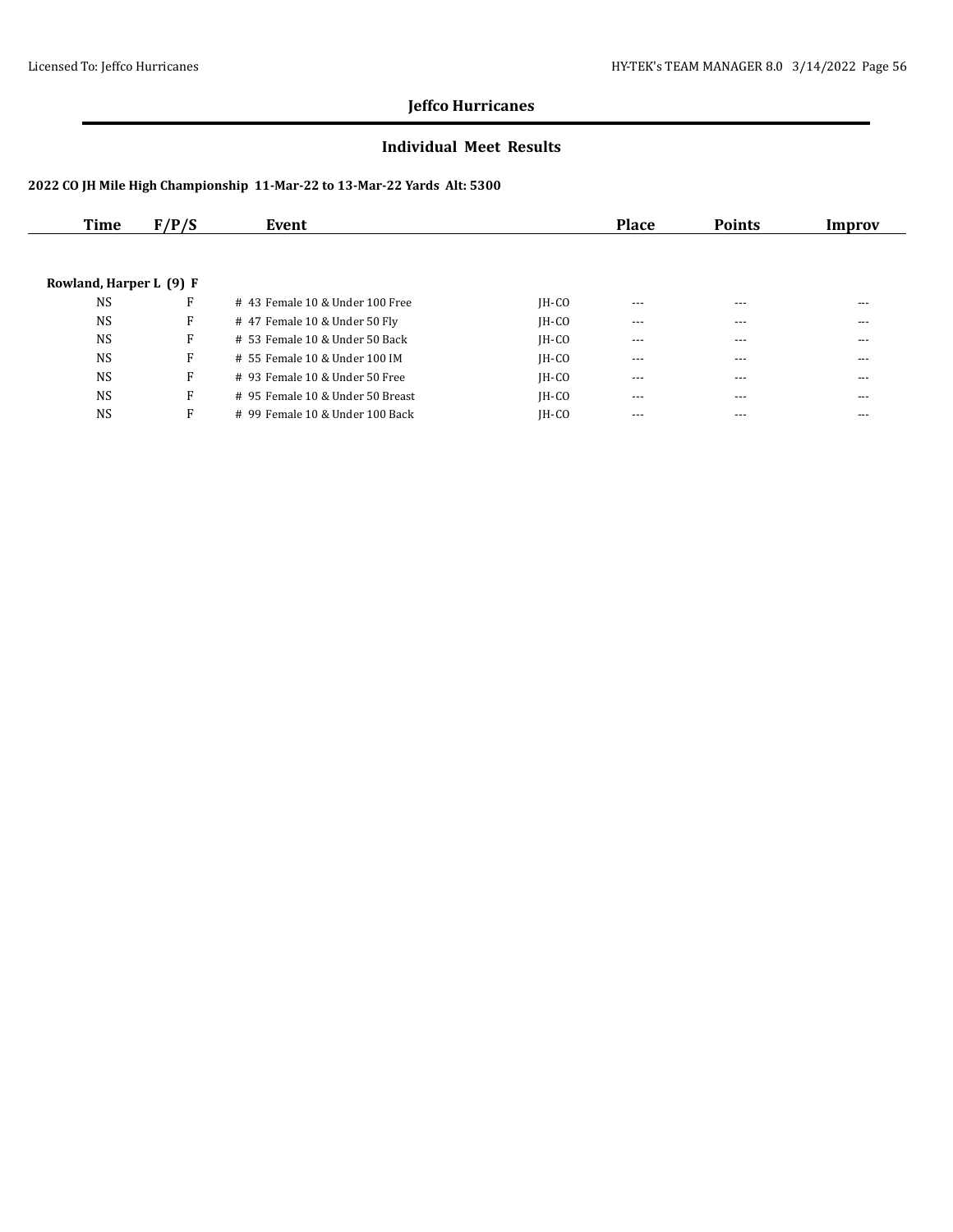## Jeffco Hurricanes

### Individual Meet Results

#### 2022 CO JH Mile High Championship 11-Mar-22 to 13-Mar-22 Yards Alt: 5300

| Time | F/P/S | Event | | Place | Points | Improv |
|---|---|---|---|---|---|---|
| **Rowland, Harper L (9) F** | | | | | | |
| NS | F | # 43 Female 10 & Under 100 Free | JH-CO | --- | --- | --- |
| NS | F | # 47 Female 10 & Under 50 Fly | JH-CO | --- | --- | --- |
| NS | F | # 53 Female 10 & Under 50 Back | JH-CO | --- | --- | --- |
| NS | F | # 55 Female 10 & Under 100 IM | JH-CO | --- | --- | --- |
| NS | F | # 93 Female 10 & Under 50 Free | JH-CO | --- | --- | --- |
| NS | F | # 95 Female 10 & Under 50 Breast | JH-CO | --- | --- | --- |
| NS | F | # 99 Female 10 & Under 100 Back | JH-CO | --- | --- | --- |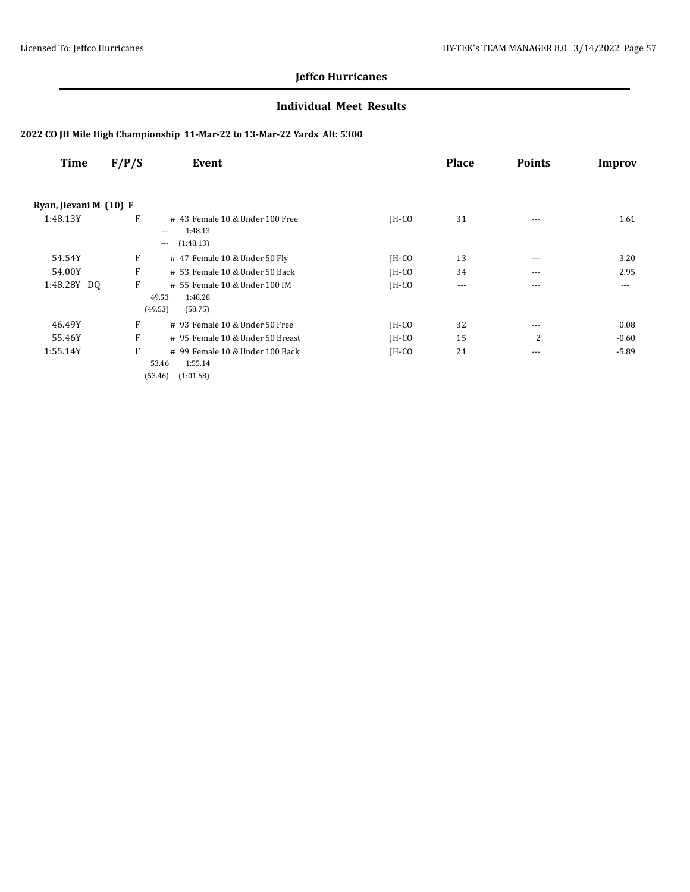## Jeffco Hurricanes

### Individual Meet Results

#### 2022 CO JH Mile High Championship 11-Mar-22 to 13-Mar-22 Yards Alt: 5300

| Time | F/P/S | Event | | Place | Points | Improv |
|---|---|---|---|---|---|---|
| **Ryan, Jievani M (10) F** | | | | | | |
| 1:48.13Y | F | # 43 Female 10 & Under 100 Free<br>--- 1:48.13<br>--- (1:48.13) | JH-CO | 31 | --- | 1.61 |
| 54.54Y | F | # 47 Female 10 & Under 50 Fly | JH-CO | 13 | --- | 3.20 |
| 54.00Y | F | # 53 Female 10 & Under 50 Back | JH-CO | 34 | --- | 2.95 |
| 1:48.28Y DQ | F | # 55 Female 10 & Under 100 IM<br>49.53 1:48.28<br>(49.53) (58.75) | JH-CO | --- | --- | --- |
| 46.49Y | F | # 93 Female 10 & Under 50 Free | JH-CO | 32 | --- | 0.08 |
| 55.46Y | F | # 95 Female 10 & Under 50 Breast | JH-CO | 15 | 2 | -0.60 |
| 1:55.14Y | F | # 99 Female 10 & Under 100 Back<br>53.46 1:55.14<br>(53.46) (1:01.68) | JH-CO | 21 | --- | -5.89 |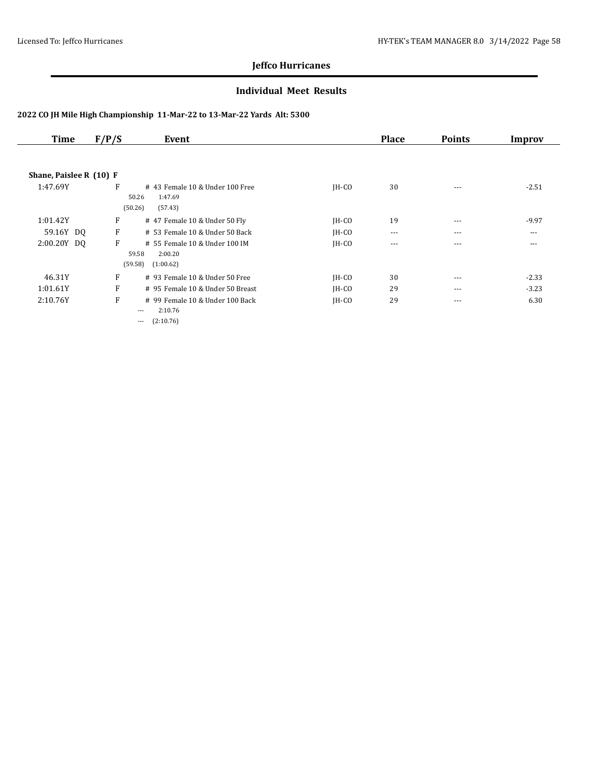## Jeffco Hurricanes

### Individual Meet Results

#### 2022 CO JH Mile High Championship 11-Mar-22 to 13-Mar-22 Yards Alt: 5300

| Time | F/P/S | Event | | Place | Points | Improv |
|---|---|---|---|---|---|---|
| **Shane, Paislee R (10) F** | | | | | | |
| 1:47.69Y | F | # 43 Female 10 & Under 100 Free<br>50.26 1:47.69<br>(50.26) (57.43) | JH-CO | 30 | --- | -2.51 |
| 1:01.42Y | F | # 47 Female 10 & Under 50 Fly | JH-CO | 19 | --- | -9.97 |
| 59.16Y DQ | F | # 53 Female 10 & Under 50 Back | JH-CO | --- | --- | --- |
| 2:00.20Y DQ | F | # 55 Female 10 & Under 100 IM<br>59.58 2:00.20<br>(59.58) (1:00.62) | JH-CO | --- | --- | --- |
| 46.31Y | F | # 93 Female 10 & Under 50 Free | JH-CO | 30 | --- | -2.33 |
| 1:01.61Y | F | # 95 Female 10 & Under 50 Breast | JH-CO | 29 | --- | -3.23 |
| 2:10.76Y | F | # 99 Female 10 & Under 100 Back<br>--- 2:10.76<br>--- (2:10.76) | JH-CO | 29 | --- | 6.30 |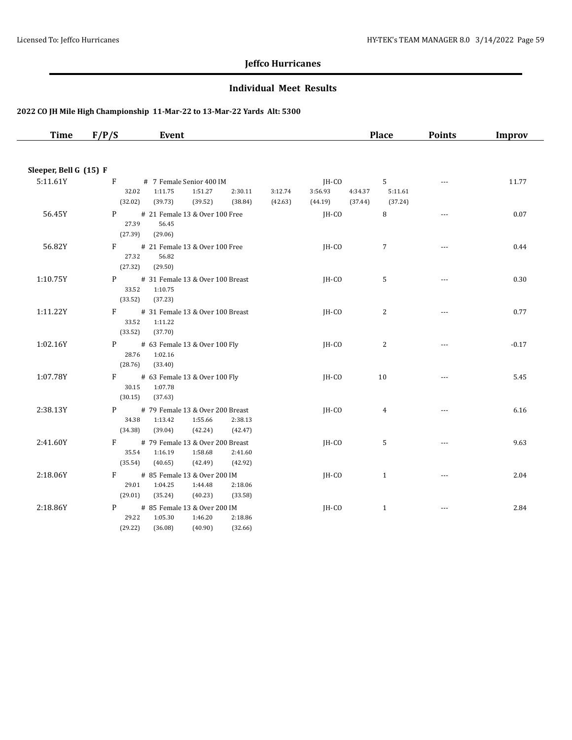## Jeffco Hurricanes

### Individual Meet Results

#### 2022 CO JH Mile High Championship 11-Mar-22 to 13-Mar-22 Yards Alt: 5300

| Time | F/P/S | Event | | Place | Points | Improv |
|---|---|---|---|---|---|---|

**Sleeper, Bell G (15) F**

| Time | F/P/S | Event | | Place | Points | Improv |
|---|---|---|---|---|---|---|
| 5:11.61Y | F | # 7 Female Senior 400 IM | JH-CO | 5 | --- | 11.77 |
| | | 32.02 (32.02), 1:11.75 (39.73), 1:51.27 (39.52), 2:30.11 (38.84), 3:12.74 (42.63), 3:56.93 (44.19), 4:34.37 (37.44), 5:11.61 (37.24) | | | | |
| 56.45Y | P | # 21 Female 13 & Over 100 Free | JH-CO | 8 | --- | 0.07 |
| | | 27.39 (27.39), 56.45 (29.06) | | | | |
| 56.82Y | F | # 21 Female 13 & Over 100 Free | JH-CO | 7 | --- | 0.44 |
| | | 27.32 (27.32), 56.82 (29.50) | | | | |
| 1:10.75Y | P | # 31 Female 13 & Over 100 Breast | JH-CO | 5 | --- | 0.30 |
| | | 33.52 (33.52), 1:10.75 (37.23) | | | | |
| 1:11.22Y | F | # 31 Female 13 & Over 100 Breast | JH-CO | 2 | --- | 0.77 |
| | | 33.52 (33.52), 1:11.22 (37.70) | | | | |
| 1:02.16Y | P | # 63 Female 13 & Over 100 Fly | JH-CO | 2 | --- | -0.17 |
| | | 28.76 (28.76), 1:02.16 (33.40) | | | | |
| 1:07.78Y | F | # 63 Female 13 & Over 100 Fly | JH-CO | 10 | --- | 5.45 |
| | | 30.15 (30.15), 1:07.78 (37.63) | | | | |
| 2:38.13Y | P | # 79 Female 13 & Over 200 Breast | JH-CO | 4 | --- | 6.16 |
| | | 34.38 (34.38), 1:13.42 (39.04), 1:55.66 (42.24), 2:38.13 (42.47) | | | | |
| 2:41.60Y | F | # 79 Female 13 & Over 200 Breast | JH-CO | 5 | --- | 9.63 |
| | | 35.54 (35.54), 1:16.19 (40.65), 1:58.68 (42.49), 2:41.60 (42.92) | | | | |
| 2:18.06Y | F | # 85 Female 13 & Over 200 IM | JH-CO | 1 | --- | 2.04 |
| | | 29.01 (29.01), 1:04.25 (35.24), 1:44.48 (40.23), 2:18.06 (33.58) | | | | |
| 2:18.86Y | P | # 85 Female 13 & Over 200 IM | JH-CO | 1 | --- | 2.84 |
| | | 29.22 (29.22), 1:05.30 (36.08), 1:46.20 (40.90), 2:18.86 (32.66) | | | | |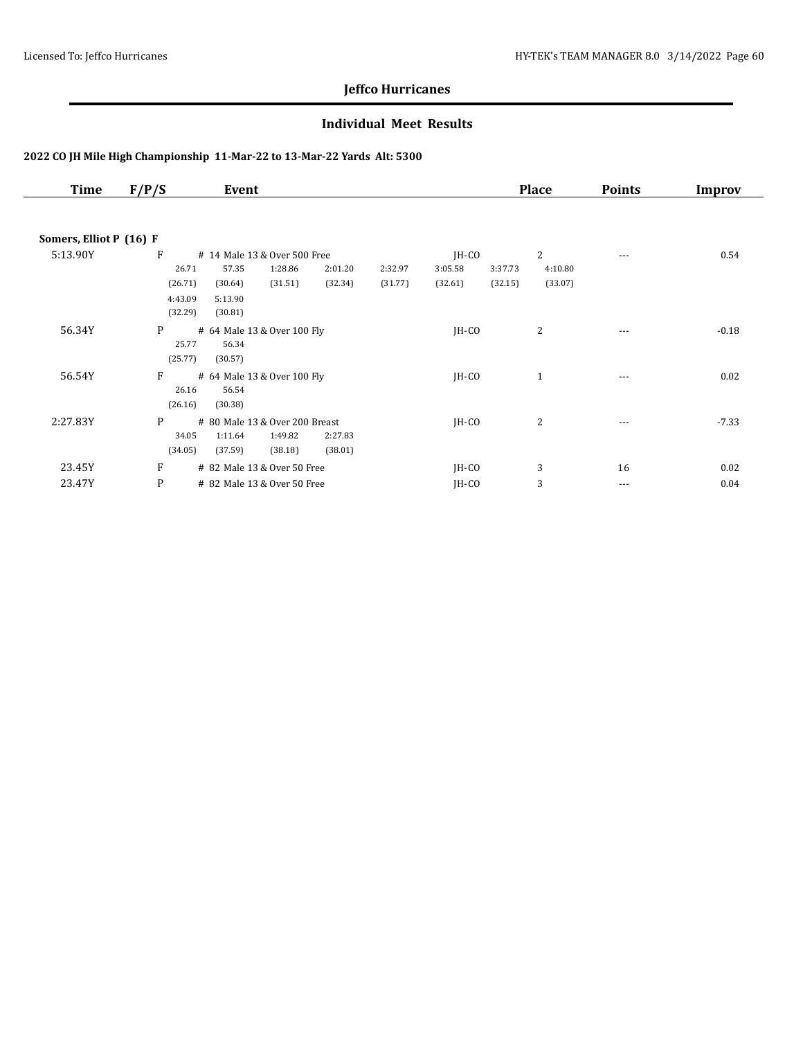# Jeffco Hurricanes

## Individual Meet Results

### 2022 CO JH Mile High Championship 11-Mar-22 to 13-Mar-22 Yards Alt: 5300

| Time | F/P/S | Event | | Place | Points | Improv |
|---|---|---|---|---|---|---|
| **Somers, Elliot P (16) F** | | | | | | |
| 5:13.90Y | F | # 14 Male 13 & Over 500 Free | JH-CO | 2 | --- | 0.54 |
| | | 26.71 (26.71), 57.35 (30.64), 1:28.86 (31.51), 2:01.20 (32.34), 2:32.97 (31.77), 3:05.58 (32.61), 3:37.73 (32.15), 4:10.80 (33.07), 4:43.09 (32.29), 5:13.90 (30.81) | | | | |
| 56.34Y | P | # 64 Male 13 & Over 100 Fly | JH-CO | 2 | --- | -0.18 |
| | | 25.77 (25.77), 56.34 (30.57) | | | | |
| 56.54Y | F | # 64 Male 13 & Over 100 Fly | JH-CO | 1 | --- | 0.02 |
| | | 26.16 (26.16), 56.54 (30.38) | | | | |
| 2:27.83Y | P | # 80 Male 13 & Over 200 Breast | JH-CO | 2 | --- | -7.33 |
| | | 34.05 (34.05), 1:11.64 (37.59), 1:49.82 (38.18), 2:27.83 (38.01) | | | | |
| 23.45Y | F | # 82 Male 13 & Over 50 Free | JH-CO | 3 | 16 | 0.02 |
| 23.47Y | P | # 82 Male 13 & Over 50 Free | JH-CO | 3 | --- | 0.04 |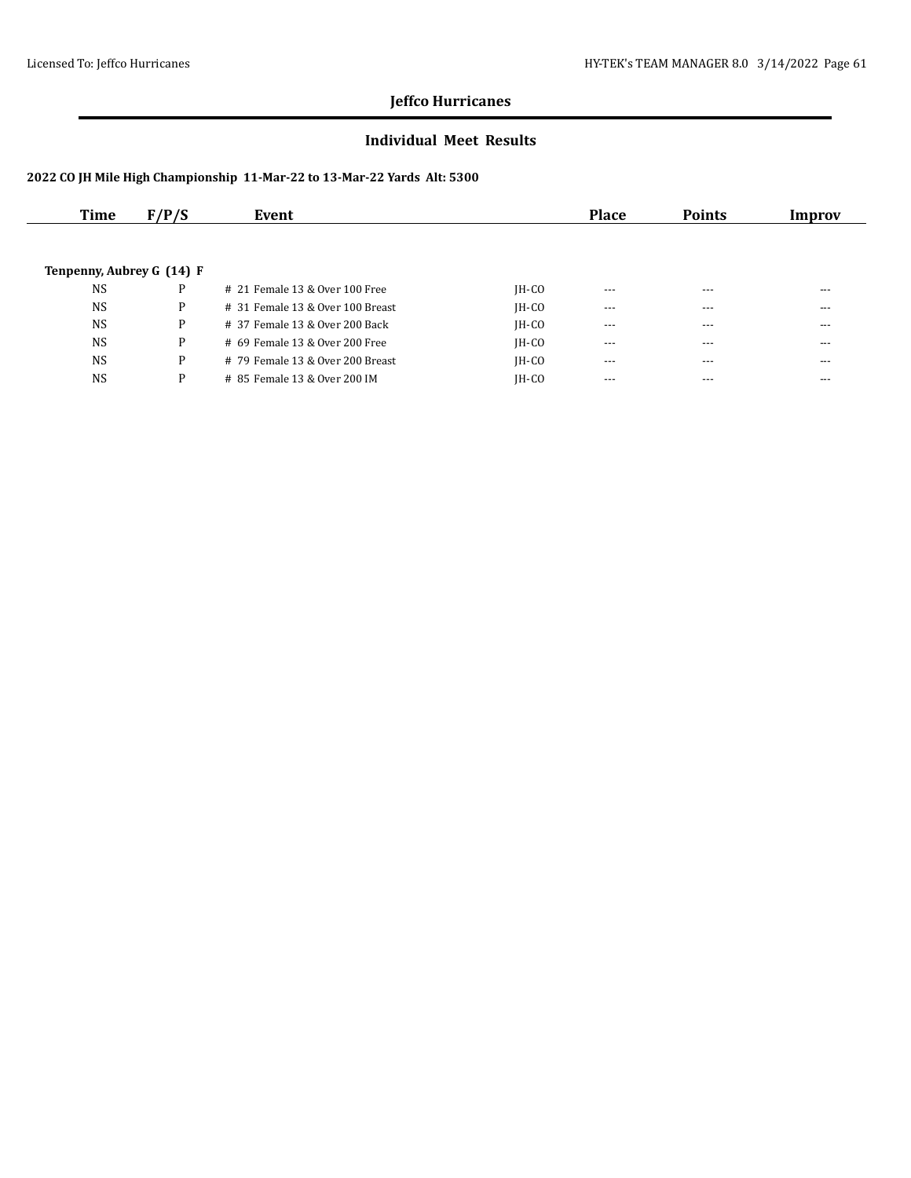## Jeffco Hurricanes

### Individual Meet Results

**2022 CO JH Mile High Championship 11-Mar-22 to 13-Mar-22 Yards Alt: 5300**

| Time | F/P/S | Event | | Place | Points | Improv |
|---|---|---|---|---|---|---|
| **Tenpenny, Aubrey G (14) F** | | | | | | |
| NS | P | # 21 Female 13 & Over 100 Free | JH-CO | --- | --- | --- |
| NS | P | # 31 Female 13 & Over 100 Breast | JH-CO | --- | --- | --- |
| NS | P | # 37 Female 13 & Over 200 Back | JH-CO | --- | --- | --- |
| NS | P | # 69 Female 13 & Over 200 Free | JH-CO | --- | --- | --- |
| NS | P | # 79 Female 13 & Over 200 Breast | JH-CO | --- | --- | --- |
| NS | P | # 85 Female 13 & Over 200 IM | JH-CO | --- | --- | --- |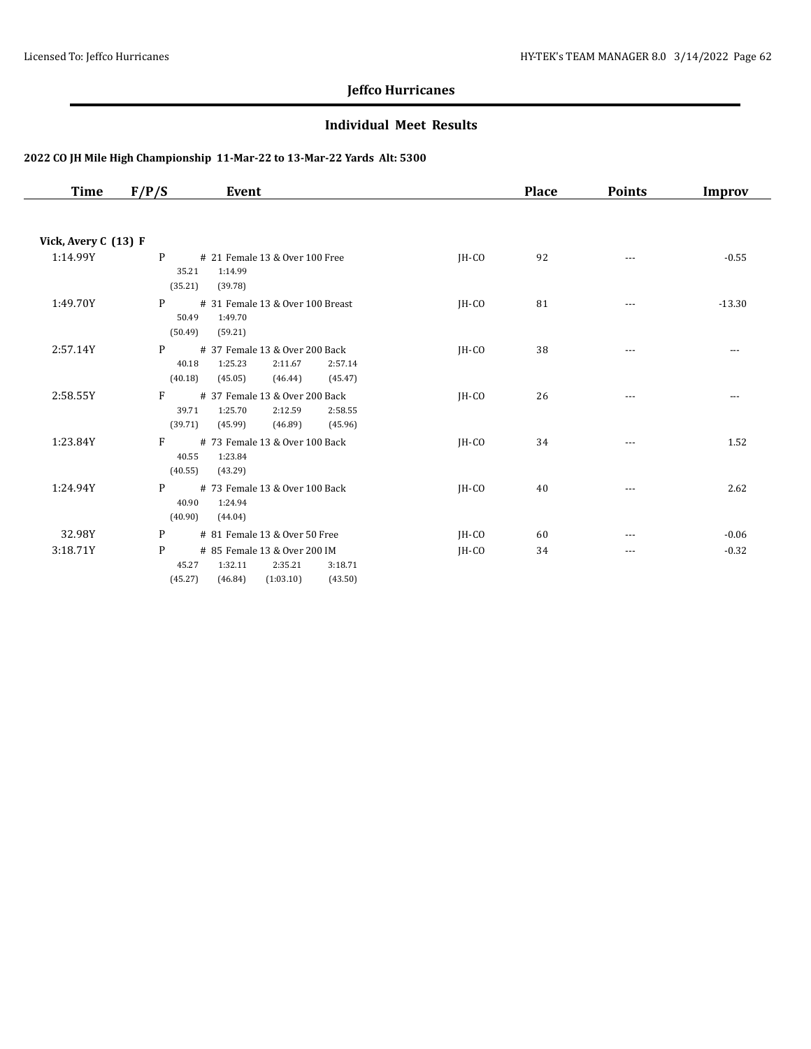## Jeffco Hurricanes

### Individual Meet Results

#### 2022 CO JH Mile High Championship 11-Mar-22 to 13-Mar-22 Yards Alt: 5300

| Time | F/P/S | Event | | Place | Points | Improv |
|---|---|---|---|---|---|---|
| **Vick, Avery C (13) F** | | | | | | |
| 1:14.99Y | P | # 21 Female 13 & Over 100 Free<br>35.21 1:14.99<br>(35.21) (39.78) | JH-CO | 92 | --- | -0.55 |
| 1:49.70Y | P | # 31 Female 13 & Over 100 Breast<br>50.49 1:49.70<br>(50.49) (59.21) | JH-CO | 81 | --- | -13.30 |
| 2:57.14Y | P | # 37 Female 13 & Over 200 Back<br>40.18 1:25.23 2:11.67 2:57.14<br>(40.18) (45.05) (46.44) (45.47) | JH-CO | 38 | --- | --- |
| 2:58.55Y | F | # 37 Female 13 & Over 200 Back<br>39.71 1:25.70 2:12.59 2:58.55<br>(39.71) (45.99) (46.89) (45.96) | JH-CO | 26 | --- | --- |
| 1:23.84Y | F | # 73 Female 13 & Over 100 Back<br>40.55 1:23.84<br>(40.55) (43.29) | JH-CO | 34 | --- | 1.52 |
| 1:24.94Y | P | # 73 Female 13 & Over 100 Back<br>40.90 1:24.94<br>(40.90) (44.04) | JH-CO | 40 | --- | 2.62 |
| 32.98Y | P | # 81 Female 13 & Over 50 Free | JH-CO | 60 | --- | -0.06 |
| 3:18.71Y | P | # 85 Female 13 & Over 200 IM<br>45.27 1:32.11 2:35.21 3:18.71<br>(45.27) (46.84) (1:03.10) (43.50) | JH-CO | 34 | --- | -0.32 |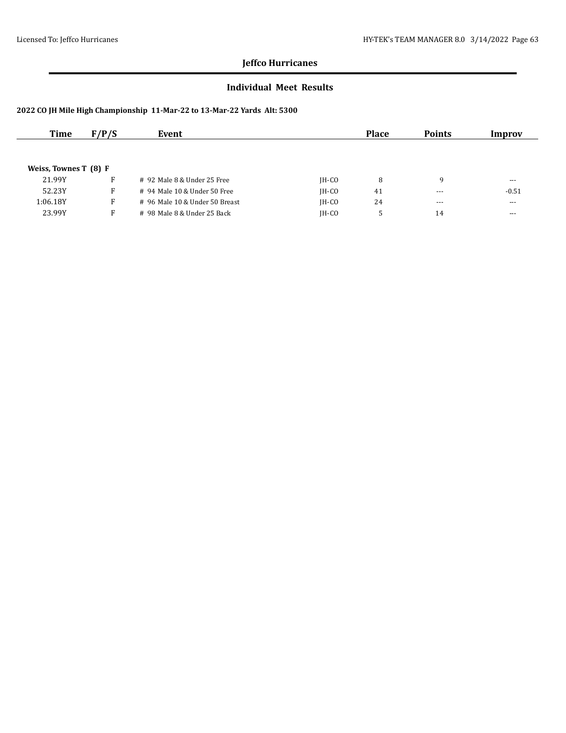## Jeffco Hurricanes

### Individual Meet Results

#### 2022 CO JH Mile High Championship 11-Mar-22 to 13-Mar-22 Yards Alt: 5300

| Time | F/P/S | Event | | Place | Points | Improv |
|---|---|---|---|---|---|---|
| **Weiss, Townes T (8) F** | | | | | | |
| 21.99Y | F | # 92 Male 8 & Under 25 Free | JH-CO | 8 | 9 | --- |
| 52.23Y | F | # 94 Male 10 & Under 50 Free | JH-CO | 41 | --- | -0.51 |
| 1:06.18Y | F | # 96 Male 10 & Under 50 Breast | JH-CO | 24 | --- | --- |
| 23.99Y | F | # 98 Male 8 & Under 25 Back | JH-CO | 5 | 14 | --- |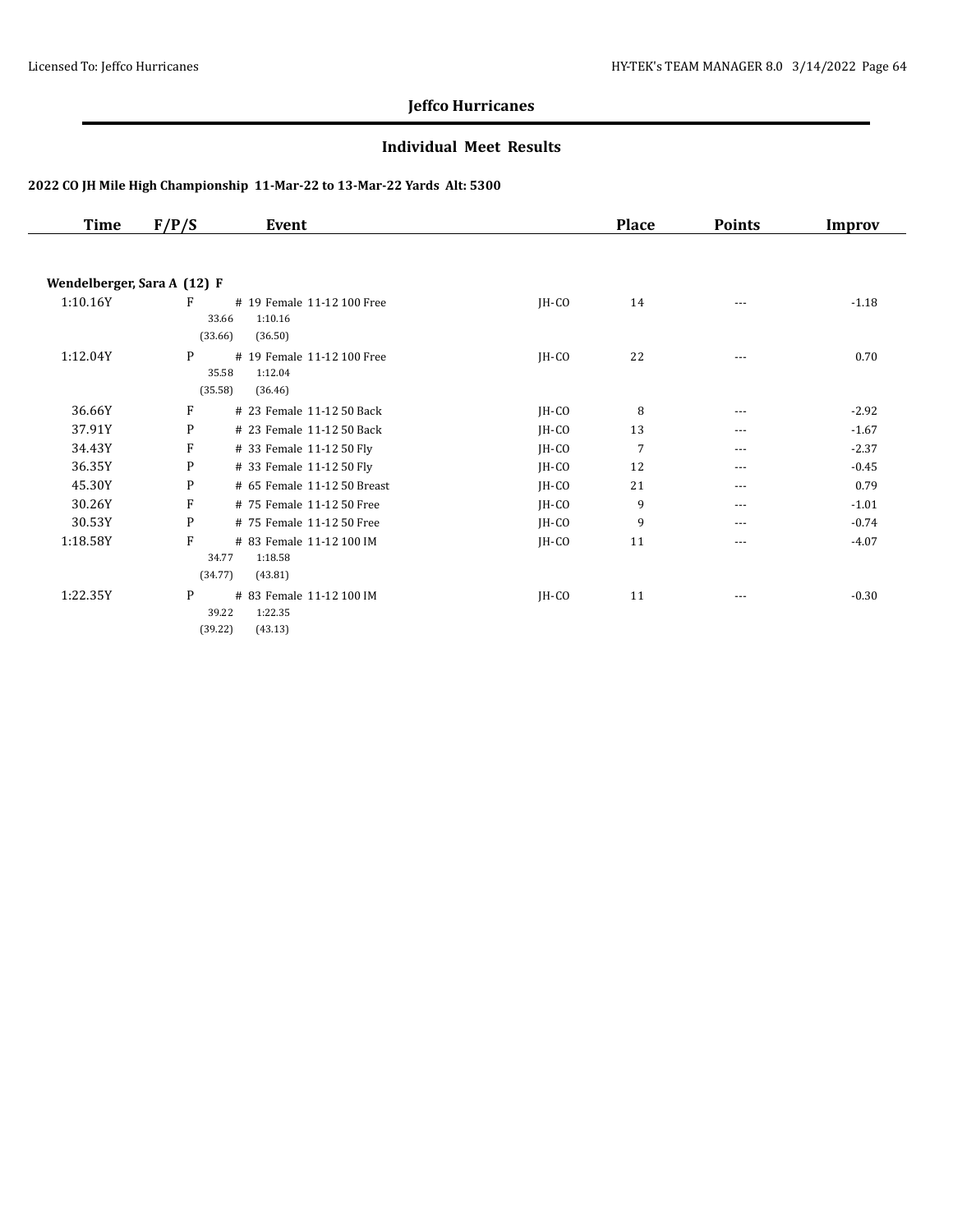**Jeffco Hurricanes**

## Individual Meet Results

### 2022 CO JH Mile High Championship 11-Mar-22 to 13-Mar-22 Yards Alt: 5300

| Time | F/P/S | Event | | Place | Points | Improv |
|---|---|---|---|---|---|---|
| **Wendelberger, Sara A (12) F** | | | | | | |
| 1:10.16Y | F | # 19 Female 11-12 100 Free<br>33.66 1:10.16<br>(33.66) (36.50) | JH-CO | 14 | --- | -1.18 |
| 1:12.04Y | P | # 19 Female 11-12 100 Free<br>35.58 1:12.04<br>(35.58) (36.46) | JH-CO | 22 | --- | 0.70 |
| 36.66Y | F | # 23 Female 11-12 50 Back | JH-CO | 8 | --- | -2.92 |
| 37.91Y | P | # 23 Female 11-12 50 Back | JH-CO | 13 | --- | -1.67 |
| 34.43Y | F | # 33 Female 11-12 50 Fly | JH-CO | 7 | --- | -2.37 |
| 36.35Y | P | # 33 Female 11-12 50 Fly | JH-CO | 12 | --- | -0.45 |
| 45.30Y | P | # 65 Female 11-12 50 Breast | JH-CO | 21 | --- | 0.79 |
| 30.26Y | F | # 75 Female 11-12 50 Free | JH-CO | 9 | --- | -1.01 |
| 30.53Y | P | # 75 Female 11-12 50 Free | JH-CO | 9 | --- | -0.74 |
| 1:18.58Y | F | # 83 Female 11-12 100 IM<br>34.77 1:18.58<br>(34.77) (43.81) | JH-CO | 11 | --- | -4.07 |
| 1:22.35Y | P | # 83 Female 11-12 100 IM<br>39.22 1:22.35<br>(39.22) (43.13) | JH-CO | 11 | --- | -0.30 |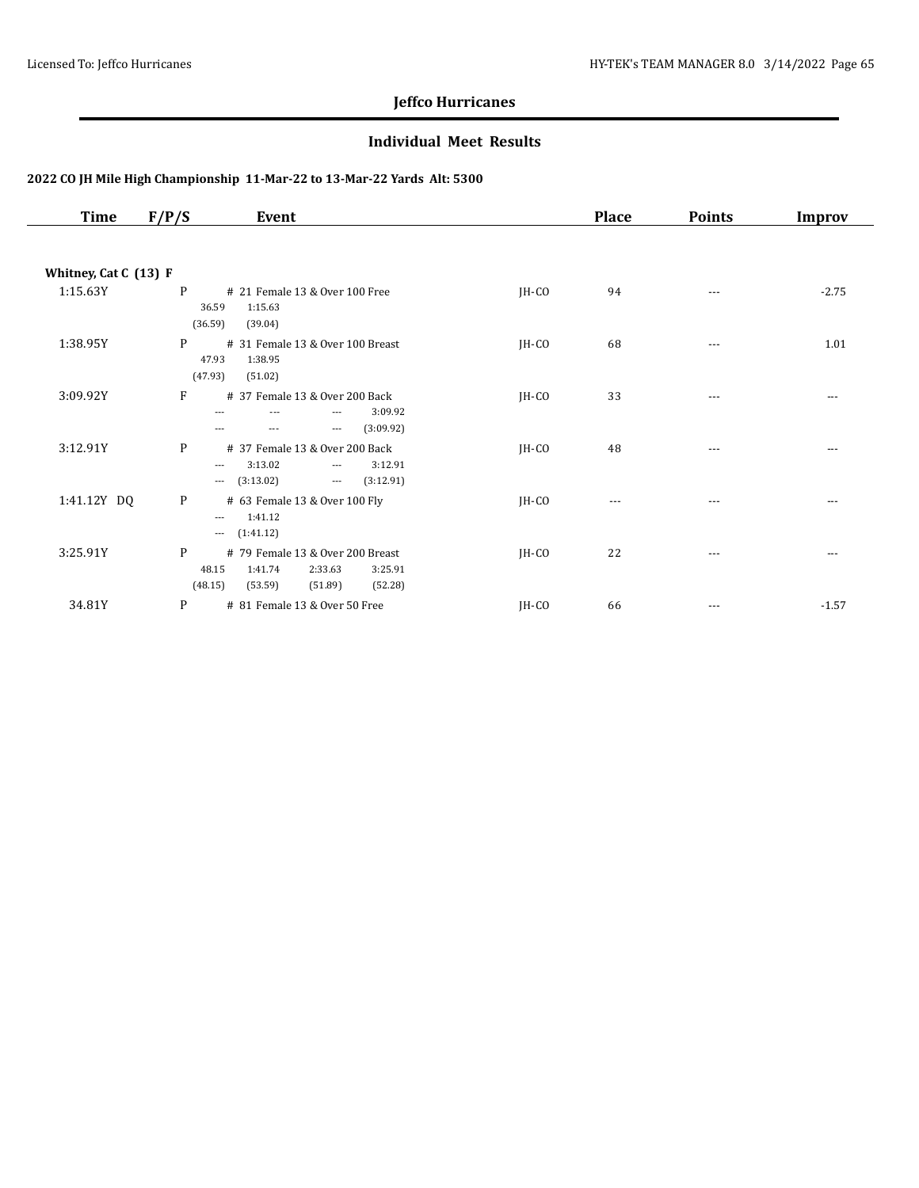# Jeffco Hurricanes

## Individual Meet Results

### 2022 CO JH Mile High Championship 11-Mar-22 to 13-Mar-22 Yards Alt: 5300

| Time | F/P/S | Event | | Place | Points | Improv |
|---|---|---|---|---|---|---|
| **Whitney, Cat C (13) F** | | | | | | |
| 1:15.63Y | P | # 21 Female 13 & Over 100 Free<br>36.59 1:15.63<br>(36.59) (39.04) | JH-CO | 94 | --- | -2.75 |
| 1:38.95Y | P | # 31 Female 13 & Over 100 Breast<br>47.93 1:38.95<br>(47.93) (51.02) | JH-CO | 68 | --- | 1.01 |
| 3:09.92Y | F | # 37 Female 13 & Over 200 Back<br>--- --- --- 3:09.92<br>--- --- --- (3:09.92) | JH-CO | 33 | --- | --- |
| 3:12.91Y | P | # 37 Female 13 & Over 200 Back<br>--- 3:13.02 --- 3:12.91<br>--- (3:13.02) --- (3:12.91) | JH-CO | 48 | --- | --- |
| 1:41.12Y DQ | P | # 63 Female 13 & Over 100 Fly<br>--- 1:41.12<br>--- (1:41.12) | JH-CO | --- | --- | --- |
| 3:25.91Y | P | # 79 Female 13 & Over 200 Breast<br>48.15 1:41.74 2:33.63 3:25.91<br>(48.15) (53.59) (51.89) (52.28) | JH-CO | 22 | --- | --- |
| 34.81Y | P | # 81 Female 13 & Over 50 Free | JH-CO | 66 | --- | -1.57 |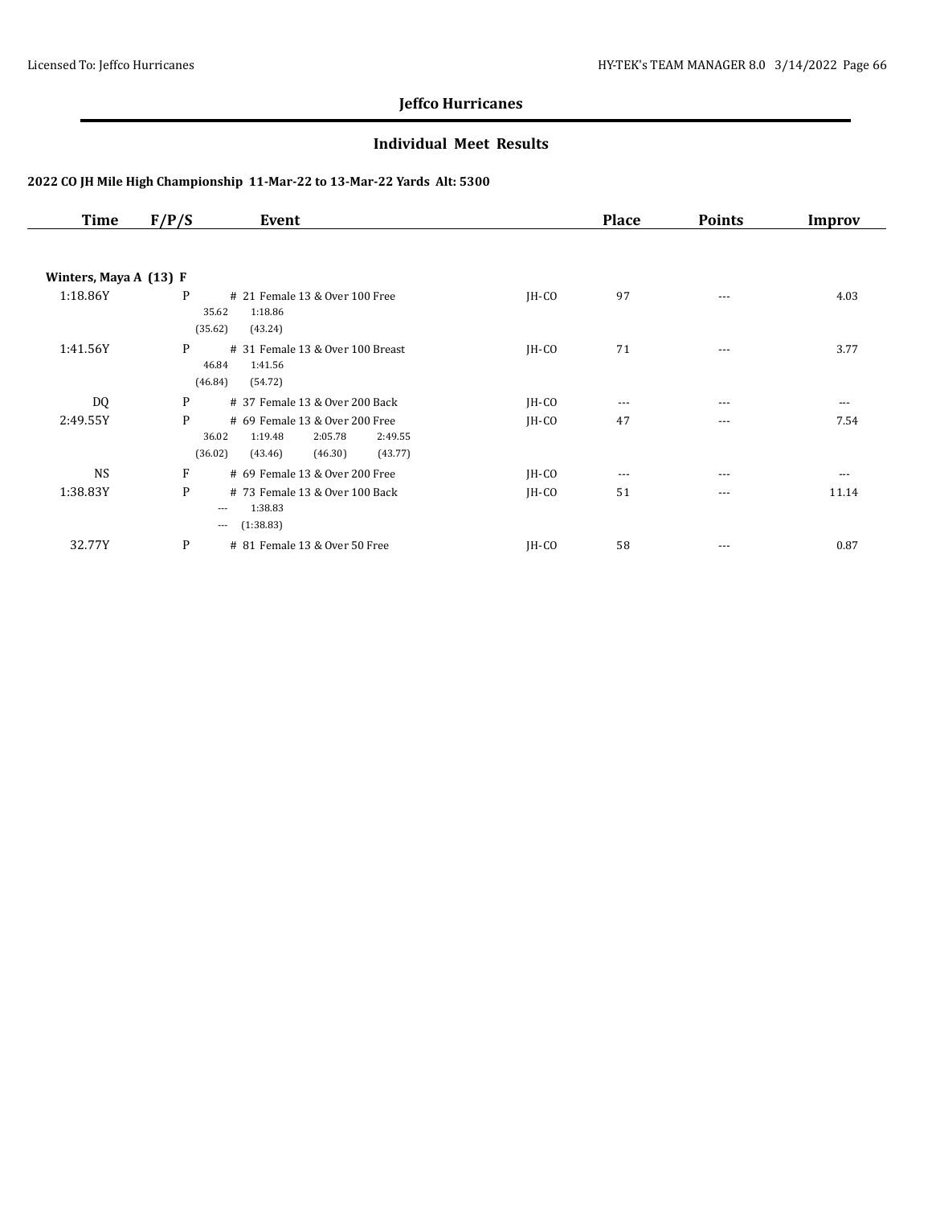## Jeffco Hurricanes

### Individual Meet Results

**2022 CO JH Mile High Championship 11-Mar-22 to 13-Mar-22 Yards Alt: 5300**

| Time | F/P/S | Event | | Place | Points | Improv |
|---|---|---|---|---|---|---|
| **Winters, Maya A (13) F** | | | | | | |
| 1:18.86Y | P | # 21 Female 13 & Over 100 Free<br>35.62 1:18.86<br>(35.62) (43.24) | JH-CO | 97 | --- | 4.03 |
| 1:41.56Y | P | # 31 Female 13 & Over 100 Breast<br>46.84 1:41.56<br>(46.84) (54.72) | JH-CO | 71 | --- | 3.77 |
| DQ | P | # 37 Female 13 & Over 200 Back | JH-CO | --- | --- | --- |
| 2:49.55Y | P | # 69 Female 13 & Over 200 Free<br>36.02 1:19.48 2:05.78 2:49.55<br>(36.02) (43.46) (46.30) (43.77) | JH-CO | 47 | --- | 7.54 |
| NS | F | # 69 Female 13 & Over 200 Free | JH-CO | --- | --- | --- |
| 1:38.83Y | P | # 73 Female 13 & Over 100 Back<br>--- 1:38.83<br>--- (1:38.83) | JH-CO | 51 | --- | 11.14 |
| 32.77Y | P | # 81 Female 13 & Over 50 Free | JH-CO | 58 | --- | 0.87 |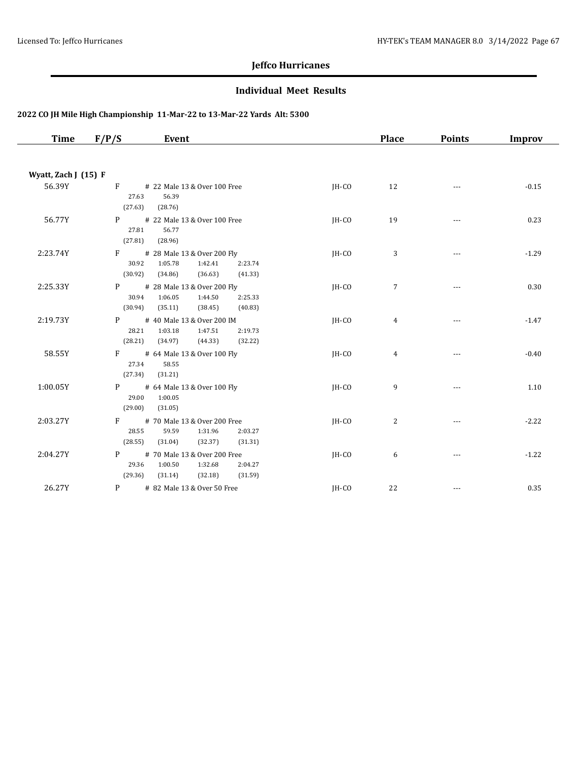# Jeffco Hurricanes

## Individual Meet Results

### 2022 CO JH Mile High Championship 11-Mar-22 to 13-Mar-22 Yards Alt: 5300

| Time | F/P/S | Event | | Place | Points | Improv |
|---|---|---|---|---|---|---|
| **Wyatt, Zach J (15) F** | | | | | | |
| 56.39Y | F | # 22 Male 13 & Over 100 Free<br>27.63 56.39<br>(27.63) (28.76) | JH-CO | 12 | --- | -0.15 |
| 56.77Y | P | # 22 Male 13 & Over 100 Free<br>27.81 56.77<br>(27.81) (28.96) | JH-CO | 19 | --- | 0.23 |
| 2:23.74Y | F | # 28 Male 13 & Over 200 Fly<br>30.92 1:05.78 1:42.41 2:23.74<br>(30.92) (34.86) (36.63) (41.33) | JH-CO | 3 | --- | -1.29 |
| 2:25.33Y | P | # 28 Male 13 & Over 200 Fly<br>30.94 1:06.05 1:44.50 2:25.33<br>(30.94) (35.11) (38.45) (40.83) | JH-CO | 7 | --- | 0.30 |
| 2:19.73Y | P | # 40 Male 13 & Over 200 IM<br>28.21 1:03.18 1:47.51 2:19.73<br>(28.21) (34.97) (44.33) (32.22) | JH-CO | 4 | --- | -1.47 |
| 58.55Y | F | # 64 Male 13 & Over 100 Fly<br>27.34 58.55<br>(27.34) (31.21) | JH-CO | 4 | --- | -0.40 |
| 1:00.05Y | P | # 64 Male 13 & Over 100 Fly<br>29.00 1:00.05<br>(29.00) (31.05) | JH-CO | 9 | --- | 1.10 |
| 2:03.27Y | F | # 70 Male 13 & Over 200 Free<br>28.55 59.59 1:31.96 2:03.27<br>(28.55) (31.04) (32.37) (31.31) | JH-CO | 2 | --- | -2.22 |
| 2:04.27Y | P | # 70 Male 13 & Over 200 Free<br>29.36 1:00.50 1:32.68 2:04.27<br>(29.36) (31.14) (32.18) (31.59) | JH-CO | 6 | --- | -1.22 |
| 26.27Y | P | # 82 Male 13 & Over 50 Free | JH-CO | 22 | --- | 0.35 |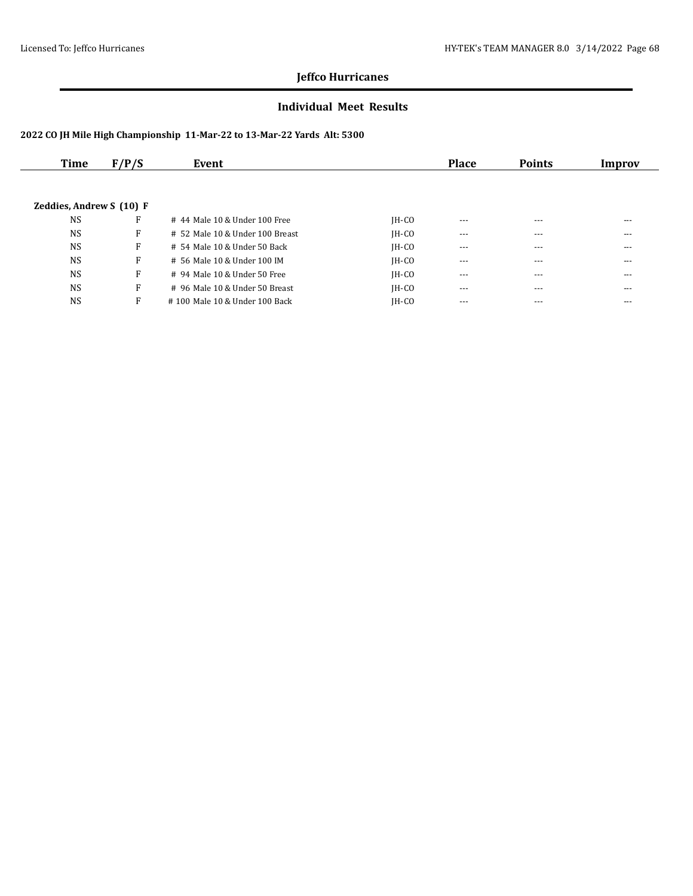## Jeffco Hurricanes

### Individual Meet Results

**2022 CO JH Mile High Championship 11-Mar-22 to 13-Mar-22 Yards Alt: 5300**

| Time | F/P/S | Event | | Place | Points | Improv |
|---|---|---|---|---|---|---|
| **Zeddies, Andrew S (10) F** | | | | | | |
| NS | F | # 44 Male 10 & Under 100 Free | JH-CO | --- | --- | --- |
| NS | F | # 52 Male 10 & Under 100 Breast | JH-CO | --- | --- | --- |
| NS | F | # 54 Male 10 & Under 50 Back | JH-CO | --- | --- | --- |
| NS | F | # 56 Male 10 & Under 100 IM | JH-CO | --- | --- | --- |
| NS | F | # 94 Male 10 & Under 50 Free | JH-CO | --- | --- | --- |
| NS | F | # 96 Male 10 & Under 50 Breast | JH-CO | --- | --- | --- |
| NS | F | # 100 Male 10 & Under 100 Back | JH-CO | --- | --- | --- |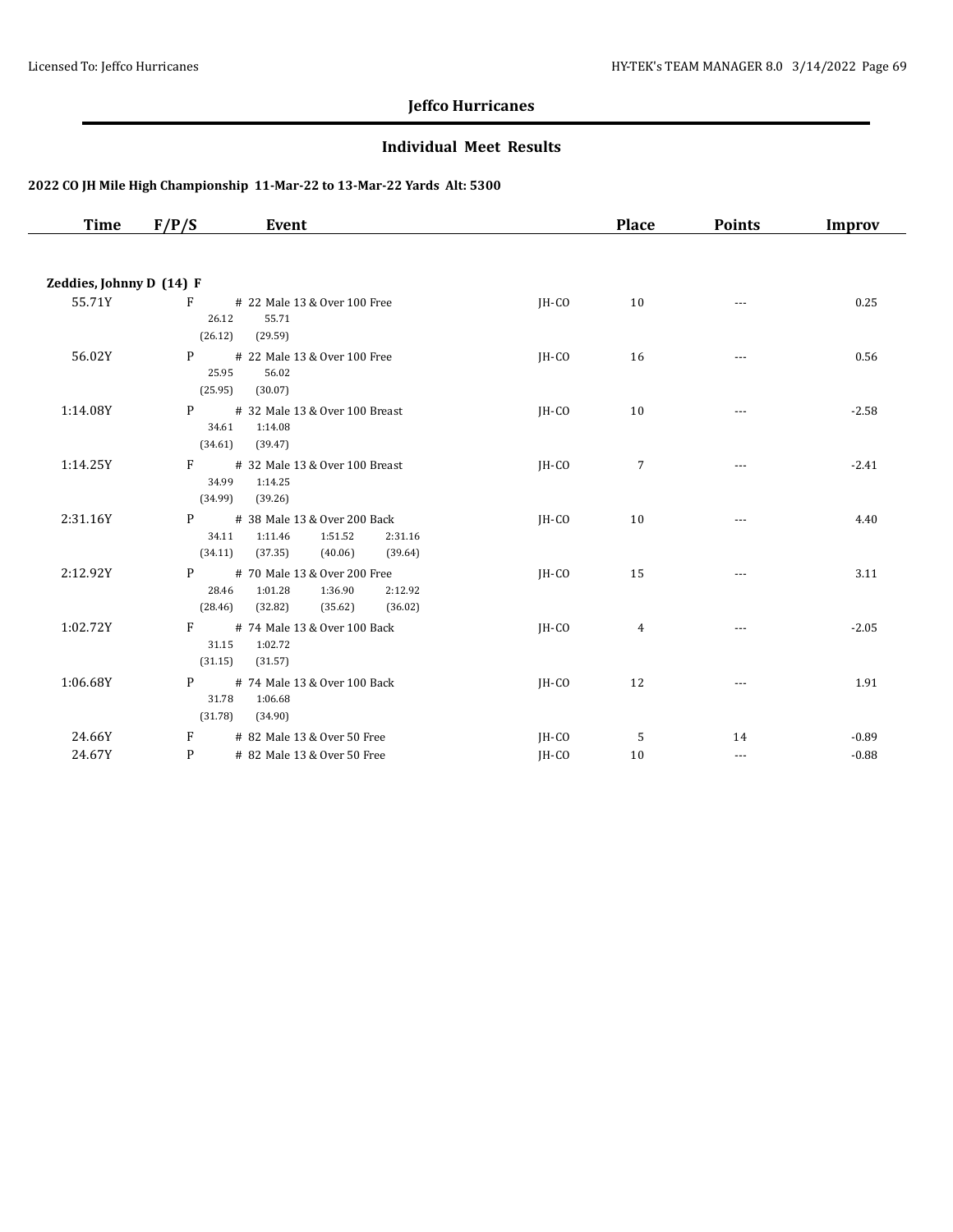## Jeffco Hurricanes

### Individual Meet Results

#### 2022 CO JH Mile High Championship 11-Mar-22 to 13-Mar-22 Yards Alt: 5300

| Time | F/P/S | Event | | Place | Points | Improv |
|---|---|---|---|---|---|---|
| **Zeddies, Johnny D (14) F** | | | | | | |
| 55.71Y | F | # 22 Male 13 & Over 100 Free<br>26.12 55.71<br>(26.12) (29.59) | JH-CO | 10 | --- | 0.25 |
| 56.02Y | P | # 22 Male 13 & Over 100 Free<br>25.95 56.02<br>(25.95) (30.07) | JH-CO | 16 | --- | 0.56 |
| 1:14.08Y | P | # 32 Male 13 & Over 100 Breast<br>34.61 1:14.08<br>(34.61) (39.47) | JH-CO | 10 | --- | -2.58 |
| 1:14.25Y | F | # 32 Male 13 & Over 100 Breast<br>34.99 1:14.25<br>(34.99) (39.26) | JH-CO | 7 | --- | -2.41 |
| 2:31.16Y | P | # 38 Male 13 & Over 200 Back<br>34.11 1:11.46 1:51.52 2:31.16<br>(34.11) (37.35) (40.06) (39.64) | JH-CO | 10 | --- | 4.40 |
| 2:12.92Y | P | # 70 Male 13 & Over 200 Free<br>28.46 1:01.28 1:36.90 2:12.92<br>(28.46) (32.82) (35.62) (36.02) | JH-CO | 15 | --- | 3.11 |
| 1:02.72Y | F | # 74 Male 13 & Over 100 Back<br>31.15 1:02.72<br>(31.15) (31.57) | JH-CO | 4 | --- | -2.05 |
| 1:06.68Y | P | # 74 Male 13 & Over 100 Back<br>31.78 1:06.68<br>(31.78) (34.90) | JH-CO | 12 | --- | 1.91 |
| 24.66Y | F | # 82 Male 13 & Over 50 Free | JH-CO | 5 | 14 | -0.89 |
| 24.67Y | P | # 82 Male 13 & Over 50 Free | JH-CO | 10 | --- | -0.88 |